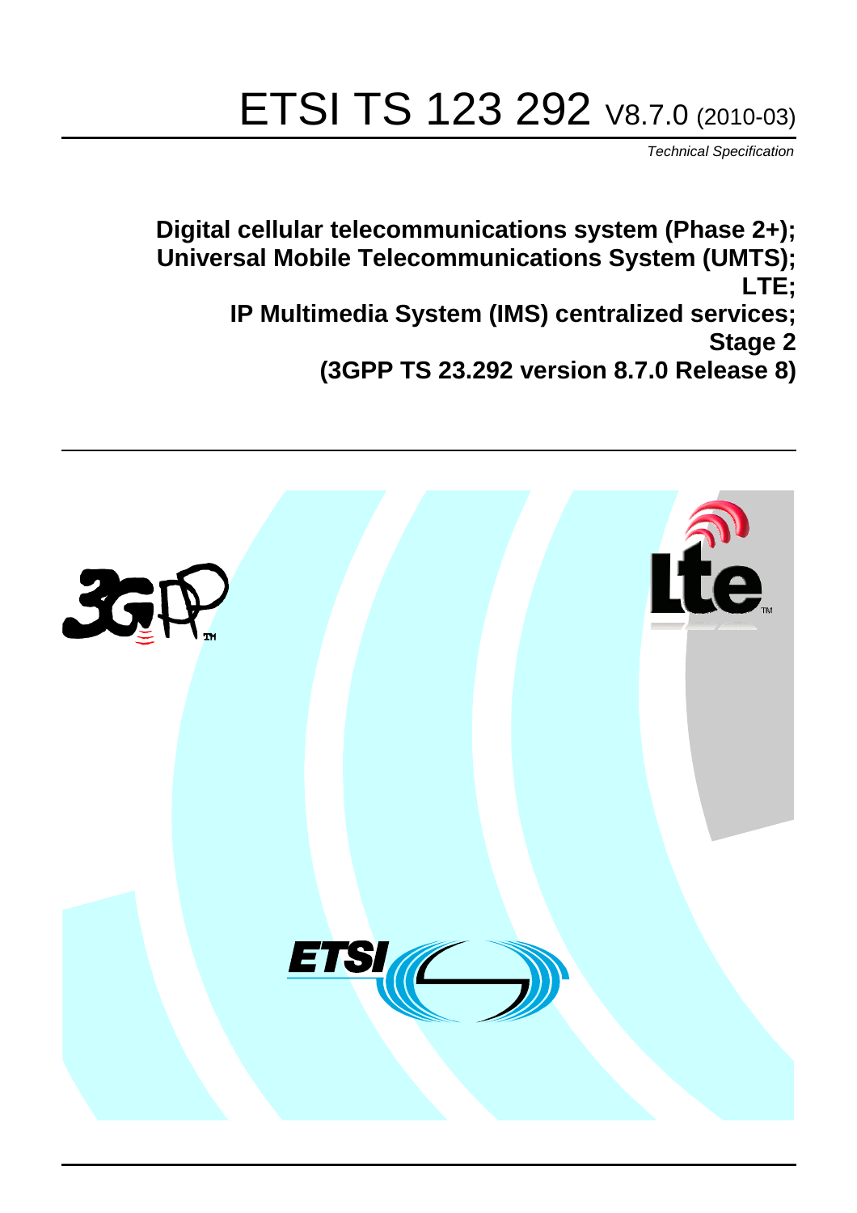# ETSI TS 123 292 V8.7.0 (2010-03)

*Technical Specification*

**Digital cellular telecommunications system (Phase 2+);**
**Universal Mobile Telecommunications System (UMTS);**
**LTE;**
**IP Multimedia System (IMS) centralized services;**
**Stage 2**
**(3GPP TS 23.292 version 8.7.0 Release 8)**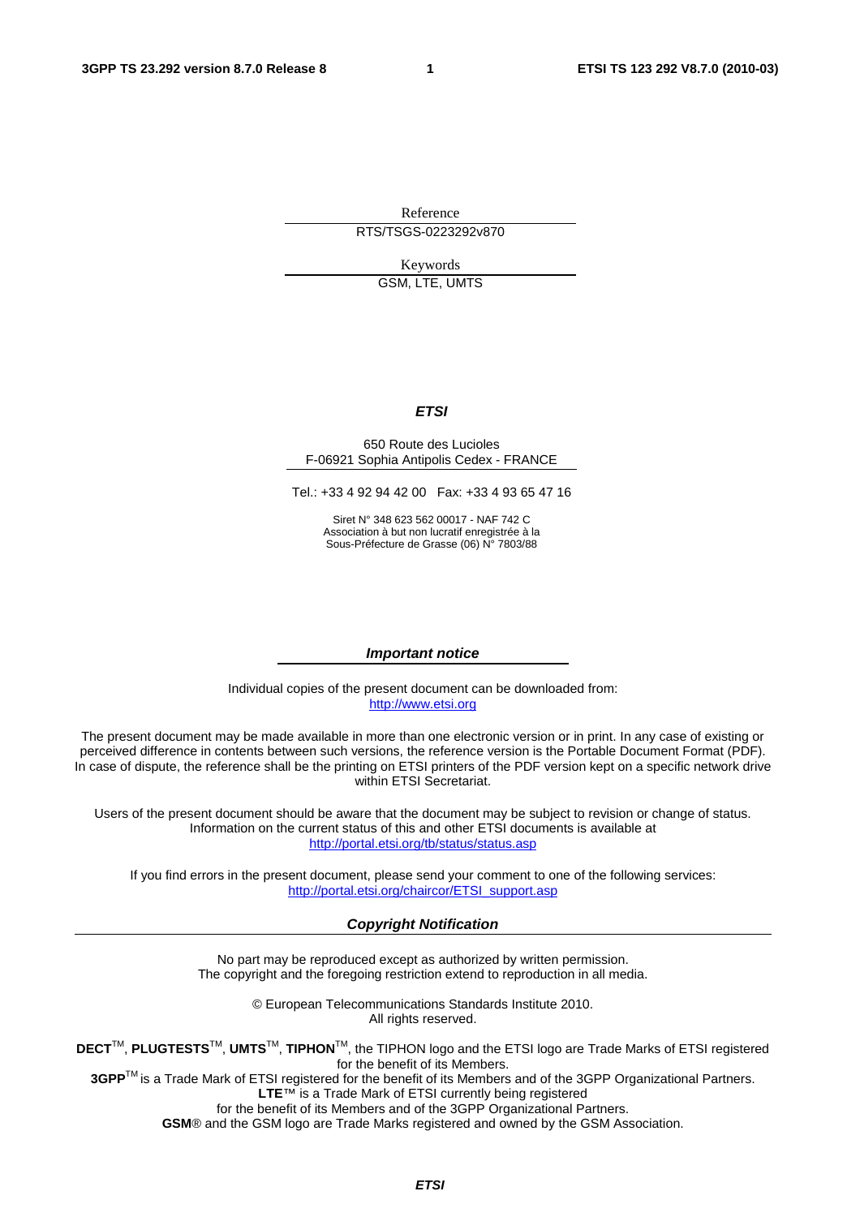Reference

RTS/TSGS-0223292v870

Keywords

GSM, LTE, UMTS

***ETSI***

650 Route des Lucioles
F-06921 Sophia Antipolis Cedex - FRANCE

Tel.: +33 4 92 94 42 00 Fax: +33 4 93 65 47 16

Siret N° 348 623 562 00017 - NAF 742 C
Association à but non lucratif enregistrée à la
Sous-Préfecture de Grasse (06) N° 7803/88

***Important notice***

Individual copies of the present document can be downloaded from:
http://www.etsi.org

The present document may be made available in more than one electronic version or in print. In any case of existing or perceived difference in contents between such versions, the reference version is the Portable Document Format (PDF). In case of dispute, the reference shall be the printing on ETSI printers of the PDF version kept on a specific network drive within ETSI Secretariat.

Users of the present document should be aware that the document may be subject to revision or change of status. Information on the current status of this and other ETSI documents is available at
http://portal.etsi.org/tb/status/status.asp

If you find errors in the present document, please send your comment to one of the following services:
http://portal.etsi.org/chaircor/ETSI_support.asp

***Copyright Notification***

No part may be reproduced except as authorized by written permission.
The copyright and the foregoing restriction extend to reproduction in all media.

© European Telecommunications Standards Institute 2010.
All rights reserved.

**DECT**™, **PLUGTESTS**™, **UMTS**™, **TIPHON**™, the TIPHON logo and the ETSI logo are Trade Marks of ETSI registered for the benefit of its Members.
**3GPP**™ is a Trade Mark of ETSI registered for the benefit of its Members and of the 3GPP Organizational Partners.
**LTE**™ is a Trade Mark of ETSI currently being registered
for the benefit of its Members and of the 3GPP Organizational Partners.
**GSM**® and the GSM logo are Trade Marks registered and owned by the GSM Association.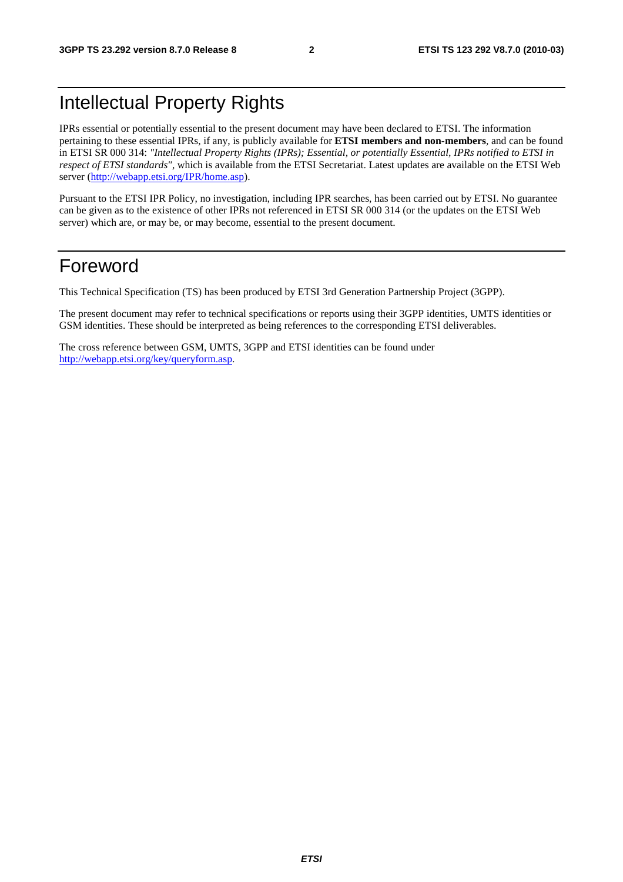# Intellectual Property Rights

IPRs essential or potentially essential to the present document may have been declared to ETSI. The information pertaining to these essential IPRs, if any, is publicly available for **ETSI members and non-members**, and can be found in ETSI SR 000 314: *"Intellectual Property Rights (IPRs); Essential, or potentially Essential, IPRs notified to ETSI in respect of ETSI standards"*, which is available from the ETSI Secretariat. Latest updates are available on the ETSI Web server (http://webapp.etsi.org/IPR/home.asp).

Pursuant to the ETSI IPR Policy, no investigation, including IPR searches, has been carried out by ETSI. No guarantee can be given as to the existence of other IPRs not referenced in ETSI SR 000 314 (or the updates on the ETSI Web server) which are, or may be, or may become, essential to the present document.

# Foreword

This Technical Specification (TS) has been produced by ETSI 3rd Generation Partnership Project (3GPP).

The present document may refer to technical specifications or reports using their 3GPP identities, UMTS identities or GSM identities. These should be interpreted as being references to the corresponding ETSI deliverables.

The cross reference between GSM, UMTS, 3GPP and ETSI identities can be found under http://webapp.etsi.org/key/queryform.asp.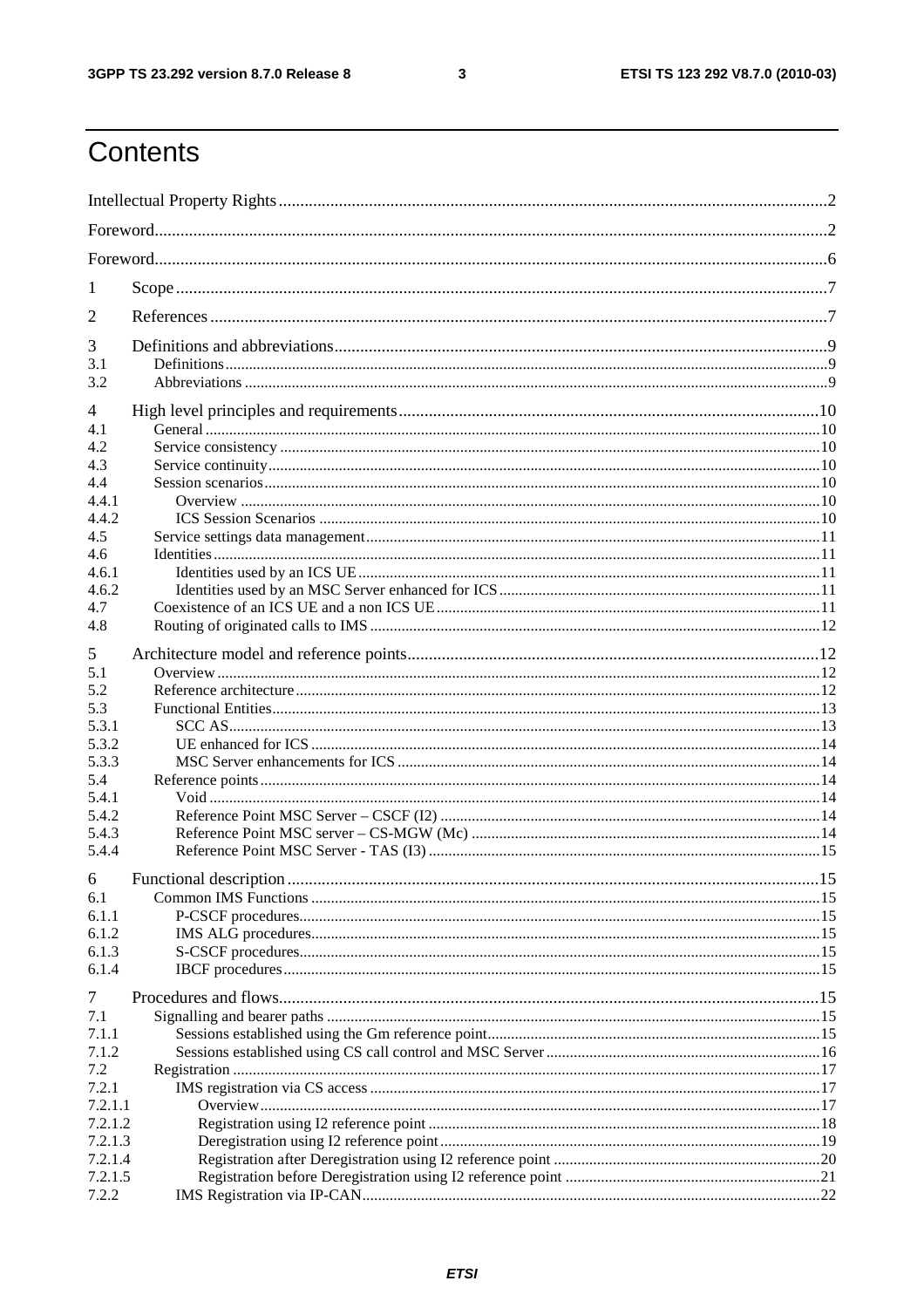# Contents

Intellectual Property Rights ....................................................................................................................................2

Foreword...................................................................................................................................................................2

Foreword...................................................................................................................................................................6

1 Scope ....................................................................................................................................................................7

2 References ...........................................................................................................................................................7

3 Definitions and abbreviations.............................................................................................................................9
3.1 Definitions ..........................................................................................................................................................9
3.2 Abbreviations .....................................................................................................................................................9

4 High level principles and requirements..........................................................................................................10
4.1 General ..............................................................................................................................................................10
4.2 Service consistency ..........................................................................................................................................10
4.3 Service continuity.............................................................................................................................................10
4.4 Session scenarios..............................................................................................................................................10
4.4.1 Overview .....................................................................................................................................................10
4.4.2 ICS Session Scenarios ................................................................................................................................10
4.5 Service settings data management...................................................................................................................11
4.6 Identities............................................................................................................................................................11
4.6.1 Identities used by an ICS UE......................................................................................................................11
4.6.2 Identities used by an MSC Server enhanced for ICS .................................................................................11
4.7 Coexistence of an ICS UE and a non ICS UE ...............................................................................................11
4.8 Routing of originated calls to IMS ..................................................................................................................12

5 Architecture model and reference points.........................................................................................................12
5.1 Overview...........................................................................................................................................................12
5.2 Reference architecture......................................................................................................................................12
5.3 Functional Entities............................................................................................................................................13
5.3.1 SCC AS........................................................................................................................................................13
5.3.2 UE enhanced for ICS ..................................................................................................................................14
5.3.3 MSC Server enhancements for ICS ...........................................................................................................14
5.4 Reference points...............................................................................................................................................14
5.4.1 Void ............................................................................................................................................................14
5.4.2 Reference Point MSC Server – CSCF (I2) ................................................................................................14
5.4.3 Reference Point MSC server – CS-MGW (Mc) .........................................................................................14
5.4.4 Reference Point MSC Server - TAS (I3) ...................................................................................................15

6 Functional description......................................................................................................................................15
6.1 Common IMS Functions ..................................................................................................................................15
6.1.1 P-CSCF procedures.....................................................................................................................................15
6.1.2 IMS ALG procedures..................................................................................................................................15
6.1.3 S-CSCF procedures.....................................................................................................................................15
6.1.4 IBCF procedures.........................................................................................................................................15

7 Procedures and flows........................................................................................................................................15
7.1 Signalling and bearer paths .............................................................................................................................15
7.1.1 Sessions established using the Gm reference point....................................................................................15
7.1.2 Sessions established using CS call control and MSC Server .....................................................................16
7.2 Registration ......................................................................................................................................................17
7.2.1 IMS registration via CS access ..................................................................................................................17
7.2.1.1 Overview...............................................................................................................................................17
7.2.1.2 Registration using I2 reference point ....................................................................................................18
7.2.1.3 Deregistration using I2 reference point.................................................................................................19
7.2.1.4 Registration after Deregistration using I2 reference point ....................................................................20
7.2.1.5 Registration before Deregistration using I2 reference point .................................................................21
7.2.2 IMS Registration via IP-CAN.....................................................................................................................22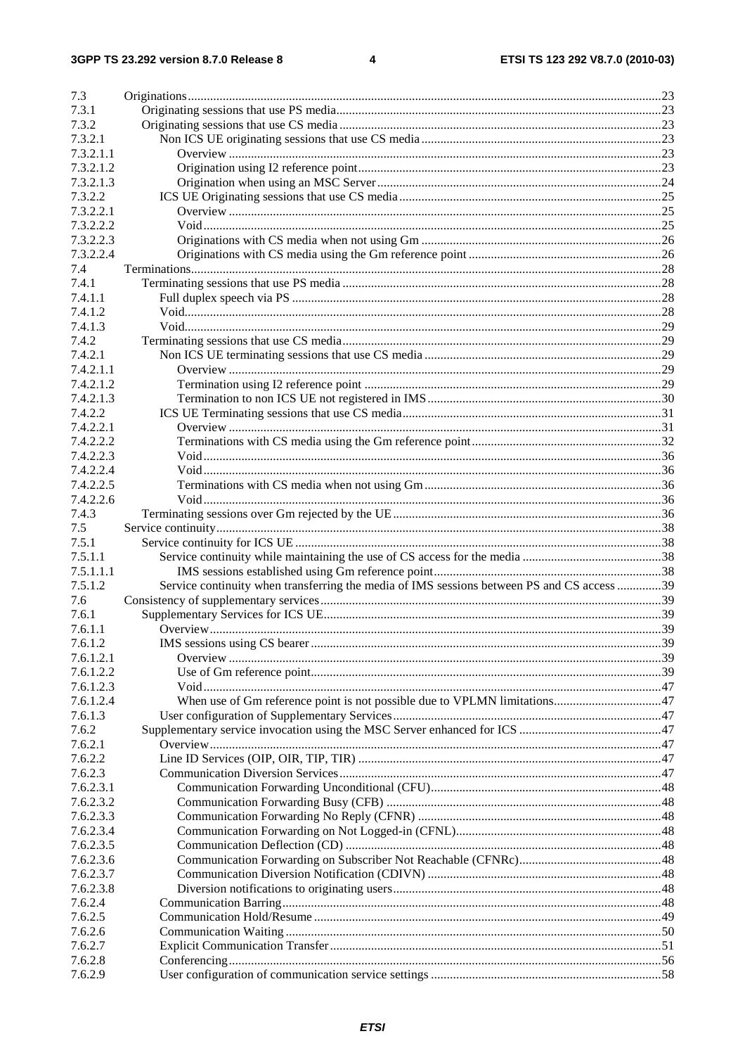7.3 Originations .....................................................................................................................................................23
7.3.1 Originating sessions that use PS media ......................................................................................................23
7.3.2 Originating sessions that use CS media ......................................................................................................23
7.3.2.1 Non ICS UE originating sessions that use CS media ............................................................................23
7.3.2.1.1 Overview .........................................................................................................................................23
7.3.2.1.2 Origination using I2 reference point ................................................................................................23
7.3.2.1.3 Origination when using an MSC Server ..........................................................................................24
7.3.2.2 ICS UE Originating sessions that use CS media ..................................................................................25
7.3.2.2.1 Overview .........................................................................................................................................25
7.3.2.2.2 Void .................................................................................................................................................25
7.3.2.2.3 Originations with CS media when not using Gm ............................................................................26
7.3.2.2.4 Originations with CS media using the Gm reference point .............................................................26
7.4 Terminations ....................................................................................................................................................28
7.4.1 Terminating sessions that use PS media .....................................................................................................28
7.4.1.1 Full duplex speech via PS .....................................................................................................................28
7.4.1.2 Void .......................................................................................................................................................28
7.4.1.3 Void .......................................................................................................................................................29
7.4.2 Terminating sessions that use CS media .....................................................................................................29
7.4.2.1 Non ICS UE terminating sessions that use CS media ...........................................................................29
7.4.2.1.1 Overview .........................................................................................................................................29
7.4.2.1.2 Termination using I2 reference point ..............................................................................................29
7.4.2.1.3 Termination to non ICS UE not registered in IMS ..........................................................................30
7.4.2.2 ICS UE Terminating sessions that use CS media .................................................................................31
7.4.2.2.1 Overview .........................................................................................................................................31
7.4.2.2.2 Terminations with CS media using the Gm reference point ............................................................32
7.4.2.2.3 Void .................................................................................................................................................36
7.4.2.2.4 Void .................................................................................................................................................36
7.4.2.2.5 Terminations with CS media when not using Gm ...........................................................................36
7.4.2.2.6 Void .................................................................................................................................................36
7.4.3 Terminating sessions over Gm rejected by the UE .....................................................................................36
7.5 Service continuity ............................................................................................................................................38
7.5.1 Service continuity for ICS UE ....................................................................................................................38
7.5.1.1 Service continuity while maintaining the use of CS access for the media ............................................38
7.5.1.1.1 IMS sessions established using Gm reference point ........................................................................38
7.5.1.2 Service continuity when transferring the media of IMS sessions between PS and CS access ..............39
7.6 Consistency of supplementary services ...........................................................................................................39
7.6.1 Supplementary Services for ICS UE ...........................................................................................................39
7.6.1.1 Overview ...............................................................................................................................................39
7.6.1.2 IMS sessions using CS bearer ...............................................................................................................39
7.6.1.2.1 Overview .........................................................................................................................................39
7.6.1.2.2 Use of Gm reference point ...............................................................................................................39
7.6.1.2.3 Void .................................................................................................................................................47
7.6.1.2.4 When use of Gm reference point is not possible due to VPLMN limitations ..................................47
7.6.1.3 User configuration of Supplementary Services .....................................................................................47
7.6.2 Supplementary service invocation using the MSC Server enhanced for ICS .............................................47
7.6.2.1 Overview ...............................................................................................................................................47
7.6.2.2 Line ID Services (OIP, OIR, TIP, TIR) ................................................................................................47
7.6.2.3 Communication Diversion Services ......................................................................................................47
7.6.2.3.1 Communication Forwarding Unconditional (CFU) .........................................................................48
7.6.2.3.2 Communication Forwarding Busy (CFB) .......................................................................................48
7.6.2.3.3 Communication Forwarding No Reply (CFNR) .............................................................................48
7.6.2.3.4 Communication Forwarding on Not Logged-in (CFNL) .................................................................48
7.6.2.3.5 Communication Deflection (CD) ....................................................................................................48
7.6.2.3.6 Communication Forwarding on Subscriber Not Reachable (CFNRc) .............................................48
7.6.2.3.7 Communication Diversion Notification (CDIVN) ..........................................................................48
7.6.2.3.8 Diversion notifications to originating users .....................................................................................48
7.6.2.4 Communication Barring ........................................................................................................................48
7.6.2.5 Communication Hold/Resume ..............................................................................................................49
7.6.2.6 Communication Waiting .......................................................................................................................50
7.6.2.7 Explicit Communication Transfer .........................................................................................................51
7.6.2.8 Conferencing .........................................................................................................................................56
7.6.2.9 User configuration of communication service settings .........................................................................58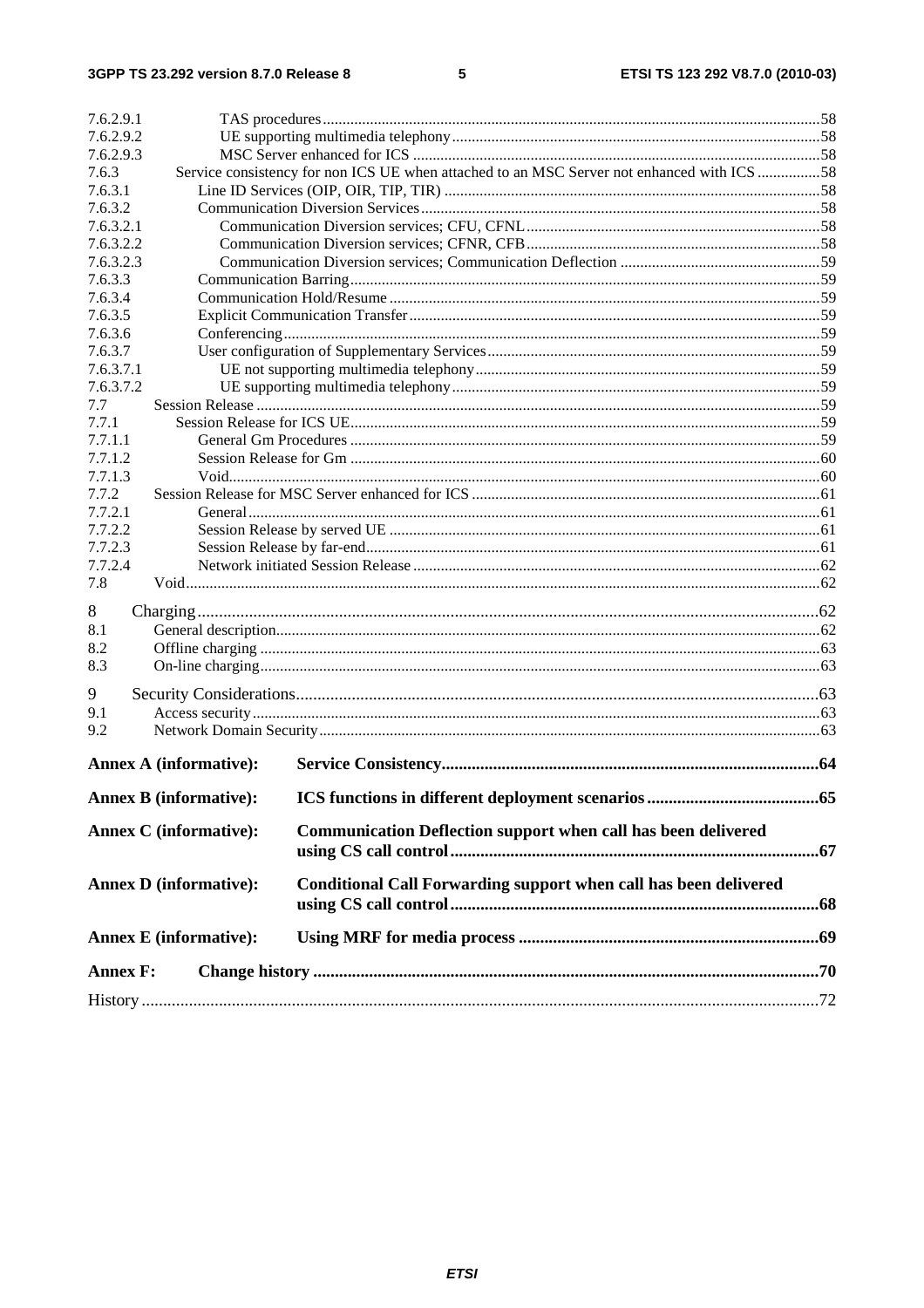7.6.2.9.1 TAS procedures ........ 58
7.6.2.9.2 UE supporting multimedia telephony ........ 58
7.6.2.9.3 MSC Server enhanced for ICS ........ 58
7.6.3 Service consistency for non ICS UE when attached to an MSC Server not enhanced with ICS ........ 58
7.6.3.1 Line ID Services (OIP, OIR, TIP, TIR) ........ 58
7.6.3.2 Communication Diversion Services ........ 58
7.6.3.2.1 Communication Diversion services; CFU, CFNL ........ 58
7.6.3.2.2 Communication Diversion services; CFNR, CFB ........ 58
7.6.3.2.3 Communication Diversion services; Communication Deflection ........ 59
7.6.3.3 Communication Barring ........ 59
7.6.3.4 Communication Hold/Resume ........ 59
7.6.3.5 Explicit Communication Transfer ........ 59
7.6.3.6 Conferencing ........ 59
7.6.3.7 User configuration of Supplementary Services ........ 59
7.6.3.7.1 UE not supporting multimedia telephony ........ 59
7.6.3.7.2 UE supporting multimedia telephony ........ 59
7.7 Session Release ........ 59
7.7.1 Session Release for ICS UE ........ 59
7.7.1.1 General Gm Procedures ........ 59
7.7.1.2 Session Release for Gm ........ 60
7.7.1.3 Void ........ 60
7.7.2 Session Release for MSC Server enhanced for ICS ........ 61
7.7.2.1 General ........ 61
7.7.2.2 Session Release by served UE ........ 61
7.7.2.3 Session Release by far-end ........ 61
7.7.2.4 Network initiated Session Release ........ 62
7.8 Void ........ 62

8 Charging ........ 62
8.1 General description ........ 62
8.2 Offline charging ........ 63
8.3 On-line charging ........ 63

9 Security Considerations ........ 63
9.1 Access security ........ 63
9.2 Network Domain Security ........ 63

**Annex A (informative): Service Consistency ........ 64**

**Annex B (informative): ICS functions in different deployment scenarios ........ 65**

**Annex C (informative): Communication Deflection support when call has been delivered using CS call control ........ 67**

**Annex D (informative): Conditional Call Forwarding support when call has been delivered using CS call control ........ 68**

**Annex E (informative): Using MRF for media process ........ 69**

**Annex F: Change history ........ 70**

History ........ 72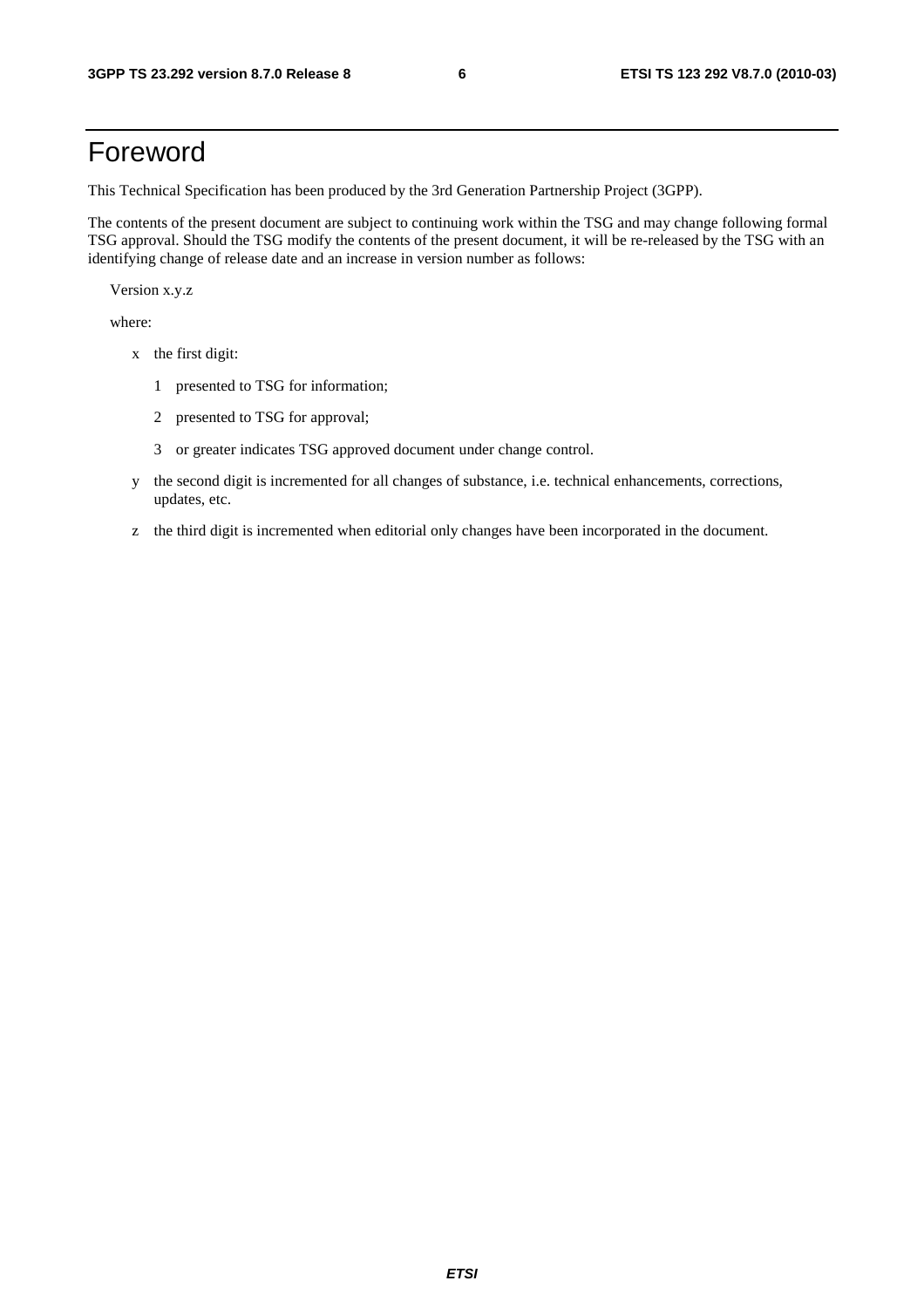# Foreword

This Technical Specification has been produced by the 3rd Generation Partnership Project (3GPP).

The contents of the present document are subject to continuing work within the TSG and may change following formal TSG approval. Should the TSG modify the contents of the present document, it will be re-released by the TSG with an identifying change of release date and an increase in version number as follows:

Version x.y.z

where:

- x the first digit:
  - 1 presented to TSG for information;
  - 2 presented to TSG for approval;
  - 3 or greater indicates TSG approved document under change control.
- y the second digit is incremented for all changes of substance, i.e. technical enhancements, corrections, updates, etc.
- z the third digit is incremented when editorial only changes have been incorporated in the document.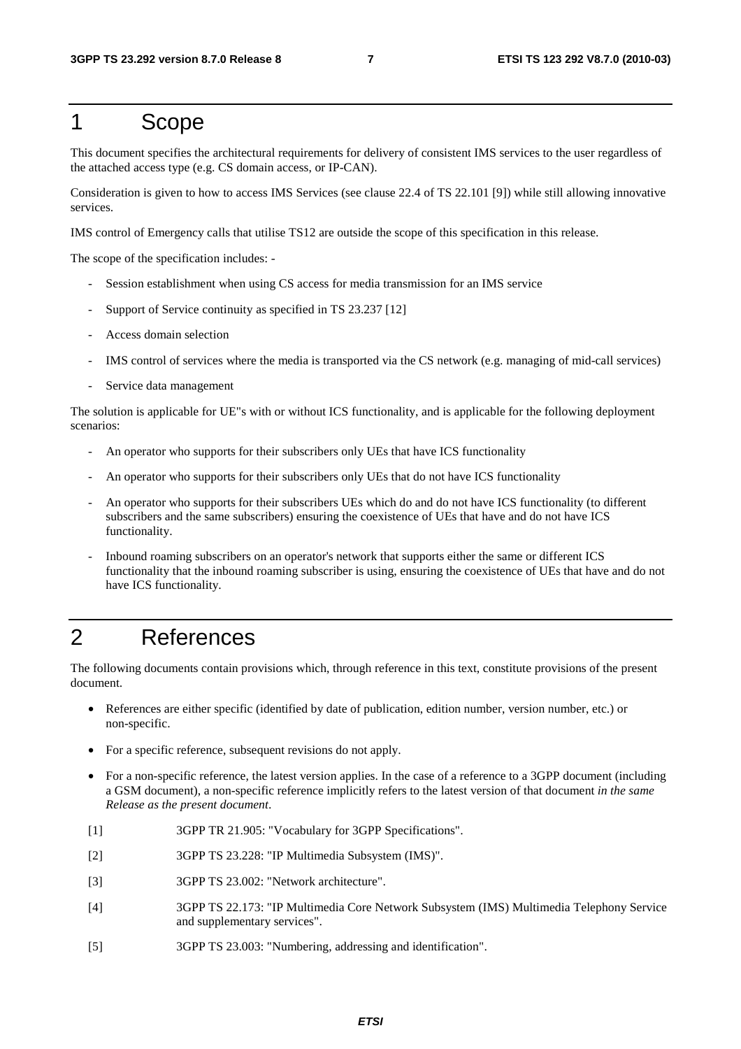# 1 Scope

This document specifies the architectural requirements for delivery of consistent IMS services to the user regardless of the attached access type (e.g. CS domain access, or IP-CAN).

Consideration is given to how to access IMS Services (see clause 22.4 of TS 22.101 [9]) while still allowing innovative services.

IMS control of Emergency calls that utilise TS12 are outside the scope of this specification in this release.

The scope of the specification includes: -

- Session establishment when using CS access for media transmission for an IMS service
- Support of Service continuity as specified in TS 23.237 [12]
- Access domain selection
- IMS control of services where the media is transported via the CS network (e.g. managing of mid-call services)
- Service data management

The solution is applicable for UE"s with or without ICS functionality, and is applicable for the following deployment scenarios:

- An operator who supports for their subscribers only UEs that have ICS functionality
- An operator who supports for their subscribers only UEs that do not have ICS functionality
- An operator who supports for their subscribers UEs which do and do not have ICS functionality (to different subscribers and the same subscribers) ensuring the coexistence of UEs that have and do not have ICS functionality.
- Inbound roaming subscribers on an operator's network that supports either the same or different ICS functionality that the inbound roaming subscriber is using, ensuring the coexistence of UEs that have and do not have ICS functionality.

# 2 References

The following documents contain provisions which, through reference in this text, constitute provisions of the present document.

- References are either specific (identified by date of publication, edition number, version number, etc.) or non-specific.
- For a specific reference, subsequent revisions do not apply.
- For a non-specific reference, the latest version applies. In the case of a reference to a 3GPP document (including a GSM document), a non-specific reference implicitly refers to the latest version of that document *in the same Release as the present document*.

[1] 3GPP TR 21.905: "Vocabulary for 3GPP Specifications".

[2] 3GPP TS 23.228: "IP Multimedia Subsystem (IMS)".

[3] 3GPP TS 23.002: "Network architecture".

[4] 3GPP TS 22.173: "IP Multimedia Core Network Subsystem (IMS) Multimedia Telephony Service and supplementary services".

[5] 3GPP TS 23.003: "Numbering, addressing and identification".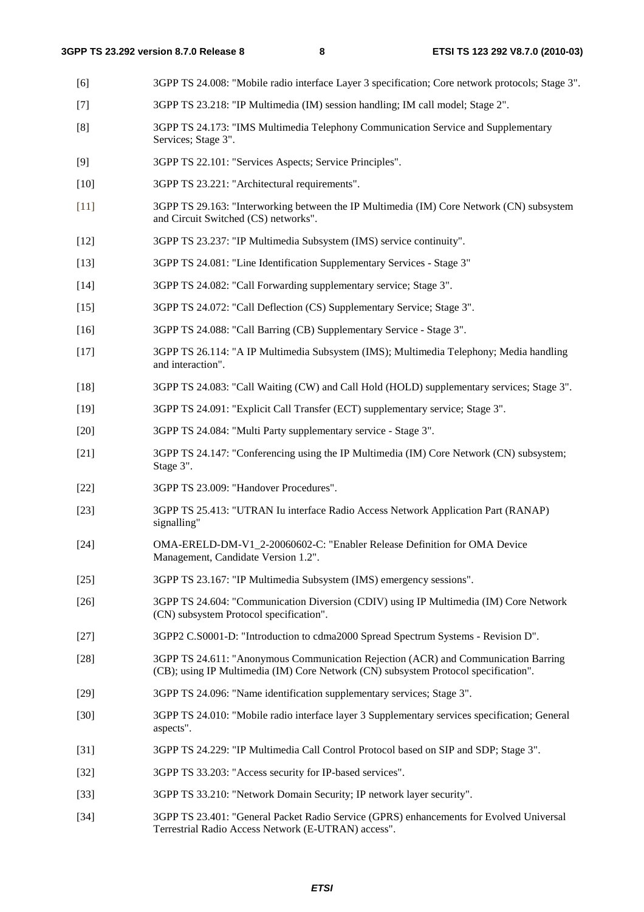[6] 3GPP TS 24.008: "Mobile radio interface Layer 3 specification; Core network protocols; Stage 3".

[7] 3GPP TS 23.218: "IP Multimedia (IM) session handling; IM call model; Stage 2".

[8] 3GPP TS 24.173: "IMS Multimedia Telephony Communication Service and Supplementary Services; Stage 3".

[9] 3GPP TS 22.101: "Services Aspects; Service Principles".

[10] 3GPP TS 23.221: "Architectural requirements".

[11] 3GPP TS 29.163: "Interworking between the IP Multimedia (IM) Core Network (CN) subsystem and Circuit Switched (CS) networks".

[12] 3GPP TS 23.237: "IP Multimedia Subsystem (IMS) service continuity".

[13] 3GPP TS 24.081: "Line Identification Supplementary Services - Stage 3"

[14] 3GPP TS 24.082: "Call Forwarding supplementary service; Stage 3".

[15] 3GPP TS 24.072: "Call Deflection (CS) Supplementary Service; Stage 3".

[16] 3GPP TS 24.088: "Call Barring (CB) Supplementary Service - Stage 3".

[17] 3GPP TS 26.114: "A IP Multimedia Subsystem (IMS); Multimedia Telephony; Media handling and interaction".

[18] 3GPP TS 24.083: "Call Waiting (CW) and Call Hold (HOLD) supplementary services; Stage 3".

[19] 3GPP TS 24.091: "Explicit Call Transfer (ECT) supplementary service; Stage 3".

[20] 3GPP TS 24.084: "Multi Party supplementary service - Stage 3".

[21] 3GPP TS 24.147: "Conferencing using the IP Multimedia (IM) Core Network (CN) subsystem; Stage 3".

[22] 3GPP TS 23.009: "Handover Procedures".

[23] 3GPP TS 25.413: "UTRAN Iu interface Radio Access Network Application Part (RANAP) signalling"

[24] OMA-ERELD-DM-V1_2-20060602-C: "Enabler Release Definition for OMA Device Management, Candidate Version 1.2".

[25] 3GPP TS 23.167: "IP Multimedia Subsystem (IMS) emergency sessions".

[26] 3GPP TS 24.604: "Communication Diversion (CDIV) using IP Multimedia (IM) Core Network (CN) subsystem Protocol specification".

[27] 3GPP2 C.S0001-D: "Introduction to cdma2000 Spread Spectrum Systems - Revision D".

[28] 3GPP TS 24.611: "Anonymous Communication Rejection (ACR) and Communication Barring (CB); using IP Multimedia (IM) Core Network (CN) subsystem Protocol specification".

[29] 3GPP TS 24.096: "Name identification supplementary services; Stage 3".

[30] 3GPP TS 24.010: "Mobile radio interface layer 3 Supplementary services specification; General aspects".

[31] 3GPP TS 24.229: "IP Multimedia Call Control Protocol based on SIP and SDP; Stage 3".

[32] 3GPP TS 33.203: "Access security for IP-based services".

[33] 3GPP TS 33.210: "Network Domain Security; IP network layer security".

[34] 3GPP TS 23.401: "General Packet Radio Service (GPRS) enhancements for Evolved Universal Terrestrial Radio Access Network (E-UTRAN) access".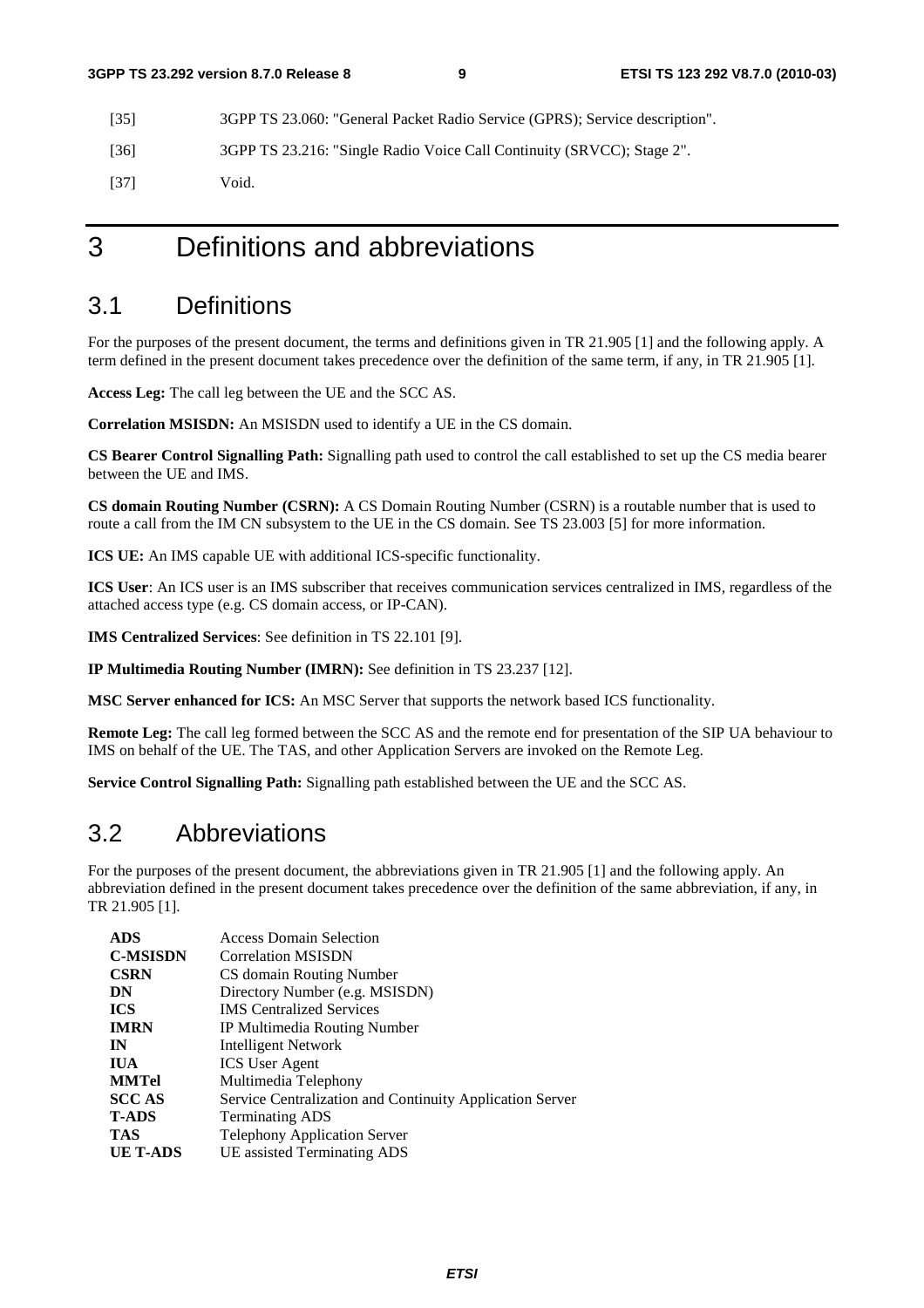[35] 3GPP TS 23.060: "General Packet Radio Service (GPRS); Service description".

[36] 3GPP TS 23.216: "Single Radio Voice Call Continuity (SRVCC); Stage 2".

[37] Void.

# 3 Definitions and abbreviations

## 3.1 Definitions

For the purposes of the present document, the terms and definitions given in TR 21.905 [1] and the following apply. A term defined in the present document takes precedence over the definition of the same term, if any, in TR 21.905 [1].

**Access Leg:** The call leg between the UE and the SCC AS.

**Correlation MSISDN:** An MSISDN used to identify a UE in the CS domain.

**CS Bearer Control Signalling Path:** Signalling path used to control the call established to set up the CS media bearer between the UE and IMS.

**CS domain Routing Number (CSRN):** A CS Domain Routing Number (CSRN) is a routable number that is used to route a call from the IM CN subsystem to the UE in the CS domain. See TS 23.003 [5] for more information.

**ICS UE:** An IMS capable UE with additional ICS-specific functionality.

**ICS User**: An ICS user is an IMS subscriber that receives communication services centralized in IMS, regardless of the attached access type (e.g. CS domain access, or IP-CAN).

**IMS Centralized Services**: See definition in TS 22.101 [9].

**IP Multimedia Routing Number (IMRN):** See definition in TS 23.237 [12].

**MSC Server enhanced for ICS:** An MSC Server that supports the network based ICS functionality.

**Remote Leg:** The call leg formed between the SCC AS and the remote end for presentation of the SIP UA behaviour to IMS on behalf of the UE. The TAS, and other Application Servers are invoked on the Remote Leg.

**Service Control Signalling Path:** Signalling path established between the UE and the SCC AS.

## 3.2 Abbreviations

For the purposes of the present document, the abbreviations given in TR 21.905 [1] and the following apply. An abbreviation defined in the present document takes precedence over the definition of the same abbreviation, if any, in TR 21.905 [1].

| | |
|---|---|
| **ADS** | Access Domain Selection |
| **C-MSISDN** | Correlation MSISDN |
| **CSRN** | CS domain Routing Number |
| **DN** | Directory Number (e.g. MSISDN) |
| **ICS** | IMS Centralized Services |
| **IMRN** | IP Multimedia Routing Number |
| **IN** | Intelligent Network |
| **IUA** | ICS User Agent |
| **MMTel** | Multimedia Telephony |
| **SCC AS** | Service Centralization and Continuity Application Server |
| **T-ADS** | Terminating ADS |
| **TAS** | Telephony Application Server |
| **UE T-ADS** | UE assisted Terminating ADS |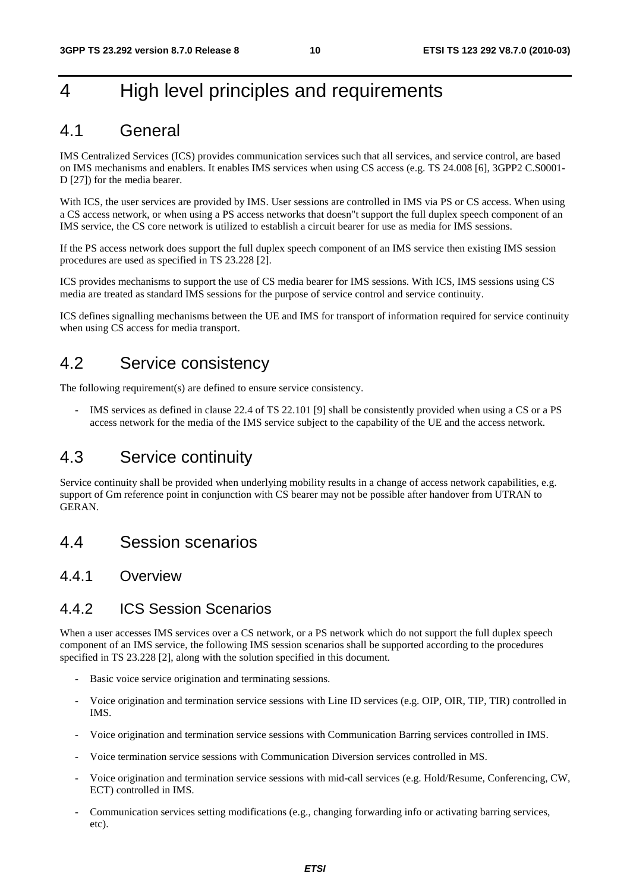# 4 High level principles and requirements

## 4.1 General

IMS Centralized Services (ICS) provides communication services such that all services, and service control, are based on IMS mechanisms and enablers. It enables IMS services when using CS access (e.g. TS 24.008 [6], 3GPP2 C.S0001-D [27]) for the media bearer.

With ICS, the user services are provided by IMS. User sessions are controlled in IMS via PS or CS access. When using a CS access network, or when using a PS access networks that doesn"t support the full duplex speech component of an IMS service, the CS core network is utilized to establish a circuit bearer for use as media for IMS sessions.

If the PS access network does support the full duplex speech component of an IMS service then existing IMS session procedures are used as specified in TS 23.228 [2].

ICS provides mechanisms to support the use of CS media bearer for IMS sessions. With ICS, IMS sessions using CS media are treated as standard IMS sessions for the purpose of service control and service continuity.

ICS defines signalling mechanisms between the UE and IMS for transport of information required for service continuity when using CS access for media transport.

## 4.2 Service consistency

The following requirement(s) are defined to ensure service consistency.

- IMS services as defined in clause 22.4 of TS 22.101 [9] shall be consistently provided when using a CS or a PS access network for the media of the IMS service subject to the capability of the UE and the access network.

## 4.3 Service continuity

Service continuity shall be provided when underlying mobility results in a change of access network capabilities, e.g. support of Gm reference point in conjunction with CS bearer may not be possible after handover from UTRAN to GERAN.

## 4.4 Session scenarios

### 4.4.1 Overview

### 4.4.2 ICS Session Scenarios

When a user accesses IMS services over a CS network, or a PS network which do not support the full duplex speech component of an IMS service, the following IMS session scenarios shall be supported according to the procedures specified in TS 23.228 [2], along with the solution specified in this document.

- Basic voice service origination and terminating sessions.
- Voice origination and termination service sessions with Line ID services (e.g. OIP, OIR, TIP, TIR) controlled in IMS.
- Voice origination and termination service sessions with Communication Barring services controlled in IMS.
- Voice termination service sessions with Communication Diversion services controlled in MS.
- Voice origination and termination service sessions with mid-call services (e.g. Hold/Resume, Conferencing, CW, ECT) controlled in IMS.
- Communication services setting modifications (e.g., changing forwarding info or activating barring services, etc).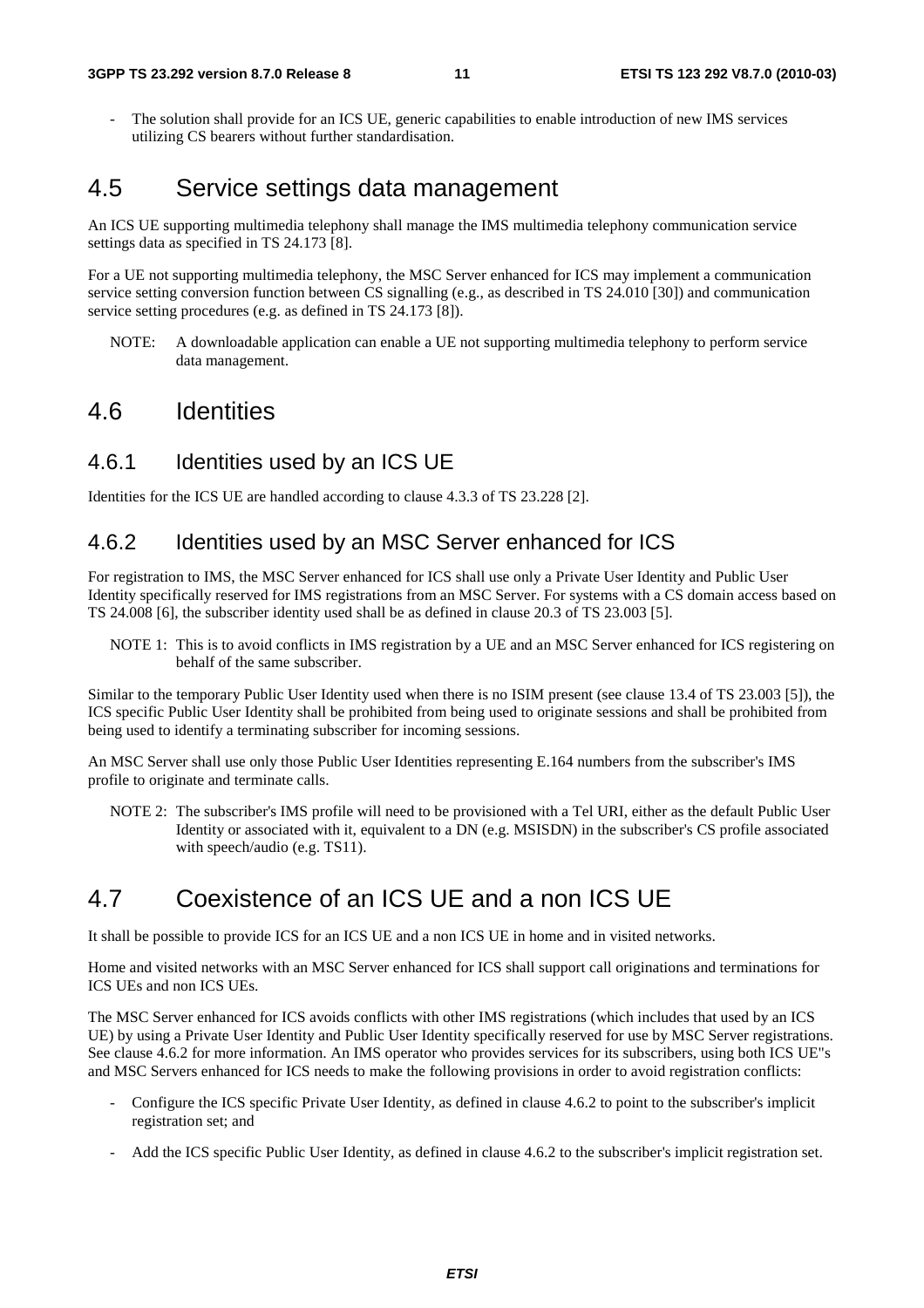- The solution shall provide for an ICS UE, generic capabilities to enable introduction of new IMS services utilizing CS bearers without further standardisation.

## 4.5 Service settings data management

An ICS UE supporting multimedia telephony shall manage the IMS multimedia telephony communication service settings data as specified in TS 24.173 [8].

For a UE not supporting multimedia telephony, the MSC Server enhanced for ICS may implement a communication service setting conversion function between CS signalling (e.g., as described in TS 24.010 [30]) and communication service setting procedures (e.g. as defined in TS 24.173 [8]).

NOTE: A downloadable application can enable a UE not supporting multimedia telephony to perform service data management.

## 4.6 Identities

### 4.6.1 Identities used by an ICS UE

Identities for the ICS UE are handled according to clause 4.3.3 of TS 23.228 [2].

### 4.6.2 Identities used by an MSC Server enhanced for ICS

For registration to IMS, the MSC Server enhanced for ICS shall use only a Private User Identity and Public User Identity specifically reserved for IMS registrations from an MSC Server. For systems with a CS domain access based on TS 24.008 [6], the subscriber identity used shall be as defined in clause 20.3 of TS 23.003 [5].

NOTE 1: This is to avoid conflicts in IMS registration by a UE and an MSC Server enhanced for ICS registering on behalf of the same subscriber.

Similar to the temporary Public User Identity used when there is no ISIM present (see clause 13.4 of TS 23.003 [5]), the ICS specific Public User Identity shall be prohibited from being used to originate sessions and shall be prohibited from being used to identify a terminating subscriber for incoming sessions.

An MSC Server shall use only those Public User Identities representing E.164 numbers from the subscriber's IMS profile to originate and terminate calls.

NOTE 2: The subscriber's IMS profile will need to be provisioned with a Tel URI, either as the default Public User Identity or associated with it, equivalent to a DN (e.g. MSISDN) in the subscriber's CS profile associated with speech/audio (e.g. TS11).

## 4.7 Coexistence of an ICS UE and a non ICS UE

It shall be possible to provide ICS for an ICS UE and a non ICS UE in home and in visited networks.

Home and visited networks with an MSC Server enhanced for ICS shall support call originations and terminations for ICS UEs and non ICS UEs.

The MSC Server enhanced for ICS avoids conflicts with other IMS registrations (which includes that used by an ICS UE) by using a Private User Identity and Public User Identity specifically reserved for use by MSC Server registrations. See clause 4.6.2 for more information. An IMS operator who provides services for its subscribers, using both ICS UE"s and MSC Servers enhanced for ICS needs to make the following provisions in order to avoid registration conflicts:

- Configure the ICS specific Private User Identity, as defined in clause 4.6.2 to point to the subscriber's implicit registration set; and
- Add the ICS specific Public User Identity, as defined in clause 4.6.2 to the subscriber's implicit registration set.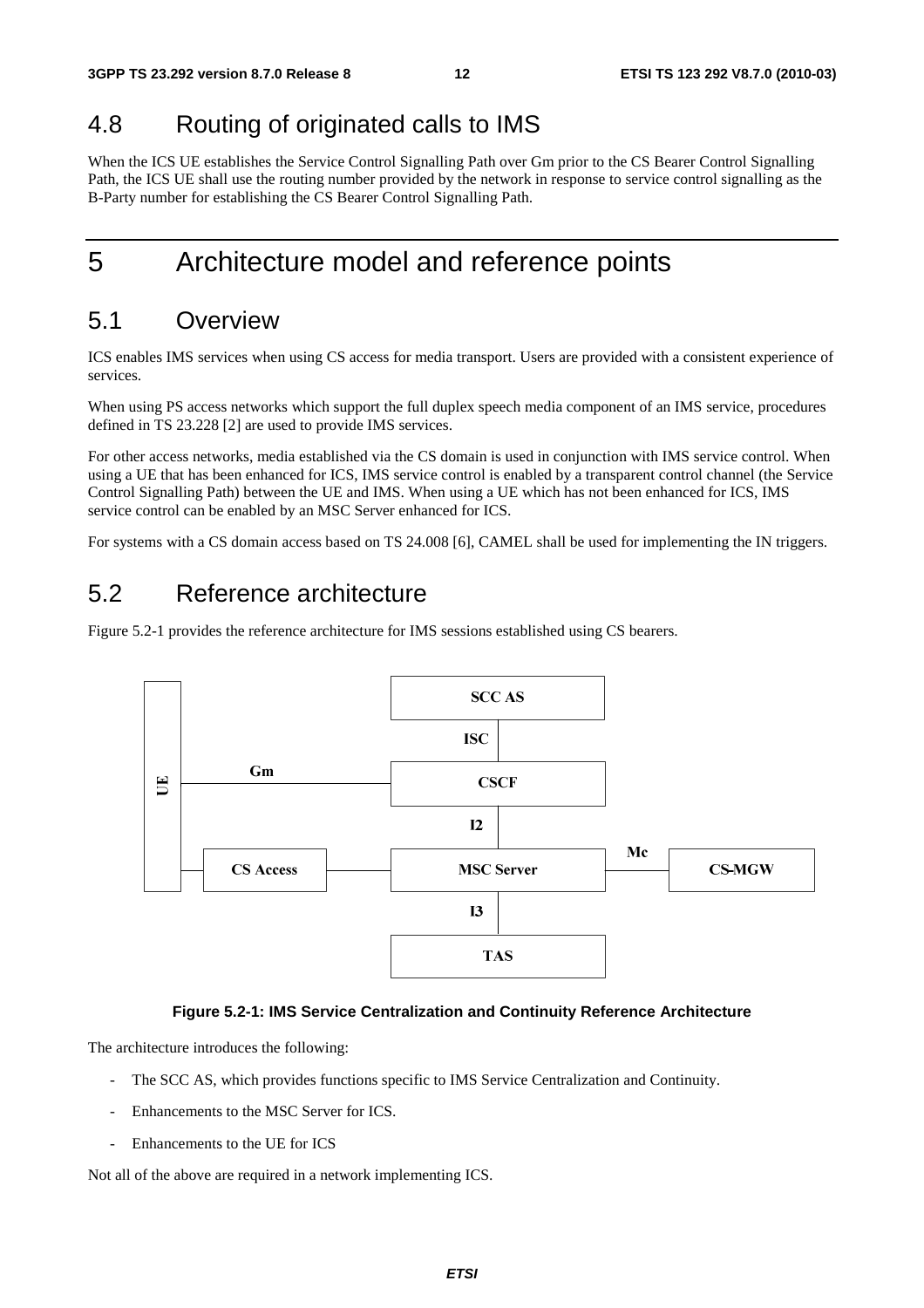## 4.8 Routing of originated calls to IMS

When the ICS UE establishes the Service Control Signalling Path over Gm prior to the CS Bearer Control Signalling Path, the ICS UE shall use the routing number provided by the network in response to service control signalling as the B-Party number for establishing the CS Bearer Control Signalling Path.

# 5 Architecture model and reference points

## 5.1 Overview

ICS enables IMS services when using CS access for media transport. Users are provided with a consistent experience of services.

When using PS access networks which support the full duplex speech media component of an IMS service, procedures defined in TS 23.228 [2] are used to provide IMS services.

For other access networks, media established via the CS domain is used in conjunction with IMS service control. When using a UE that has been enhanced for ICS, IMS service control is enabled by a transparent control channel (the Service Control Signalling Path) between the UE and IMS. When using a UE which has not been enhanced for ICS, IMS service control can be enabled by an MSC Server enhanced for ICS.

For systems with a CS domain access based on TS 24.008 [6], CAMEL shall be used for implementing the IN triggers.

## 5.2 Reference architecture

Figure 5.2-1 provides the reference architecture for IMS sessions established using CS bearers.

**Figure 5.2-1: IMS Service Centralization and Continuity Reference Architecture**

The architecture introduces the following:

- The SCC AS, which provides functions specific to IMS Service Centralization and Continuity.
- Enhancements to the MSC Server for ICS.
- Enhancements to the UE for ICS

Not all of the above are required in a network implementing ICS.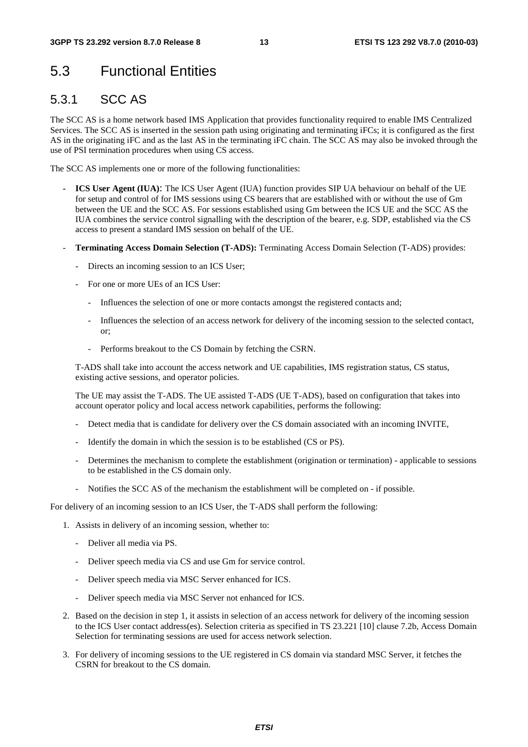# 5.3 Functional Entities

## 5.3.1 SCC AS

The SCC AS is a home network based IMS Application that provides functionality required to enable IMS Centralized Services. The SCC AS is inserted in the session path using originating and terminating iFCs; it is configured as the first AS in the originating iFC and as the last AS in the terminating iFC chain. The SCC AS may also be invoked through the use of PSI termination procedures when using CS access.

The SCC AS implements one or more of the following functionalities:

- **ICS User Agent (IUA)**: The ICS User Agent (IUA) function provides SIP UA behaviour on behalf of the UE for setup and control of for IMS sessions using CS bearers that are established with or without the use of Gm between the UE and the SCC AS. For sessions established using Gm between the ICS UE and the SCC AS the IUA combines the service control signalling with the description of the bearer, e.g. SDP, established via the CS access to present a standard IMS session on behalf of the UE.

- **Terminating Access Domain Selection (T-ADS):** Terminating Access Domain Selection (T-ADS) provides:
  - Directs an incoming session to an ICS User;
  - For one or more UEs of an ICS User:
    - Influences the selection of one or more contacts amongst the registered contacts and;
    - Influences the selection of an access network for delivery of the incoming session to the selected contact, or;
    - Performs breakout to the CS Domain by fetching the CSRN.

  T-ADS shall take into account the access network and UE capabilities, IMS registration status, CS status, existing active sessions, and operator policies.

  The UE may assist the T-ADS. The UE assisted T-ADS (UE T-ADS), based on configuration that takes into account operator policy and local access network capabilities, performs the following:

  - Detect media that is candidate for delivery over the CS domain associated with an incoming INVITE,
  - Identify the domain in which the session is to be established (CS or PS).
  - Determines the mechanism to complete the establishment (origination or termination) - applicable to sessions to be established in the CS domain only.
  - Notifies the SCC AS of the mechanism the establishment will be completed on - if possible.

For delivery of an incoming session to an ICS User, the T-ADS shall perform the following:

1. Assists in delivery of an incoming session, whether to:
   - Deliver all media via PS.
   - Deliver speech media via CS and use Gm for service control.
   - Deliver speech media via MSC Server enhanced for ICS.
   - Deliver speech media via MSC Server not enhanced for ICS.
2. Based on the decision in step 1, it assists in selection of an access network for delivery of the incoming session to the ICS User contact address(es). Selection criteria as specified in TS 23.221 [10] clause 7.2b, Access Domain Selection for terminating sessions are used for access network selection.
3. For delivery of incoming sessions to the UE registered in CS domain via standard MSC Server, it fetches the CSRN for breakout to the CS domain.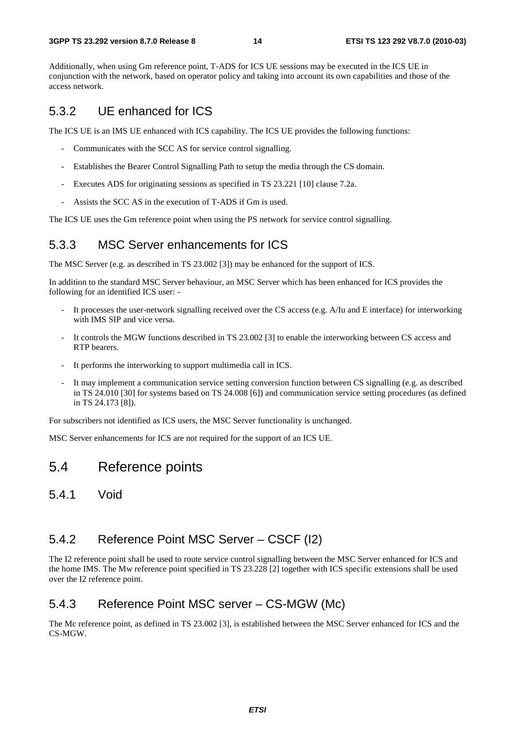Additionally, when using Gm reference point, T-ADS for ICS UE sessions may be executed in the ICS UE in conjunction with the network, based on operator policy and taking into account its own capabilities and those of the access network.

### 5.3.2 UE enhanced for ICS

The ICS UE is an IMS UE enhanced with ICS capability. The ICS UE provides the following functions:

- Communicates with the SCC AS for service control signalling.
- Establishes the Bearer Control Signalling Path to setup the media through the CS domain.
- Executes ADS for originating sessions as specified in TS 23.221 [10] clause 7.2a.
- Assists the SCC AS in the execution of T-ADS if Gm is used.

The ICS UE uses the Gm reference point when using the PS network for service control signalling.

### 5.3.3 MSC Server enhancements for ICS

The MSC Server (e.g. as described in TS 23.002 [3]) may be enhanced for the support of ICS.

In addition to the standard MSC Server behaviour, an MSC Server which has been enhanced for ICS provides the following for an identified ICS user: -

- It processes the user-network signalling received over the CS access (e.g. A/Iu and E interface) for interworking with IMS SIP and vice versa.
- It controls the MGW functions described in TS 23.002 [3] to enable the interworking between CS access and RTP bearers.
- It performs the interworking to support multimedia call in ICS.
- It may implement a communication service setting conversion function between CS signalling (e.g. as described in TS 24.010 [30] for systems based on TS 24.008 [6]) and communication service setting procedures (as defined in TS 24.173 [8]).

For subscribers not identified as ICS users, the MSC Server functionality is unchanged.

MSC Server enhancements for ICS are not required for the support of an ICS UE.

## 5.4 Reference points

### 5.4.1 Void

### 5.4.2 Reference Point MSC Server – CSCF (I2)

The I2 reference point shall be used to route service control signalling between the MSC Server enhanced for ICS and the home IMS. The Mw reference point specified in TS 23.228 [2] together with ICS specific extensions shall be used over the I2 reference point.

### 5.4.3 Reference Point MSC server – CS-MGW (Mc)

The Mc reference point, as defined in TS 23.002 [3], is established between the MSC Server enhanced for ICS and the CS-MGW.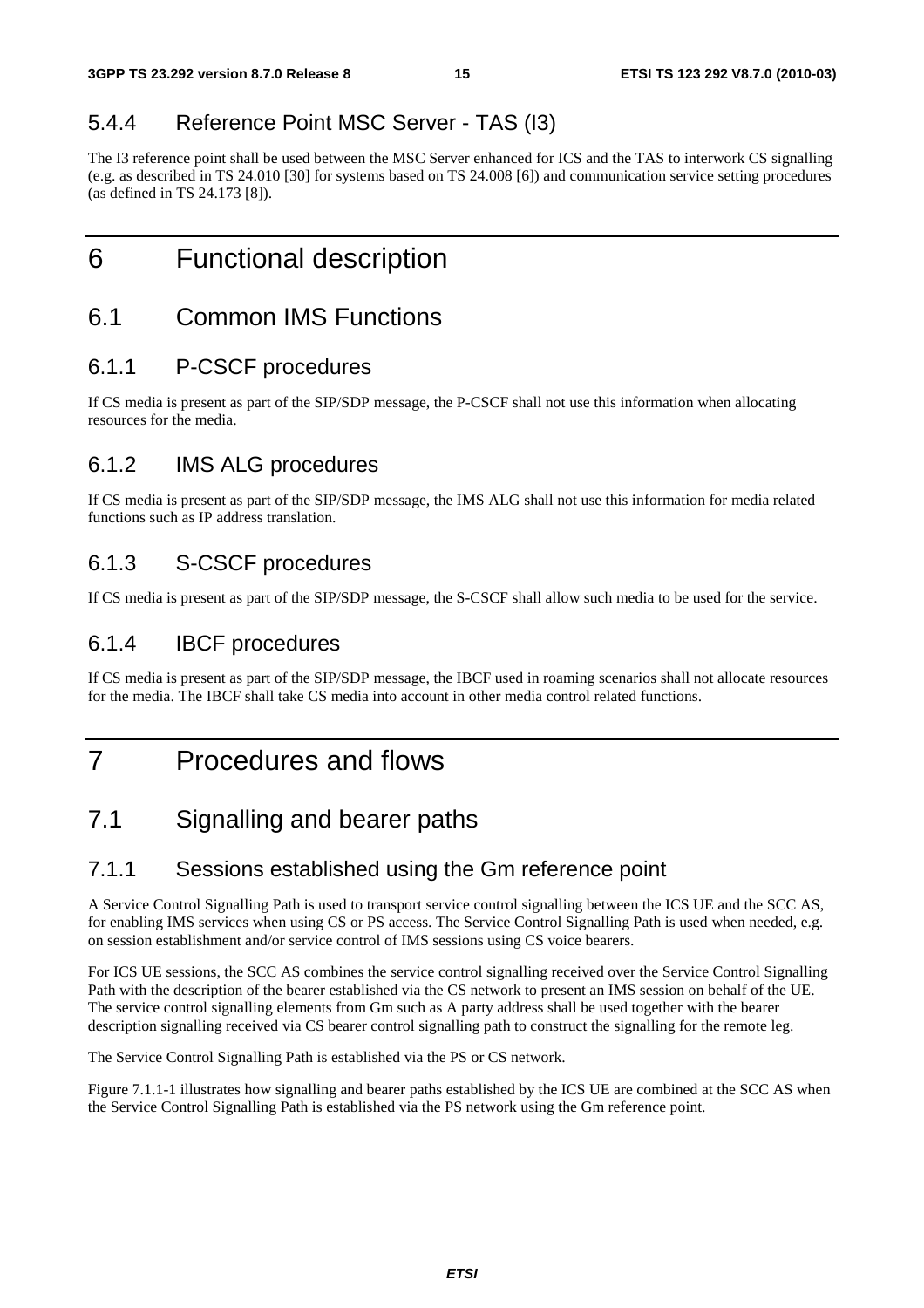### 5.4.4 Reference Point MSC Server - TAS (I3)

The I3 reference point shall be used between the MSC Server enhanced for ICS and the TAS to interwork CS signalling (e.g. as described in TS 24.010 [30] for systems based on TS 24.008 [6]) and communication service setting procedures (as defined in TS 24.173 [8]).

# 6 Functional description

## 6.1 Common IMS Functions

### 6.1.1 P-CSCF procedures

If CS media is present as part of the SIP/SDP message, the P-CSCF shall not use this information when allocating resources for the media.

### 6.1.2 IMS ALG procedures

If CS media is present as part of the SIP/SDP message, the IMS ALG shall not use this information for media related functions such as IP address translation.

### 6.1.3 S-CSCF procedures

If CS media is present as part of the SIP/SDP message, the S-CSCF shall allow such media to be used for the service.

### 6.1.4 IBCF procedures

If CS media is present as part of the SIP/SDP message, the IBCF used in roaming scenarios shall not allocate resources for the media. The IBCF shall take CS media into account in other media control related functions.

# 7 Procedures and flows

## 7.1 Signalling and bearer paths

### 7.1.1 Sessions established using the Gm reference point

A Service Control Signalling Path is used to transport service control signalling between the ICS UE and the SCC AS, for enabling IMS services when using CS or PS access. The Service Control Signalling Path is used when needed, e.g. on session establishment and/or service control of IMS sessions using CS voice bearers.

For ICS UE sessions, the SCC AS combines the service control signalling received over the Service Control Signalling Path with the description of the bearer established via the CS network to present an IMS session on behalf of the UE. The service control signalling elements from Gm such as A party address shall be used together with the bearer description signalling received via CS bearer control signalling path to construct the signalling for the remote leg.

The Service Control Signalling Path is established via the PS or CS network.

Figure 7.1.1-1 illustrates how signalling and bearer paths established by the ICS UE are combined at the SCC AS when the Service Control Signalling Path is established via the PS network using the Gm reference point.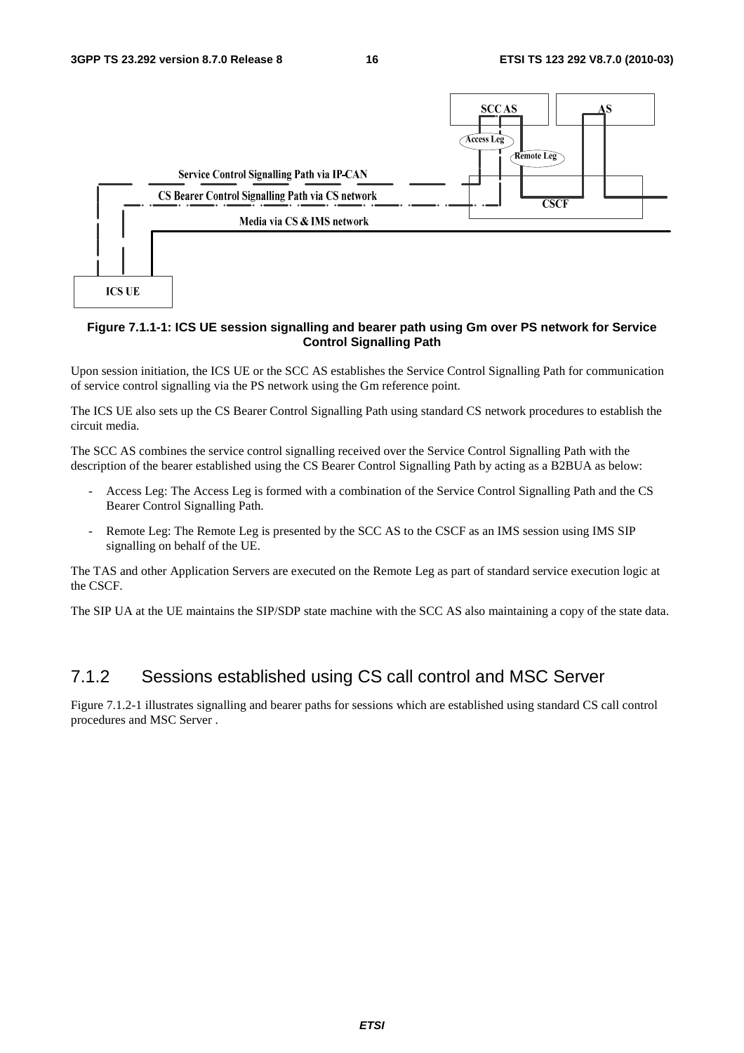**Figure 7.1.1-1: ICS UE session signalling and bearer path using Gm over PS network for Service Control Signalling Path**

Upon session initiation, the ICS UE or the SCC AS establishes the Service Control Signalling Path for communication of service control signalling via the PS network using the Gm reference point.

The ICS UE also sets up the CS Bearer Control Signalling Path using standard CS network procedures to establish the circuit media.

The SCC AS combines the service control signalling received over the Service Control Signalling Path with the description of the bearer established using the CS Bearer Control Signalling Path by acting as a B2BUA as below:

- Access Leg: The Access Leg is formed with a combination of the Service Control Signalling Path and the CS Bearer Control Signalling Path.
- Remote Leg: The Remote Leg is presented by the SCC AS to the CSCF as an IMS session using IMS SIP signalling on behalf of the UE.

The TAS and other Application Servers are executed on the Remote Leg as part of standard service execution logic at the CSCF.

The SIP UA at the UE maintains the SIP/SDP state machine with the SCC AS also maintaining a copy of the state data.

## 7.1.2 Sessions established using CS call control and MSC Server

Figure 7.1.2-1 illustrates signalling and bearer paths for sessions which are established using standard CS call control procedures and MSC Server .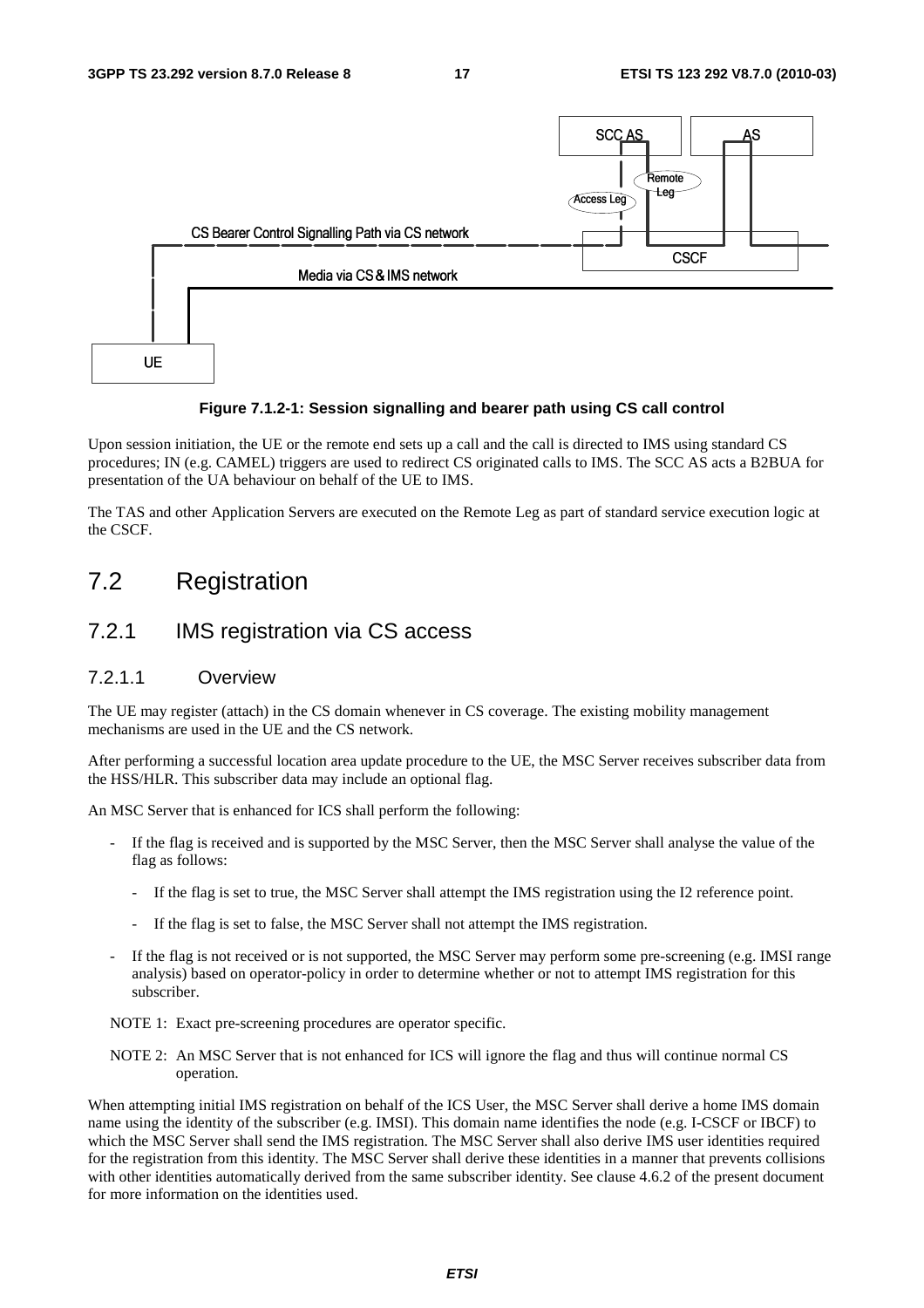**Figure 7.1.2-1: Session signalling and bearer path using CS call control**

Upon session initiation, the UE or the remote end sets up a call and the call is directed to IMS using standard CS procedures; IN (e.g. CAMEL) triggers are used to redirect CS originated calls to IMS. The SCC AS acts a B2BUA for presentation of the UA behaviour on behalf of the UE to IMS.

The TAS and other Application Servers are executed on the Remote Leg as part of standard service execution logic at the CSCF.

## 7.2 Registration

### 7.2.1 IMS registration via CS access

#### 7.2.1.1 Overview

The UE may register (attach) in the CS domain whenever in CS coverage. The existing mobility management mechanisms are used in the UE and the CS network.

After performing a successful location area update procedure to the UE, the MSC Server receives subscriber data from the HSS/HLR. This subscriber data may include an optional flag.

An MSC Server that is enhanced for ICS shall perform the following:

- If the flag is received and is supported by the MSC Server, then the MSC Server shall analyse the value of the flag as follows:
  - If the flag is set to true, the MSC Server shall attempt the IMS registration using the I2 reference point.
  - If the flag is set to false, the MSC Server shall not attempt the IMS registration.
- If the flag is not received or is not supported, the MSC Server may perform some pre-screening (e.g. IMSI range analysis) based on operator-policy in order to determine whether or not to attempt IMS registration for this subscriber.

NOTE 1: Exact pre-screening procedures are operator specific.

NOTE 2: An MSC Server that is not enhanced for ICS will ignore the flag and thus will continue normal CS operation.

When attempting initial IMS registration on behalf of the ICS User, the MSC Server shall derive a home IMS domain name using the identity of the subscriber (e.g. IMSI). This domain name identifies the node (e.g. I-CSCF or IBCF) to which the MSC Server shall send the IMS registration. The MSC Server shall also derive IMS user identities required for the registration from this identity. The MSC Server shall derive these identities in a manner that prevents collisions with other identities automatically derived from the same subscriber identity. See clause 4.6.2 of the present document for more information on the identities used.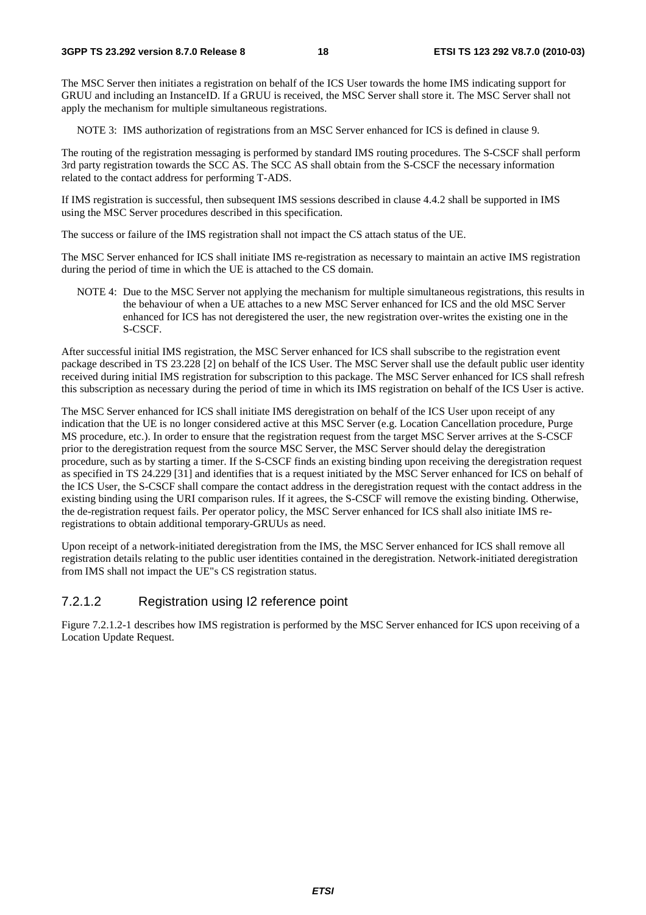The MSC Server then initiates a registration on behalf of the ICS User towards the home IMS indicating support for GRUU and including an InstanceID. If a GRUU is received, the MSC Server shall store it. The MSC Server shall not apply the mechanism for multiple simultaneous registrations.

NOTE 3: IMS authorization of registrations from an MSC Server enhanced for ICS is defined in clause 9.

The routing of the registration messaging is performed by standard IMS routing procedures. The S-CSCF shall perform 3rd party registration towards the SCC AS. The SCC AS shall obtain from the S-CSCF the necessary information related to the contact address for performing T-ADS.

If IMS registration is successful, then subsequent IMS sessions described in clause 4.4.2 shall be supported in IMS using the MSC Server procedures described in this specification.

The success or failure of the IMS registration shall not impact the CS attach status of the UE.

The MSC Server enhanced for ICS shall initiate IMS re-registration as necessary to maintain an active IMS registration during the period of time in which the UE is attached to the CS domain.

NOTE 4: Due to the MSC Server not applying the mechanism for multiple simultaneous registrations, this results in the behaviour of when a UE attaches to a new MSC Server enhanced for ICS and the old MSC Server enhanced for ICS has not deregistered the user, the new registration over-writes the existing one in the S-CSCF.

After successful initial IMS registration, the MSC Server enhanced for ICS shall subscribe to the registration event package described in TS 23.228 [2] on behalf of the ICS User. The MSC Server shall use the default public user identity received during initial IMS registration for subscription to this package. The MSC Server enhanced for ICS shall refresh this subscription as necessary during the period of time in which its IMS registration on behalf of the ICS User is active.

The MSC Server enhanced for ICS shall initiate IMS deregistration on behalf of the ICS User upon receipt of any indication that the UE is no longer considered active at this MSC Server (e.g. Location Cancellation procedure, Purge MS procedure, etc.). In order to ensure that the registration request from the target MSC Server arrives at the S-CSCF prior to the deregistration request from the source MSC Server, the MSC Server should delay the deregistration procedure, such as by starting a timer. If the S-CSCF finds an existing binding upon receiving the deregistration request as specified in TS 24.229 [31] and identifies that is a request initiated by the MSC Server enhanced for ICS on behalf of the ICS User, the S-CSCF shall compare the contact address in the deregistration request with the contact address in the existing binding using the URI comparison rules. If it agrees, the S-CSCF will remove the existing binding. Otherwise, the de-registration request fails. Per operator policy, the MSC Server enhanced for ICS shall also initiate IMS re-registrations to obtain additional temporary-GRUUs as need.

Upon receipt of a network-initiated deregistration from the IMS, the MSC Server enhanced for ICS shall remove all registration details relating to the public user identities contained in the deregistration. Network-initiated deregistration from IMS shall not impact the UE"s CS registration status.

#### 7.2.1.2 Registration using I2 reference point

Figure 7.2.1.2-1 describes how IMS registration is performed by the MSC Server enhanced for ICS upon receiving of a Location Update Request.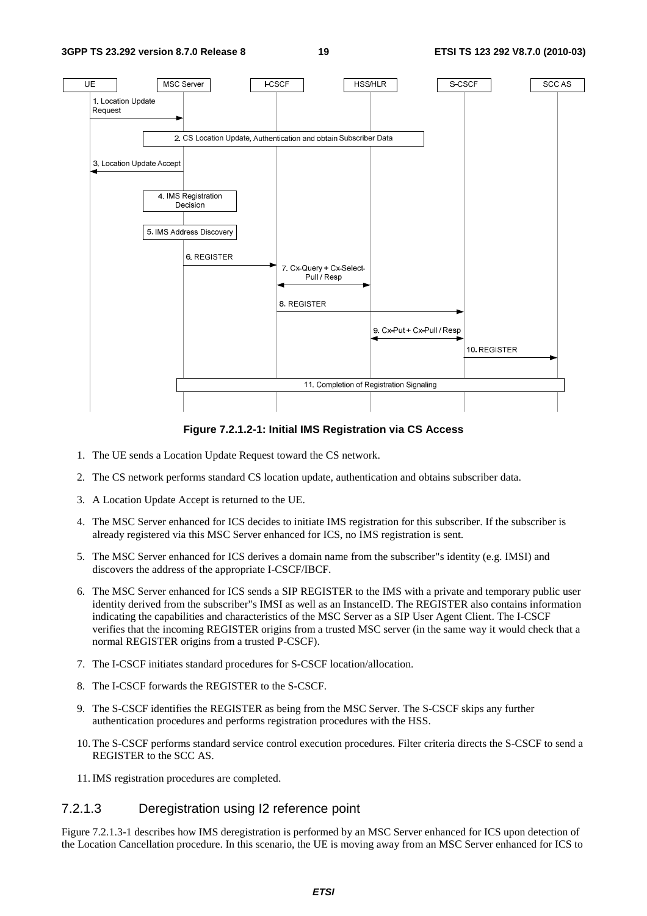**Figure 7.2.1.2-1: Initial IMS Registration via CS Access**

1. The UE sends a Location Update Request toward the CS network.

2. The CS network performs standard CS location update, authentication and obtains subscriber data.

3. A Location Update Accept is returned to the UE.

4. The MSC Server enhanced for ICS decides to initiate IMS registration for this subscriber. If the subscriber is already registered via this MSC Server enhanced for ICS, no IMS registration is sent.

5. The MSC Server enhanced for ICS derives a domain name from the subscriber"s identity (e.g. IMSI) and discovers the address of the appropriate I-CSCF/IBCF.

6. The MSC Server enhanced for ICS sends a SIP REGISTER to the IMS with a private and temporary public user identity derived from the subscriber"s IMSI as well as an InstanceID. The REGISTER also contains information indicating the capabilities and characteristics of the MSC Server as a SIP User Agent Client. The I-CSCF verifies that the incoming REGISTER origins from a trusted MSC server (in the same way it would check that a normal REGISTER origins from a trusted P-CSCF).

7. The I-CSCF initiates standard procedures for S-CSCF location/allocation.

8. The I-CSCF forwards the REGISTER to the S-CSCF.

9. The S-CSCF identifies the REGISTER as being from the MSC Server. The S-CSCF skips any further authentication procedures and performs registration procedures with the HSS.

10. The S-CSCF performs standard service control execution procedures. Filter criteria directs the S-CSCF to send a REGISTER to the SCC AS.

11. IMS registration procedures are completed.

### 7.2.1.3 Deregistration using I2 reference point

Figure 7.2.1.3-1 describes how IMS deregistration is performed by an MSC Server enhanced for ICS upon detection of the Location Cancellation procedure. In this scenario, the UE is moving away from an MSC Server enhanced for ICS to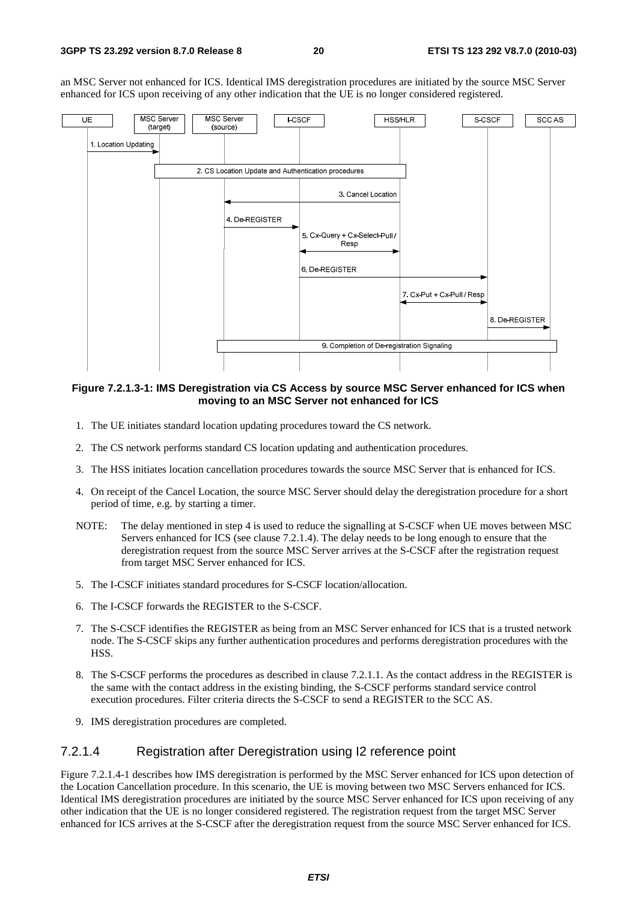an MSC Server not enhanced for ICS. Identical IMS deregistration procedures are initiated by the source MSC Server enhanced for ICS upon receiving of any other indication that the UE is no longer considered registered.

**Figure 7.2.1.3-1: IMS Deregistration via CS Access by source MSC Server enhanced for ICS when moving to an MSC Server not enhanced for ICS**

1. The UE initiates standard location updating procedures toward the CS network.

2. The CS network performs standard CS location updating and authentication procedures.

3. The HSS initiates location cancellation procedures towards the source MSC Server that is enhanced for ICS.

4. On receipt of the Cancel Location, the source MSC Server should delay the deregistration procedure for a short period of time, e.g. by starting a timer.

NOTE: The delay mentioned in step 4 is used to reduce the signalling at S-CSCF when UE moves between MSC Servers enhanced for ICS (see clause 7.2.1.4). The delay needs to be long enough to ensure that the deregistration request from the source MSC Server arrives at the S-CSCF after the registration request from target MSC Server enhanced for ICS.

5. The I-CSCF initiates standard procedures for S-CSCF location/allocation.

6. The I-CSCF forwards the REGISTER to the S-CSCF.

7. The S-CSCF identifies the REGISTER as being from an MSC Server enhanced for ICS that is a trusted network node. The S-CSCF skips any further authentication procedures and performs deregistration procedures with the HSS.

8. The S-CSCF performs the procedures as described in clause 7.2.1.1. As the contact address in the REGISTER is the same with the contact address in the existing binding, the S-CSCF performs standard service control execution procedures. Filter criteria directs the S-CSCF to send a REGISTER to the SCC AS.

9. IMS deregistration procedures are completed.

### 7.2.1.4 Registration after Deregistration using I2 reference point

Figure 7.2.1.4-1 describes how IMS deregistration is performed by the MSC Server enhanced for ICS upon detection of the Location Cancellation procedure. In this scenario, the UE is moving between two MSC Servers enhanced for ICS. Identical IMS deregistration procedures are initiated by the source MSC Server enhanced for ICS upon receiving of any other indication that the UE is no longer considered registered. The registration request from the target MSC Server enhanced for ICS arrives at the S-CSCF after the deregistration request from the source MSC Server enhanced for ICS.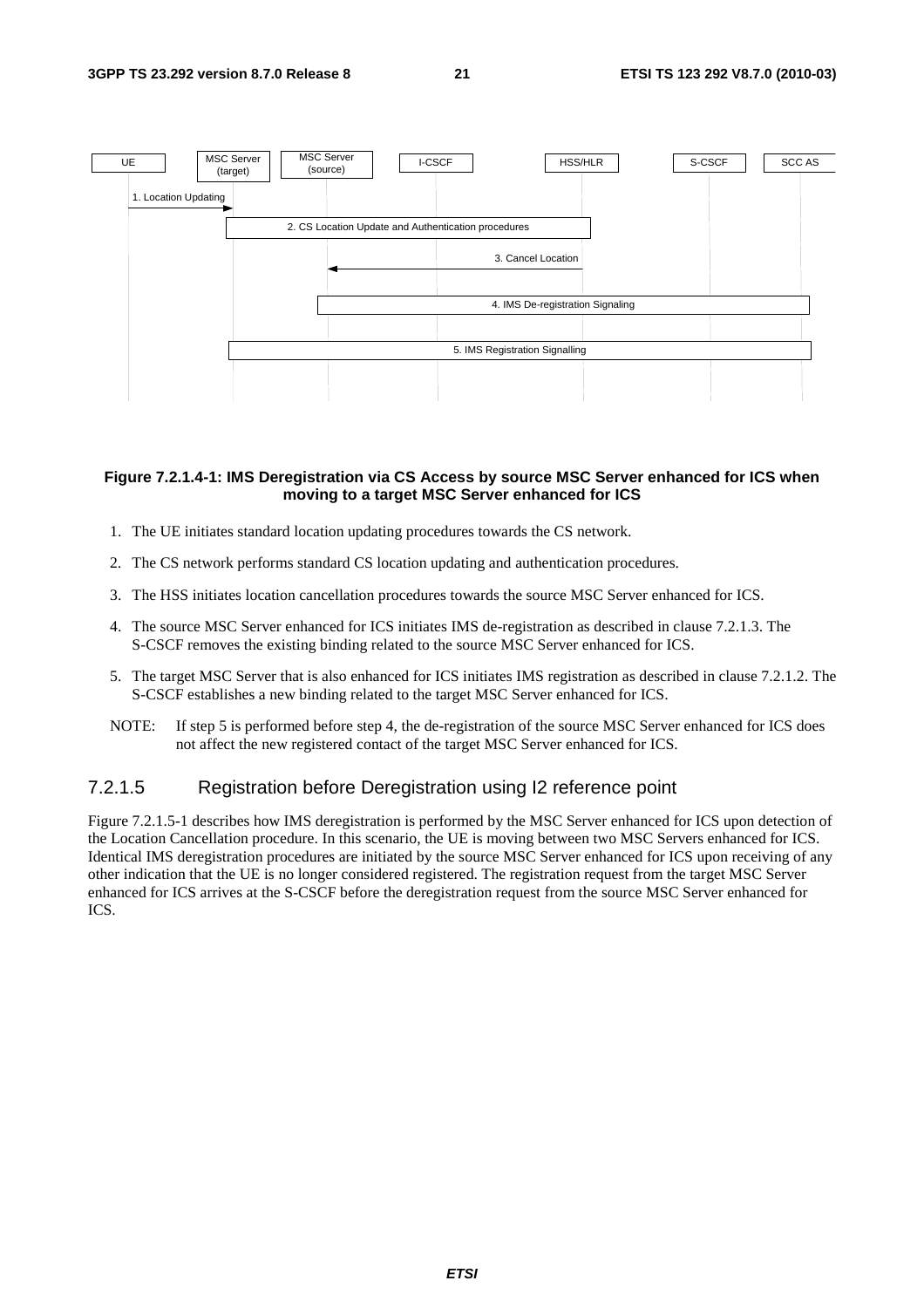**Figure 7.2.1.4-1: IMS Deregistration via CS Access by source MSC Server enhanced for ICS when moving to a target MSC Server enhanced for ICS**

1. The UE initiates standard location updating procedures towards the CS network.
2. The CS network performs standard CS location updating and authentication procedures.
3. The HSS initiates location cancellation procedures towards the source MSC Server enhanced for ICS.
4. The source MSC Server enhanced for ICS initiates IMS de-registration as described in clause 7.2.1.3. The S-CSCF removes the existing binding related to the source MSC Server enhanced for ICS.
5. The target MSC Server that is also enhanced for ICS initiates IMS registration as described in clause 7.2.1.2. The S-CSCF establishes a new binding related to the target MSC Server enhanced for ICS.

NOTE: If step 5 is performed before step 4, the de-registration of the source MSC Server enhanced for ICS does not affect the new registered contact of the target MSC Server enhanced for ICS.

#### 7.2.1.5 Registration before Deregistration using I2 reference point

Figure 7.2.1.5-1 describes how IMS deregistration is performed by the MSC Server enhanced for ICS upon detection of the Location Cancellation procedure. In this scenario, the UE is moving between two MSC Servers enhanced for ICS. Identical IMS deregistration procedures are initiated by the source MSC Server enhanced for ICS upon receiving of any other indication that the UE is no longer considered registered. The registration request from the target MSC Server enhanced for ICS arrives at the S-CSCF before the deregistration request from the source MSC Server enhanced for ICS.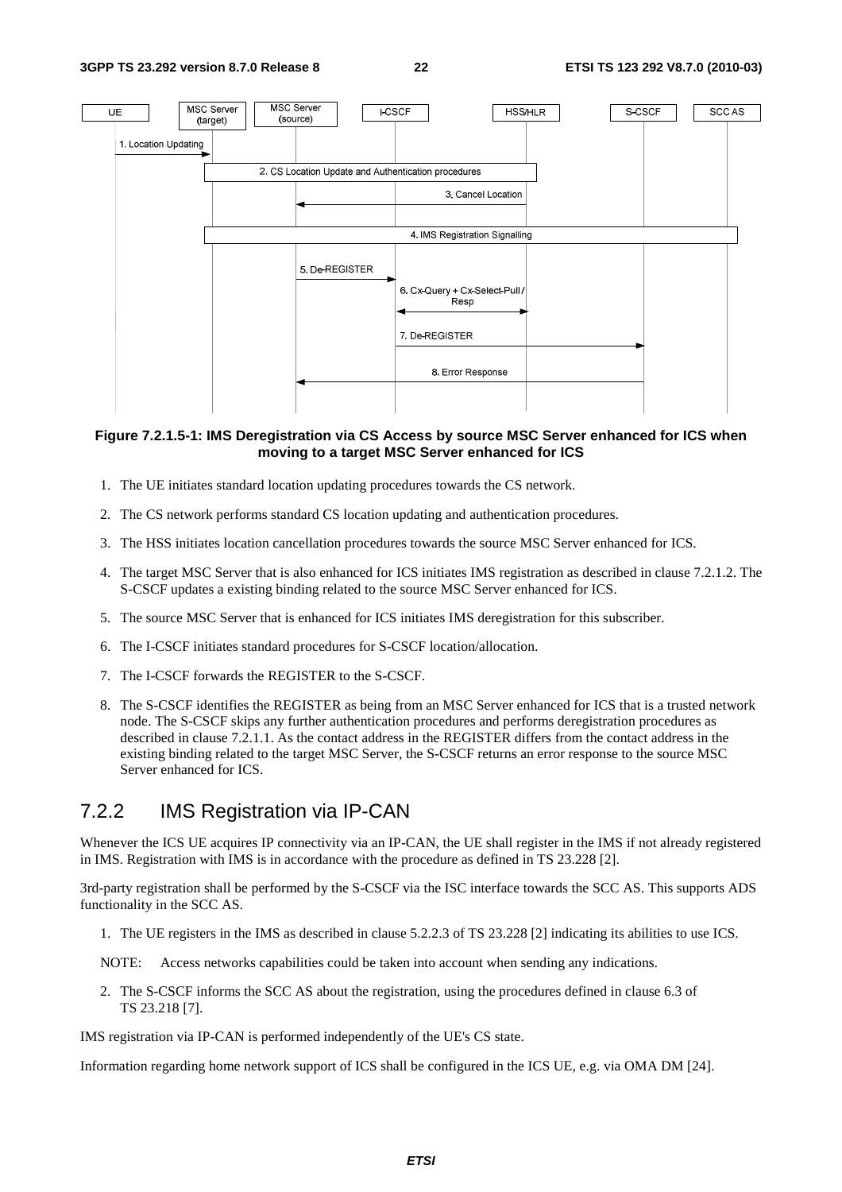**Figure 7.2.1.5-1: IMS Deregistration via CS Access by source MSC Server enhanced for ICS when moving to a target MSC Server enhanced for ICS**

1. The UE initiates standard location updating procedures towards the CS network.
2. The CS network performs standard CS location updating and authentication procedures.
3. The HSS initiates location cancellation procedures towards the source MSC Server enhanced for ICS.
4. The target MSC Server that is also enhanced for ICS initiates IMS registration as described in clause 7.2.1.2. The S-CSCF updates a existing binding related to the source MSC Server enhanced for ICS.
5. The source MSC Server that is enhanced for ICS initiates IMS deregistration for this subscriber.
6. The I-CSCF initiates standard procedures for S-CSCF location/allocation.
7. The I-CSCF forwards the REGISTER to the S-CSCF.
8. The S-CSCF identifies the REGISTER as being from an MSC Server enhanced for ICS that is a trusted network node. The S-CSCF skips any further authentication procedures and performs deregistration procedures as described in clause 7.2.1.1. As the contact address in the REGISTER differs from the contact address in the existing binding related to the target MSC Server, the S-CSCF returns an error response to the source MSC Server enhanced for ICS.

## 7.2.2 IMS Registration via IP-CAN

Whenever the ICS UE acquires IP connectivity via an IP-CAN, the UE shall register in the IMS if not already registered in IMS. Registration with IMS is in accordance with the procedure as defined in TS 23.228 [2].

3rd-party registration shall be performed by the S-CSCF via the ISC interface towards the SCC AS. This supports ADS functionality in the SCC AS.

1. The UE registers in the IMS as described in clause 5.2.2.3 of TS 23.228 [2] indicating its abilities to use ICS.

NOTE: Access networks capabilities could be taken into account when sending any indications.

2. The S-CSCF informs the SCC AS about the registration, using the procedures defined in clause 6.3 of TS 23.218 [7].

IMS registration via IP-CAN is performed independently of the UE's CS state.

Information regarding home network support of ICS shall be configured in the ICS UE, e.g. via OMA DM [24].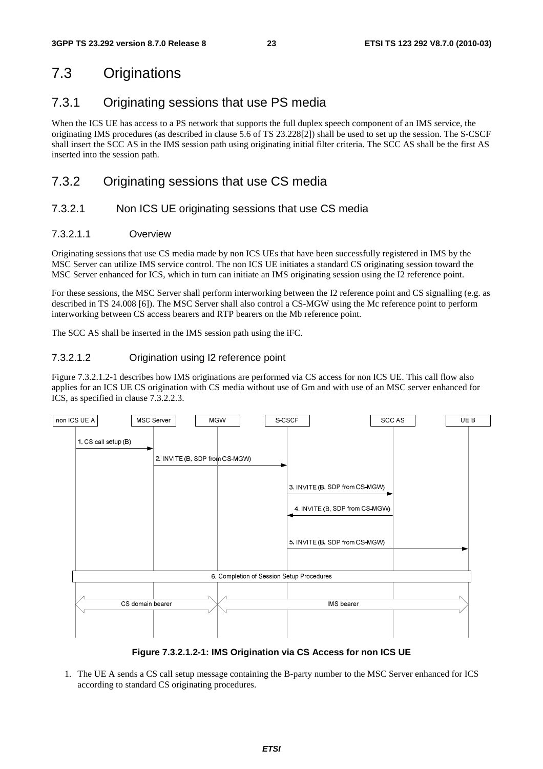# 7.3 Originations

## 7.3.1 Originating sessions that use PS media

When the ICS UE has access to a PS network that supports the full duplex speech component of an IMS service, the originating IMS procedures (as described in clause 5.6 of TS 23.228[2]) shall be used to set up the session. The S-CSCF shall insert the SCC AS in the IMS session path using originating initial filter criteria. The SCC AS shall be the first AS inserted into the session path.

## 7.3.2 Originating sessions that use CS media

### 7.3.2.1 Non ICS UE originating sessions that use CS media

#### 7.3.2.1.1 Overview

Originating sessions that use CS media made by non ICS UEs that have been successfully registered in IMS by the MSC Server can utilize IMS service control. The non ICS UE initiates a standard CS originating session toward the MSC Server enhanced for ICS, which in turn can initiate an IMS originating session using the I2 reference point.

For these sessions, the MSC Server shall perform interworking between the I2 reference point and CS signalling (e.g. as described in TS 24.008 [6]). The MSC Server shall also control a CS-MGW using the Mc reference point to perform interworking between CS access bearers and RTP bearers on the Mb reference point.

The SCC AS shall be inserted in the IMS session path using the iFC.

#### 7.3.2.1.2 Origination using I2 reference point

Figure 7.3.2.1.2-1 describes how IMS originations are performed via CS access for non ICS UE. This call flow also applies for an ICS UE CS origination with CS media without use of Gm and with use of an MSC server enhanced for ICS, as specified in clause 7.3.2.2.3.

non ICS UE A | MSC Server | MGW | S-CSCF | SCC AS | UE B

1. CS call setup (B)
2. INVITE (B, SDP from CS-MGW)
3. INVITE (B, SDP from CS-MGW)
4. INVITE (B, SDP from CS-MGW)
5. INVITE (B, SDP from CS-MGW)
6. Completion of Session Setup Procedures

CS domain bearer | IMS bearer

**Figure 7.3.2.1.2-1: IMS Origination via CS Access for non ICS UE**

1. The UE A sends a CS call setup message containing the B-party number to the MSC Server enhanced for ICS according to standard CS originating procedures.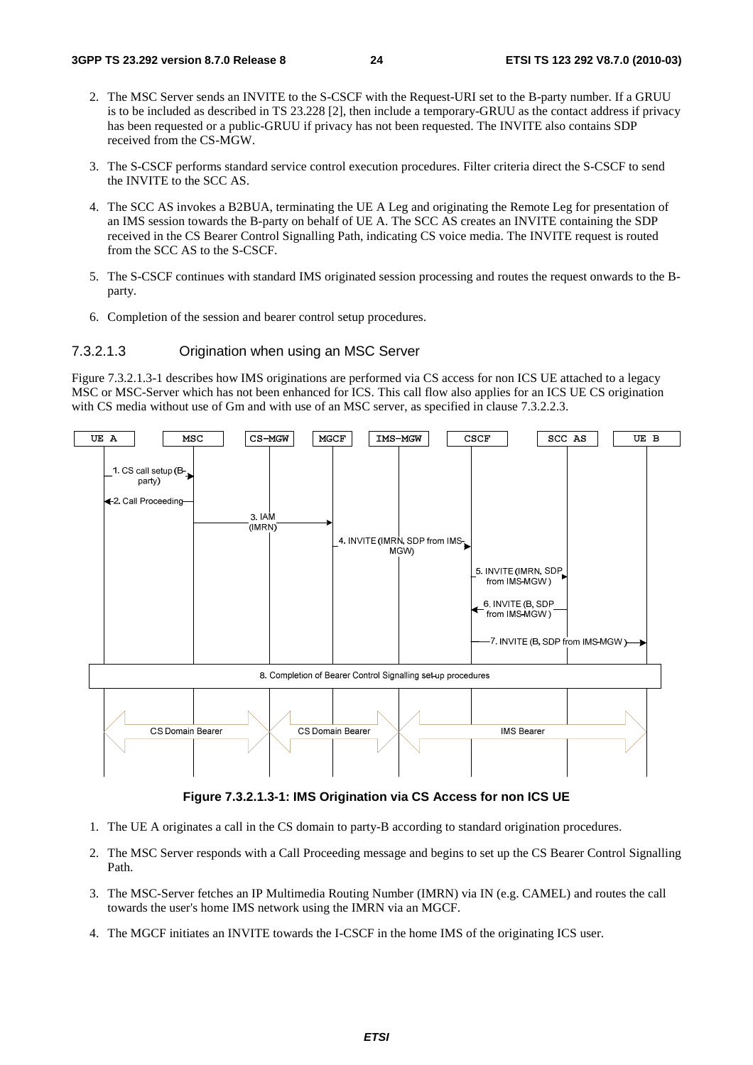2. The MSC Server sends an INVITE to the S-CSCF with the Request-URI set to the B-party number. If a GRUU is to be included as described in TS 23.228 [2], then include a temporary-GRUU as the contact address if privacy has been requested or a public-GRUU if privacy has not been requested. The INVITE also contains SDP received from the CS-MGW.

3. The S-CSCF performs standard service control execution procedures. Filter criteria direct the S-CSCF to send the INVITE to the SCC AS.

4. The SCC AS invokes a B2BUA, terminating the UE A Leg and originating the Remote Leg for presentation of an IMS session towards the B-party on behalf of UE A. The SCC AS creates an INVITE containing the SDP received in the CS Bearer Control Signalling Path, indicating CS voice media. The INVITE request is routed from the SCC AS to the S-CSCF.

5. The S-CSCF continues with standard IMS originated session processing and routes the request onwards to the B-party.

6. Completion of the session and bearer control setup procedures.

#### 7.3.2.1.3 Origination when using an MSC Server

Figure 7.3.2.1.3-1 describes how IMS originations are performed via CS access for non ICS UE attached to a legacy MSC or MSC-Server which has not been enhanced for ICS. This call flow also applies for an ICS UE CS origination with CS media without use of Gm and with use of an MSC server, as specified in clause 7.3.2.2.3.

**Figure 7.3.2.1.3-1: IMS Origination via CS Access for non ICS UE**

1. The UE A originates a call in the CS domain to party-B according to standard origination procedures.

2. The MSC Server responds with a Call Proceeding message and begins to set up the CS Bearer Control Signalling Path.

3. The MSC-Server fetches an IP Multimedia Routing Number (IMRN) via IN (e.g. CAMEL) and routes the call towards the user's home IMS network using the IMRN via an MGCF.

4. The MGCF initiates an INVITE towards the I-CSCF in the home IMS of the originating ICS user.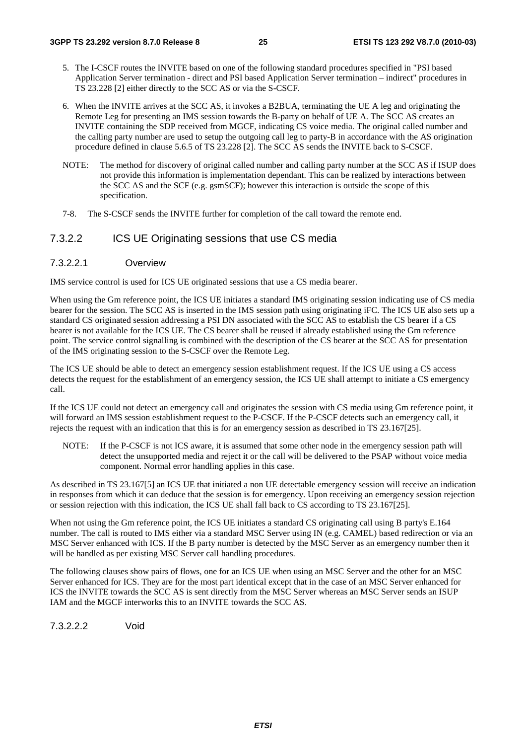5. The I-CSCF routes the INVITE based on one of the following standard procedures specified in "PSI based Application Server termination - direct and PSI based Application Server termination – indirect" procedures in TS 23.228 [2] either directly to the SCC AS or via the S-CSCF.

6. When the INVITE arrives at the SCC AS, it invokes a B2BUA, terminating the UE A leg and originating the Remote Leg for presenting an IMS session towards the B-party on behalf of UE A. The SCC AS creates an INVITE containing the SDP received from MGCF, indicating CS voice media. The original called number and the calling party number are used to setup the outgoing call leg to party-B in accordance with the AS origination procedure defined in clause 5.6.5 of TS 23.228 [2]. The SCC AS sends the INVITE back to S-CSCF.

NOTE: The method for discovery of original called number and calling party number at the SCC AS if ISUP does not provide this information is implementation dependant. This can be realized by interactions between the SCC AS and the SCF (e.g. gsmSCF); however this interaction is outside the scope of this specification.

7-8. The S-CSCF sends the INVITE further for completion of the call toward the remote end.

#### 7.3.2.2 ICS UE Originating sessions that use CS media

##### 7.3.2.2.1 Overview

IMS service control is used for ICS UE originated sessions that use a CS media bearer.

When using the Gm reference point, the ICS UE initiates a standard IMS originating session indicating use of CS media bearer for the session. The SCC AS is inserted in the IMS session path using originating iFC. The ICS UE also sets up a standard CS originated session addressing a PSI DN associated with the SCC AS to establish the CS bearer if a CS bearer is not available for the ICS UE. The CS bearer shall be reused if already established using the Gm reference point. The service control signalling is combined with the description of the CS bearer at the SCC AS for presentation of the IMS originating session to the S-CSCF over the Remote Leg.

The ICS UE should be able to detect an emergency session establishment request. If the ICS UE using a CS access detects the request for the establishment of an emergency session, the ICS UE shall attempt to initiate a CS emergency call.

If the ICS UE could not detect an emergency call and originates the session with CS media using Gm reference point, it will forward an IMS session establishment request to the P-CSCF. If the P-CSCF detects such an emergency call, it rejects the request with an indication that this is for an emergency session as described in TS 23.167[25].

NOTE: If the P-CSCF is not ICS aware, it is assumed that some other node in the emergency session path will detect the unsupported media and reject it or the call will be delivered to the PSAP without voice media component. Normal error handling applies in this case.

As described in TS 23.167[5] an ICS UE that initiated a non UE detectable emergency session will receive an indication in responses from which it can deduce that the session is for emergency. Upon receiving an emergency session rejection or session rejection with this indication, the ICS UE shall fall back to CS according to TS 23.167[25].

When not using the Gm reference point, the ICS UE initiates a standard CS originating call using B party's E.164 number. The call is routed to IMS either via a standard MSC Server using IN (e.g. CAMEL) based redirection or via an MSC Server enhanced with ICS. If the B party number is detected by the MSC Server as an emergency number then it will be handled as per existing MSC Server call handling procedures.

The following clauses show pairs of flows, one for an ICS UE when using an MSC Server and the other for an MSC Server enhanced for ICS. They are for the most part identical except that in the case of an MSC Server enhanced for ICS the INVITE towards the SCC AS is sent directly from the MSC Server whereas an MSC Server sends an ISUP IAM and the MGCF interworks this to an INVITE towards the SCC AS.

##### 7.3.2.2.2 Void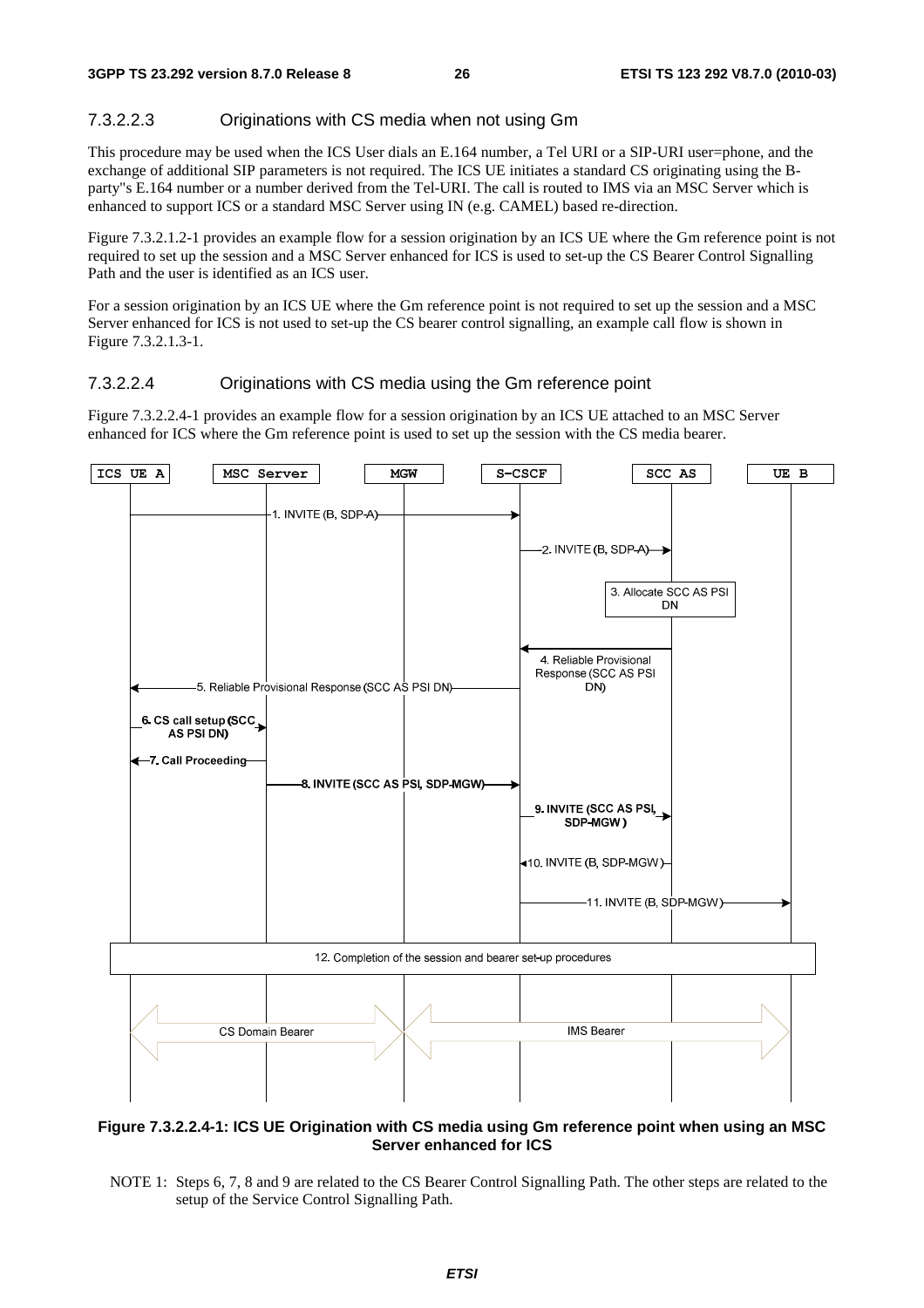#### 7.3.2.2.3 Originations with CS media when not using Gm

This procedure may be used when the ICS User dials an E.164 number, a Tel URI or a SIP-URI user=phone, and the exchange of additional SIP parameters is not required. The ICS UE initiates a standard CS originating using the B-party"s E.164 number or a number derived from the Tel-URI. The call is routed to IMS via an MSC Server which is enhanced to support ICS or a standard MSC Server using IN (e.g. CAMEL) based re-direction.

Figure 7.3.2.1.2-1 provides an example flow for a session origination by an ICS UE where the Gm reference point is not required to set up the session and a MSC Server enhanced for ICS is used to set-up the CS Bearer Control Signalling Path and the user is identified as an ICS user.

For a session origination by an ICS UE where the Gm reference point is not required to set up the session and a MSC Server enhanced for ICS is not used to set-up the CS bearer control signalling, an example call flow is shown in Figure 7.3.2.1.3-1.

#### 7.3.2.2.4 Originations with CS media using the Gm reference point

Figure 7.3.2.2.4-1 provides an example flow for a session origination by an ICS UE attached to an MSC Server enhanced for ICS where the Gm reference point is used to set up the session with the CS media bearer.

**Figure 7.3.2.2.4-1: ICS UE Origination with CS media using Gm reference point when using an MSC Server enhanced for ICS**

NOTE 1: Steps 6, 7, 8 and 9 are related to the CS Bearer Control Signalling Path. The other steps are related to the setup of the Service Control Signalling Path.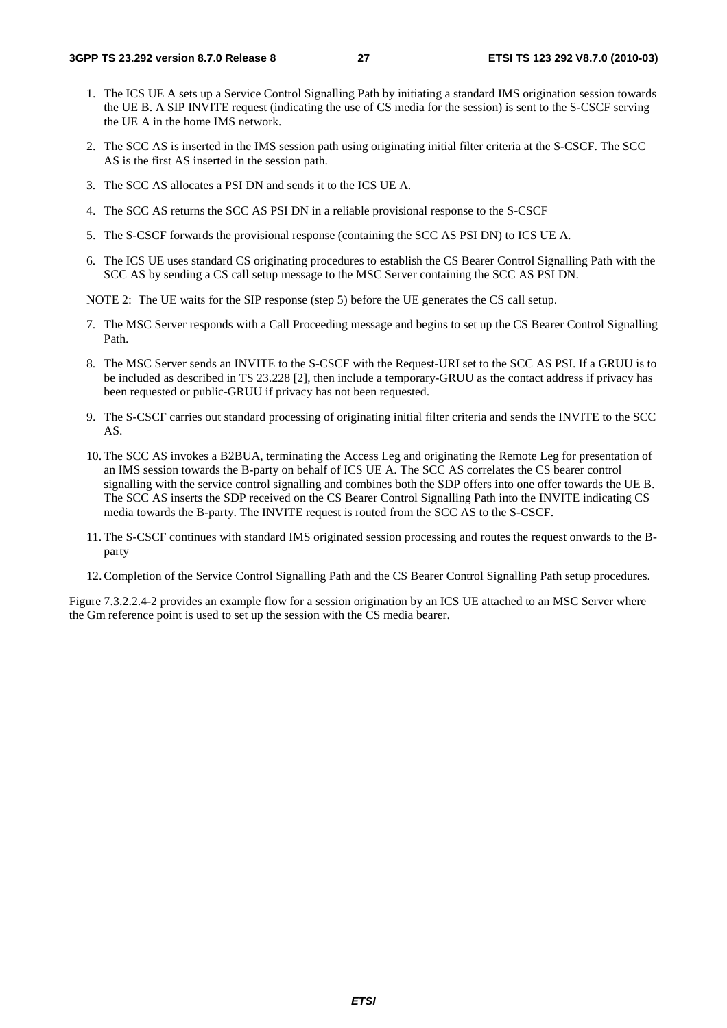1. The ICS UE A sets up a Service Control Signalling Path by initiating a standard IMS origination session towards the UE B. A SIP INVITE request (indicating the use of CS media for the session) is sent to the S-CSCF serving the UE A in the home IMS network.

2. The SCC AS is inserted in the IMS session path using originating initial filter criteria at the S-CSCF. The SCC AS is the first AS inserted in the session path.

3. The SCC AS allocates a PSI DN and sends it to the ICS UE A.

4. The SCC AS returns the SCC AS PSI DN in a reliable provisional response to the S-CSCF

5. The S-CSCF forwards the provisional response (containing the SCC AS PSI DN) to ICS UE A.

6. The ICS UE uses standard CS originating procedures to establish the CS Bearer Control Signalling Path with the SCC AS by sending a CS call setup message to the MSC Server containing the SCC AS PSI DN.

NOTE 2: The UE waits for the SIP response (step 5) before the UE generates the CS call setup.

7. The MSC Server responds with a Call Proceeding message and begins to set up the CS Bearer Control Signalling Path.

8. The MSC Server sends an INVITE to the S-CSCF with the Request-URI set to the SCC AS PSI. If a GRUU is to be included as described in TS 23.228 [2], then include a temporary-GRUU as the contact address if privacy has been requested or public-GRUU if privacy has not been requested.

9. The S-CSCF carries out standard processing of originating initial filter criteria and sends the INVITE to the SCC AS.

10. The SCC AS invokes a B2BUA, terminating the Access Leg and originating the Remote Leg for presentation of an IMS session towards the B-party on behalf of ICS UE A. The SCC AS correlates the CS bearer control signalling with the service control signalling and combines both the SDP offers into one offer towards the UE B. The SCC AS inserts the SDP received on the CS Bearer Control Signalling Path into the INVITE indicating CS media towards the B-party. The INVITE request is routed from the SCC AS to the S-CSCF.

11. The S-CSCF continues with standard IMS originated session processing and routes the request onwards to the B-party

12. Completion of the Service Control Signalling Path and the CS Bearer Control Signalling Path setup procedures.

Figure 7.3.2.2.4-2 provides an example flow for a session origination by an ICS UE attached to an MSC Server where the Gm reference point is used to set up the session with the CS media bearer.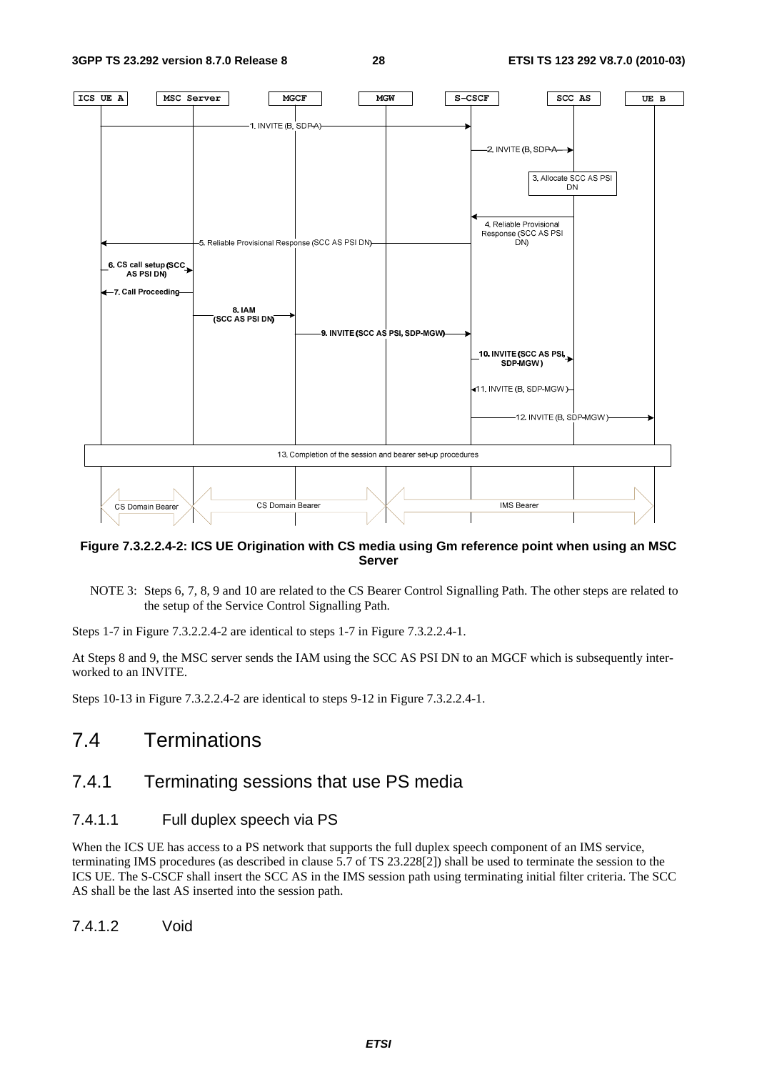**Figure 7.3.2.2.4-2: ICS UE Origination with CS media using Gm reference point when using an MSC Server**

NOTE 3: Steps 6, 7, 8, 9 and 10 are related to the CS Bearer Control Signalling Path. The other steps are related to the setup of the Service Control Signalling Path.

Steps 1-7 in Figure 7.3.2.2.4-2 are identical to steps 1-7 in Figure 7.3.2.2.4-1.

At Steps 8 and 9, the MSC server sends the IAM using the SCC AS PSI DN to an MGCF which is subsequently inter-worked to an INVITE.

Steps 10-13 in Figure 7.3.2.2.4-2 are identical to steps 9-12 in Figure 7.3.2.2.4-1.

# 7.4 Terminations

## 7.4.1 Terminating sessions that use PS media

### 7.4.1.1 Full duplex speech via PS

When the ICS UE has access to a PS network that supports the full duplex speech component of an IMS service, terminating IMS procedures (as described in clause 5.7 of TS 23.228[2]) shall be used to terminate the session to the ICS UE. The S-CSCF shall insert the SCC AS in the IMS session path using terminating initial filter criteria. The SCC AS shall be the last AS inserted into the session path.

### 7.4.1.2 Void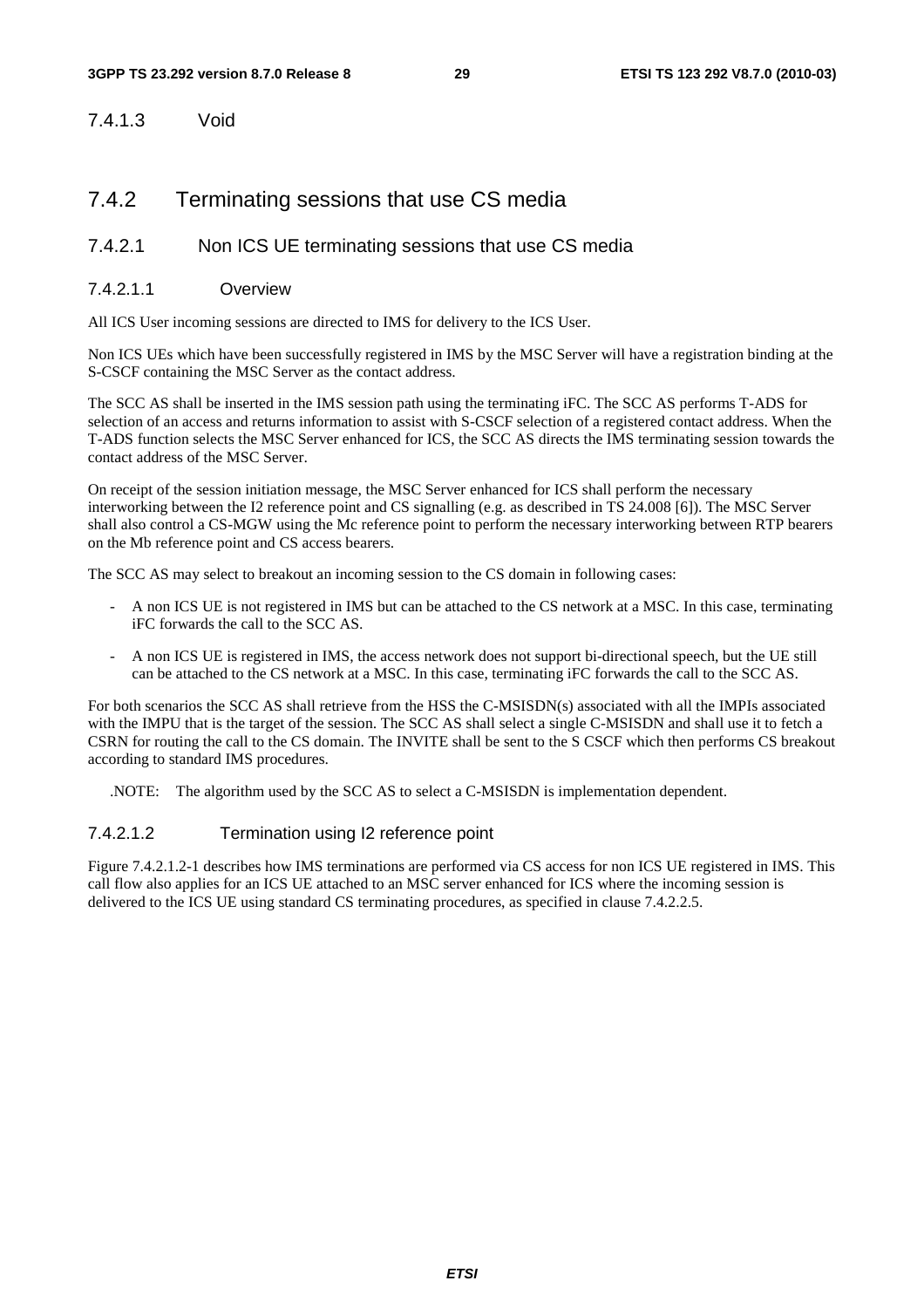#### 7.4.1.3 Void

### 7.4.2 Terminating sessions that use CS media

#### 7.4.2.1 Non ICS UE terminating sessions that use CS media

##### 7.4.2.1.1 Overview

All ICS User incoming sessions are directed to IMS for delivery to the ICS User.

Non ICS UEs which have been successfully registered in IMS by the MSC Server will have a registration binding at the S-CSCF containing the MSC Server as the contact address.

The SCC AS shall be inserted in the IMS session path using the terminating iFC. The SCC AS performs T-ADS for selection of an access and returns information to assist with S-CSCF selection of a registered contact address. When the T-ADS function selects the MSC Server enhanced for ICS, the SCC AS directs the IMS terminating session towards the contact address of the MSC Server.

On receipt of the session initiation message, the MSC Server enhanced for ICS shall perform the necessary interworking between the I2 reference point and CS signalling (e.g. as described in TS 24.008 [6]). The MSC Server shall also control a CS-MGW using the Mc reference point to perform the necessary interworking between RTP bearers on the Mb reference point and CS access bearers.

The SCC AS may select to breakout an incoming session to the CS domain in following cases:

- A non ICS UE is not registered in IMS but can be attached to the CS network at a MSC. In this case, terminating iFC forwards the call to the SCC AS.
- A non ICS UE is registered in IMS, the access network does not support bi-directional speech, but the UE still can be attached to the CS network at a MSC. In this case, terminating iFC forwards the call to the SCC AS.

For both scenarios the SCC AS shall retrieve from the HSS the C-MSISDN(s) associated with all the IMPIs associated with the IMPU that is the target of the session. The SCC AS shall select a single C-MSISDN and shall use it to fetch a CSRN for routing the call to the CS domain. The INVITE shall be sent to the S CSCF which then performs CS breakout according to standard IMS procedures.

.NOTE: The algorithm used by the SCC AS to select a C-MSISDN is implementation dependent.

##### 7.4.2.1.2 Termination using I2 reference point

Figure 7.4.2.1.2-1 describes how IMS terminations are performed via CS access for non ICS UE registered in IMS. This call flow also applies for an ICS UE attached to an MSC server enhanced for ICS where the incoming session is delivered to the ICS UE using standard CS terminating procedures, as specified in clause 7.4.2.2.5.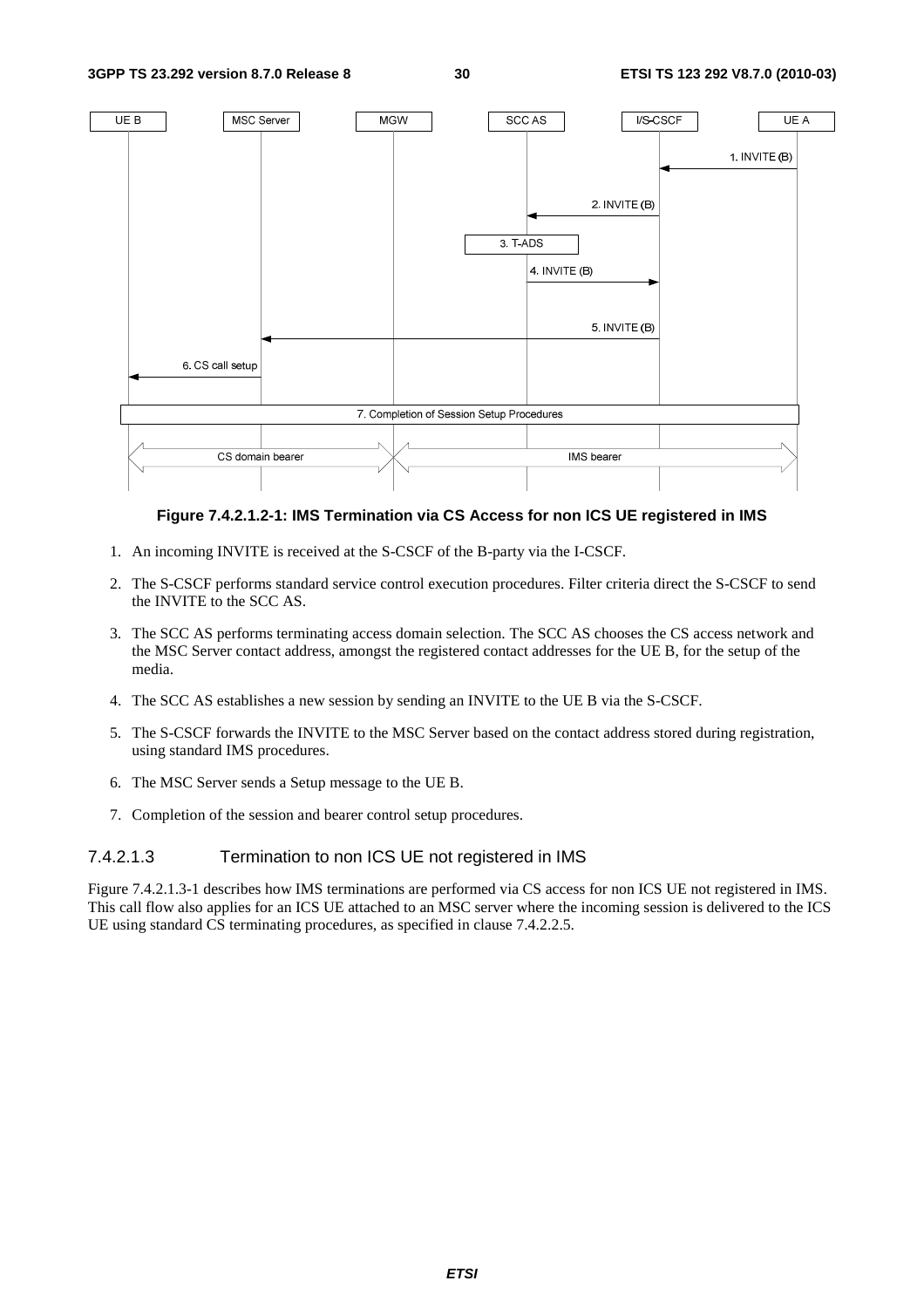**Figure 7.4.2.1.2-1: IMS Termination via CS Access for non ICS UE registered in IMS**

1. An incoming INVITE is received at the S-CSCF of the B-party via the I-CSCF.
2. The S-CSCF performs standard service control execution procedures. Filter criteria direct the S-CSCF to send the INVITE to the SCC AS.
3. The SCC AS performs terminating access domain selection. The SCC AS chooses the CS access network and the MSC Server contact address, amongst the registered contact addresses for the UE B, for the setup of the media.
4. The SCC AS establishes a new session by sending an INVITE to the UE B via the S-CSCF.
5. The S-CSCF forwards the INVITE to the MSC Server based on the contact address stored during registration, using standard IMS procedures.
6. The MSC Server sends a Setup message to the UE B.
7. Completion of the session and bearer control setup procedures.

#### 7.4.2.1.3 Termination to non ICS UE not registered in IMS

Figure 7.4.2.1.3-1 describes how IMS terminations are performed via CS access for non ICS UE not registered in IMS. This call flow also applies for an ICS UE attached to an MSC server where the incoming session is delivered to the ICS UE using standard CS terminating procedures, as specified in clause 7.4.2.2.5.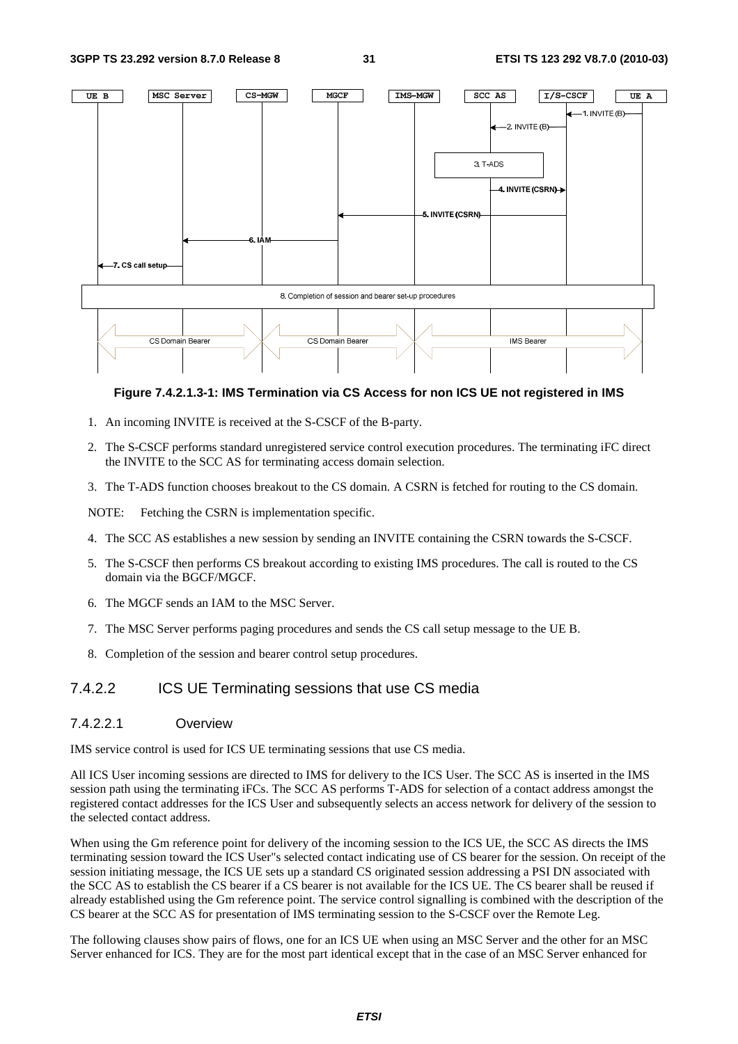Figure 7.4.2.1.3-1: IMS Termination via CS Access for non ICS UE not registered in IMS

1. An incoming INVITE is received at the S-CSCF of the B-party.
2. The S-CSCF performs standard unregistered service control execution procedures. The terminating iFC direct the INVITE to the SCC AS for terminating access domain selection.
3. The T-ADS function chooses breakout to the CS domain. A CSRN is fetched for routing to the CS domain.

NOTE: Fetching the CSRN is implementation specific.

4. The SCC AS establishes a new session by sending an INVITE containing the CSRN towards the S-CSCF.
5. The S-CSCF then performs CS breakout according to existing IMS procedures. The call is routed to the CS domain via the BGCF/MGCF.
6. The MGCF sends an IAM to the MSC Server.
7. The MSC Server performs paging procedures and sends the CS call setup message to the UE B.
8. Completion of the session and bearer control setup procedures.

### 7.4.2.2 ICS UE Terminating sessions that use CS media

#### 7.4.2.2.1 Overview

IMS service control is used for ICS UE terminating sessions that use CS media.

All ICS User incoming sessions are directed to IMS for delivery to the ICS User. The SCC AS is inserted in the IMS session path using the terminating iFCs. The SCC AS performs T-ADS for selection of a contact address amongst the registered contact addresses for the ICS User and subsequently selects an access network for delivery of the session to the selected contact address.

When using the Gm reference point for delivery of the incoming session to the ICS UE, the SCC AS directs the IMS terminating session toward the ICS User''s selected contact indicating use of CS bearer for the session. On receipt of the session initiating message, the ICS UE sets up a standard CS originated session addressing a PSI DN associated with the SCC AS to establish the CS bearer if a CS bearer is not available for the ICS UE. The CS bearer shall be reused if already established using the Gm reference point. The service control signalling is combined with the description of the CS bearer at the SCC AS for presentation of IMS terminating session to the S-CSCF over the Remote Leg.

The following clauses show pairs of flows, one for an ICS UE when using an MSC Server and the other for an MSC Server enhanced for ICS. They are for the most part identical except that in the case of an MSC Server enhanced for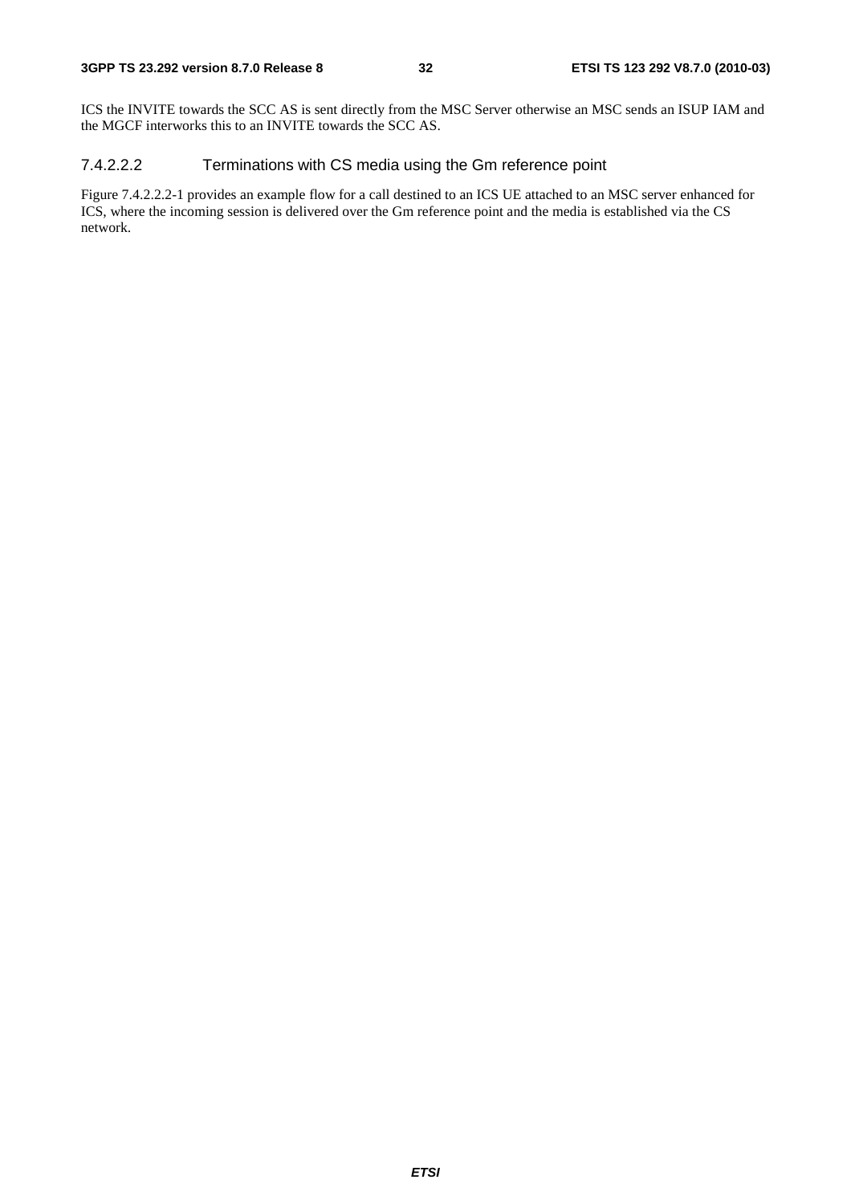ICS the INVITE towards the SCC AS is sent directly from the MSC Server otherwise an MSC sends an ISUP IAM and the MGCF interworks this to an INVITE towards the SCC AS.

##### 7.4.2.2.2 Terminations with CS media using the Gm reference point

Figure 7.4.2.2.2-1 provides an example flow for a call destined to an ICS UE attached to an MSC server enhanced for ICS, where the incoming session is delivered over the Gm reference point and the media is established via the CS network.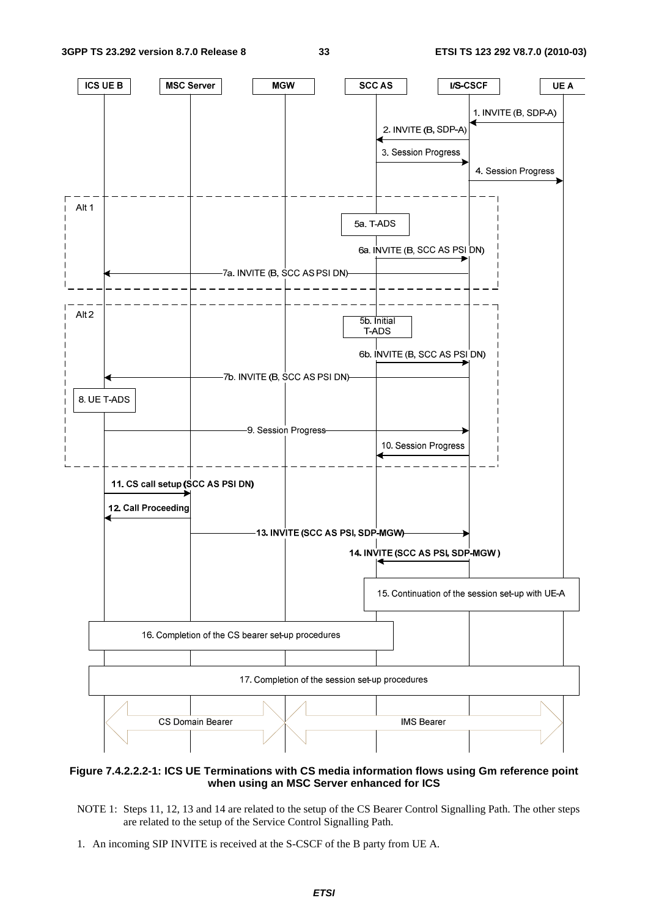**Figure 7.4.2.2.2-1: ICS UE Terminations with CS media information flows using Gm reference point when using an MSC Server enhanced for ICS**

NOTE 1: Steps 11, 12, 13 and 14 are related to the setup of the CS Bearer Control Signalling Path. The other steps are related to the setup of the Service Control Signalling Path.

1. An incoming SIP INVITE is received at the S-CSCF of the B party from UE A.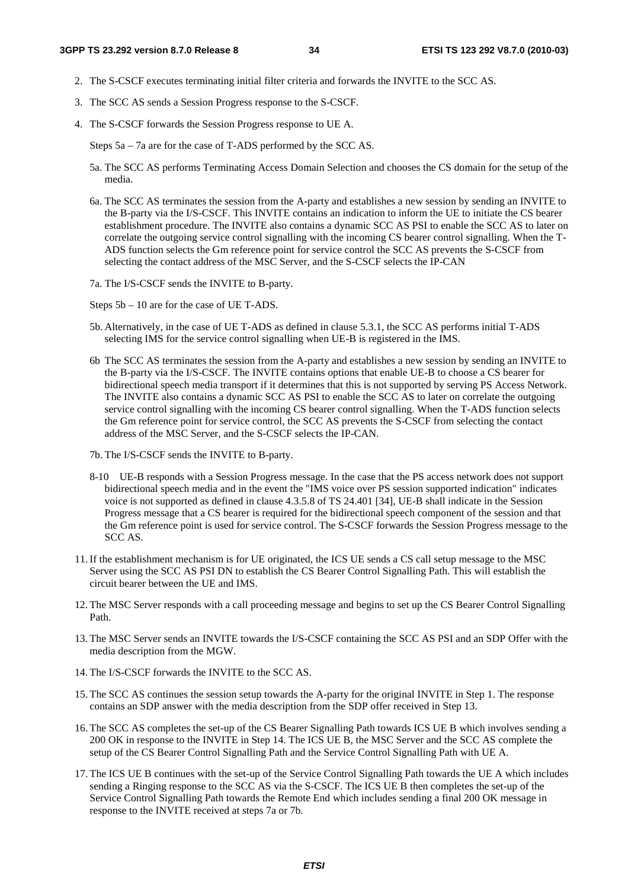2. The S-CSCF executes terminating initial filter criteria and forwards the INVITE to the SCC AS.

3. The SCC AS sends a Session Progress response to the S-CSCF.

4. The S-CSCF forwards the Session Progress response to UE A.

   Steps 5a – 7a are for the case of T-ADS performed by the SCC AS.

   5a. The SCC AS performs Terminating Access Domain Selection and chooses the CS domain for the setup of the media.

   6a. The SCC AS terminates the session from the A-party and establishes a new session by sending an INVITE to the B-party via the I/S-CSCF. This INVITE contains an indication to inform the UE to initiate the CS bearer establishment procedure. The INVITE also contains a dynamic SCC AS PSI to enable the SCC AS to later on correlate the outgoing service control signalling with the incoming CS bearer control signalling. When the T-ADS function selects the Gm reference point for service control the SCC AS prevents the S-CSCF from selecting the contact address of the MSC Server, and the S-CSCF selects the IP-CAN

   7a. The I/S-CSCF sends the INVITE to B-party.

   Steps 5b – 10 are for the case of UE T-ADS.

   5b. Alternatively, in the case of UE T-ADS as defined in clause 5.3.1, the SCC AS performs initial T-ADS selecting IMS for the service control signalling when UE-B is registered in the IMS.

   6b The SCC AS terminates the session from the A-party and establishes a new session by sending an INVITE to the B-party via the I/S-CSCF. The INVITE contains options that enable UE-B to choose a CS bearer for bidirectional speech media transport if it determines that this is not supported by serving PS Access Network. The INVITE also contains a dynamic SCC AS PSI to enable the SCC AS to later on correlate the outgoing service control signalling with the incoming CS bearer control signalling. When the T-ADS function selects the Gm reference point for service control, the SCC AS prevents the S-CSCF from selecting the contact address of the MSC Server, and the S-CSCF selects the IP-CAN.

   7b. The I/S-CSCF sends the INVITE to B-party.

   8-10 UE-B responds with a Session Progress message. In the case that the PS access network does not support bidirectional speech media and in the event the "IMS voice over PS session supported indication" indicates voice is not supported as defined in clause 4.3.5.8 of TS 24.401 [34], UE-B shall indicate in the Session Progress message that a CS bearer is required for the bidirectional speech component of the session and that the Gm reference point is used for service control. The S-CSCF forwards the Session Progress message to the SCC AS.

11. If the establishment mechanism is for UE originated, the ICS UE sends a CS call setup message to the MSC Server using the SCC AS PSI DN to establish the CS Bearer Control Signalling Path. This will establish the circuit bearer between the UE and IMS.

12. The MSC Server responds with a call proceeding message and begins to set up the CS Bearer Control Signalling Path.

13. The MSC Server sends an INVITE towards the I/S-CSCF containing the SCC AS PSI and an SDP Offer with the media description from the MGW.

14. The I/S-CSCF forwards the INVITE to the SCC AS.

15. The SCC AS continues the session setup towards the A-party for the original INVITE in Step 1. The response contains an SDP answer with the media description from the SDP offer received in Step 13.

16. The SCC AS completes the set-up of the CS Bearer Signalling Path towards ICS UE B which involves sending a 200 OK in response to the INVITE in Step 14. The ICS UE B, the MSC Server and the SCC AS complete the setup of the CS Bearer Control Signalling Path and the Service Control Signalling Path with UE A.

17. The ICS UE B continues with the set-up of the Service Control Signalling Path towards the UE A which includes sending a Ringing response to the SCC AS via the S-CSCF. The ICS UE B then completes the set-up of the Service Control Signalling Path towards the Remote End which includes sending a final 200 OK message in response to the INVITE received at steps 7a or 7b.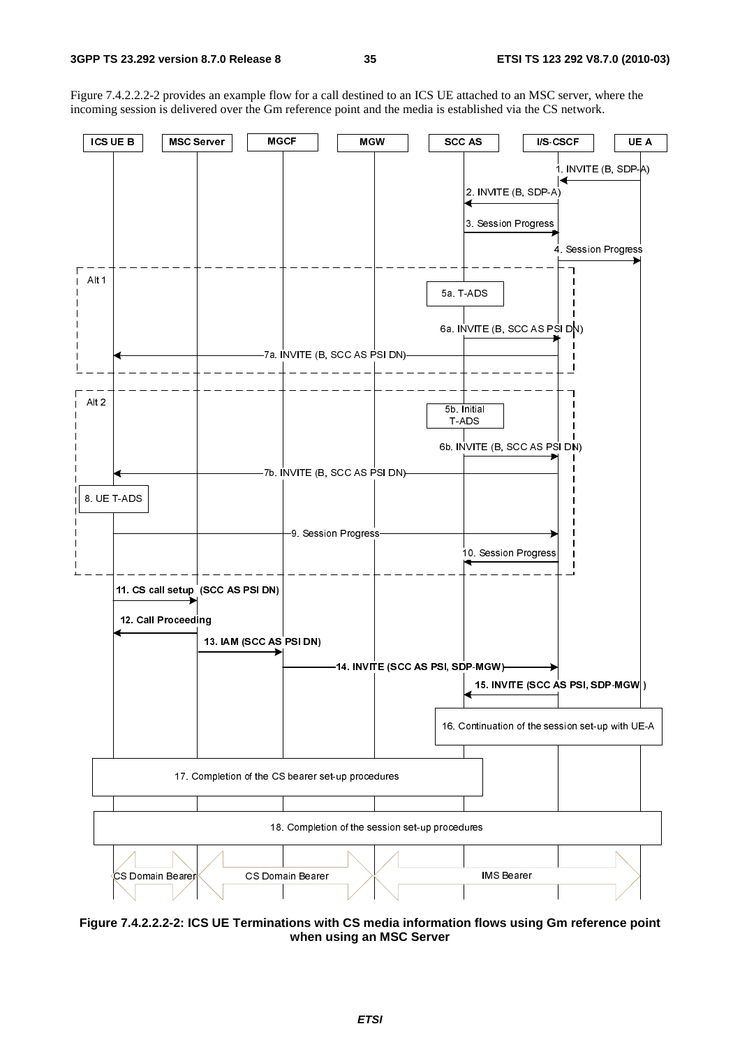Figure 7.4.2.2.2-2 provides an example flow for a call destined to an ICS UE attached to an MSC server, where the incoming session is delivered over the Gm reference point and the media is established via the CS network.

**Figure 7.4.2.2.2-2: ICS UE Terminations with CS media information flows using Gm reference point when using an MSC Server**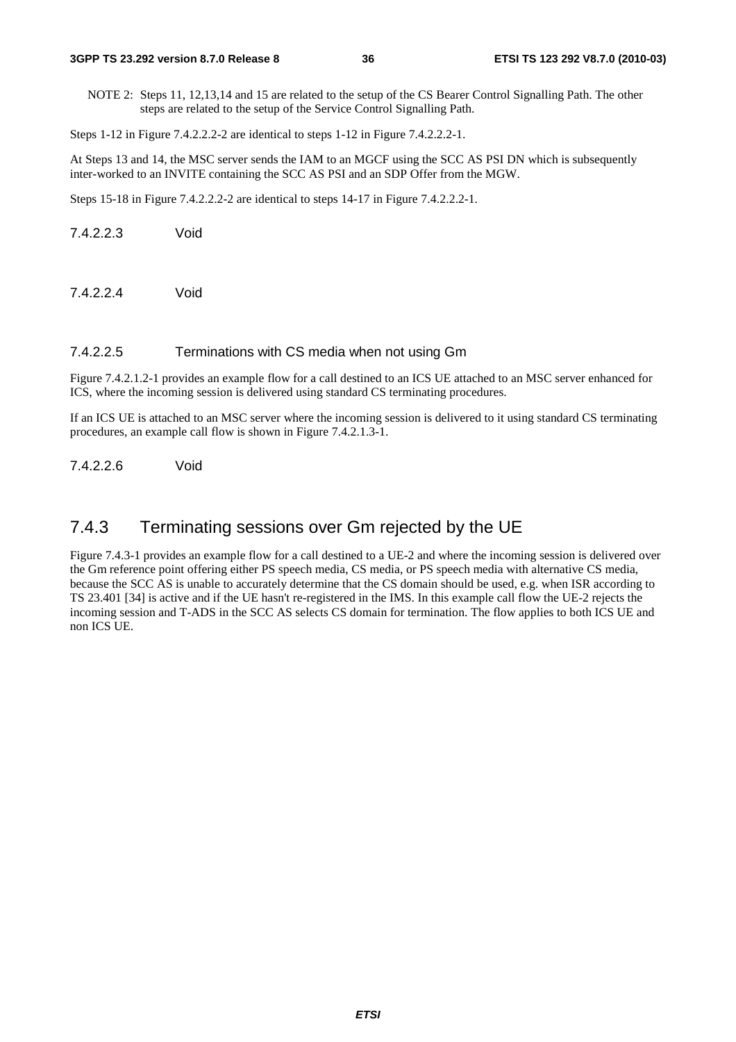NOTE 2: Steps 11, 12,13,14 and 15 are related to the setup of the CS Bearer Control Signalling Path. The other steps are related to the setup of the Service Control Signalling Path.

Steps 1-12 in Figure 7.4.2.2.2-2 are identical to steps 1-12 in Figure 7.4.2.2.2-1.

At Steps 13 and 14, the MSC server sends the IAM to an MGCF using the SCC AS PSI DN which is subsequently inter-worked to an INVITE containing the SCC AS PSI and an SDP Offer from the MGW.

Steps 15-18 in Figure 7.4.2.2.2-2 are identical to steps 14-17 in Figure 7.4.2.2.2-1.

##### 7.4.2.2.3 Void

##### 7.4.2.2.4 Void

##### 7.4.2.2.5 Terminations with CS media when not using Gm

Figure 7.4.2.1.2-1 provides an example flow for a call destined to an ICS UE attached to an MSC server enhanced for ICS, where the incoming session is delivered using standard CS terminating procedures.

If an ICS UE is attached to an MSC server where the incoming session is delivered to it using standard CS terminating procedures, an example call flow is shown in Figure 7.4.2.1.3-1.

##### 7.4.2.2.6 Void

### 7.4.3 Terminating sessions over Gm rejected by the UE

Figure 7.4.3-1 provides an example flow for a call destined to a UE-2 and where the incoming session is delivered over the Gm reference point offering either PS speech media, CS media, or PS speech media with alternative CS media, because the SCC AS is unable to accurately determine that the CS domain should be used, e.g. when ISR according to TS 23.401 [34] is active and if the UE hasn't re-registered in the IMS. In this example call flow the UE-2 rejects the incoming session and T-ADS in the SCC AS selects CS domain for termination. The flow applies to both ICS UE and non ICS UE.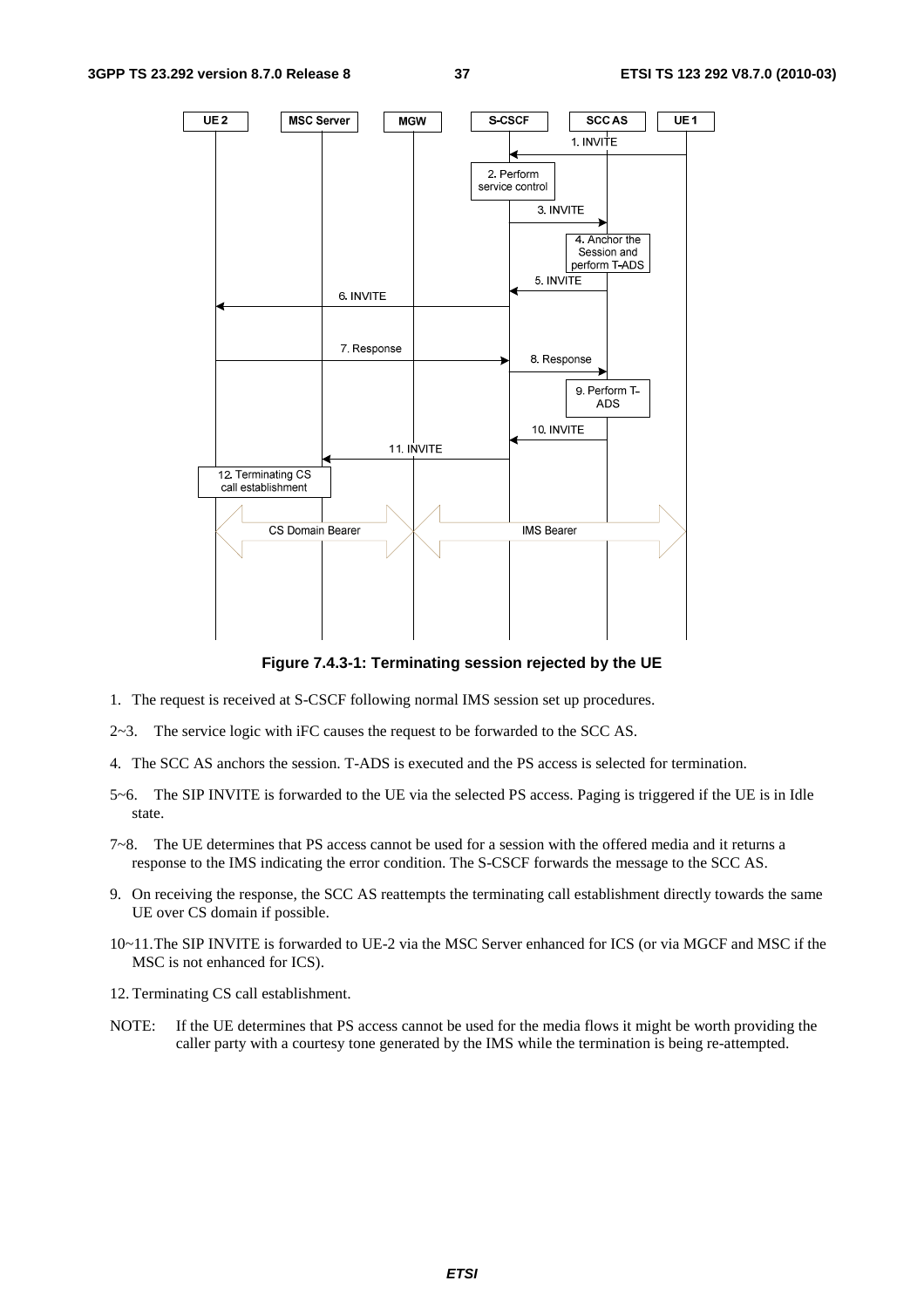**Figure 7.4.3-1: Terminating session rejected by the UE**

1. The request is received at S-CSCF following normal IMS session set up procedures.

2~3. The service logic with iFC causes the request to be forwarded to the SCC AS.

4. The SCC AS anchors the session. T-ADS is executed and the PS access is selected for termination.

5~6. The SIP INVITE is forwarded to the UE via the selected PS access. Paging is triggered if the UE is in Idle state.

7~8. The UE determines that PS access cannot be used for a session with the offered media and it returns a response to the IMS indicating the error condition. The S-CSCF forwards the message to the SCC AS.

9. On receiving the response, the SCC AS reattempts the terminating call establishment directly towards the same UE over CS domain if possible.

10~11. The SIP INVITE is forwarded to UE-2 via the MSC Server enhanced for ICS (or via MGCF and MSC if the MSC is not enhanced for ICS).

12. Terminating CS call establishment.

NOTE: If the UE determines that PS access cannot be used for the media flows it might be worth providing the caller party with a courtesy tone generated by the IMS while the termination is being re-attempted.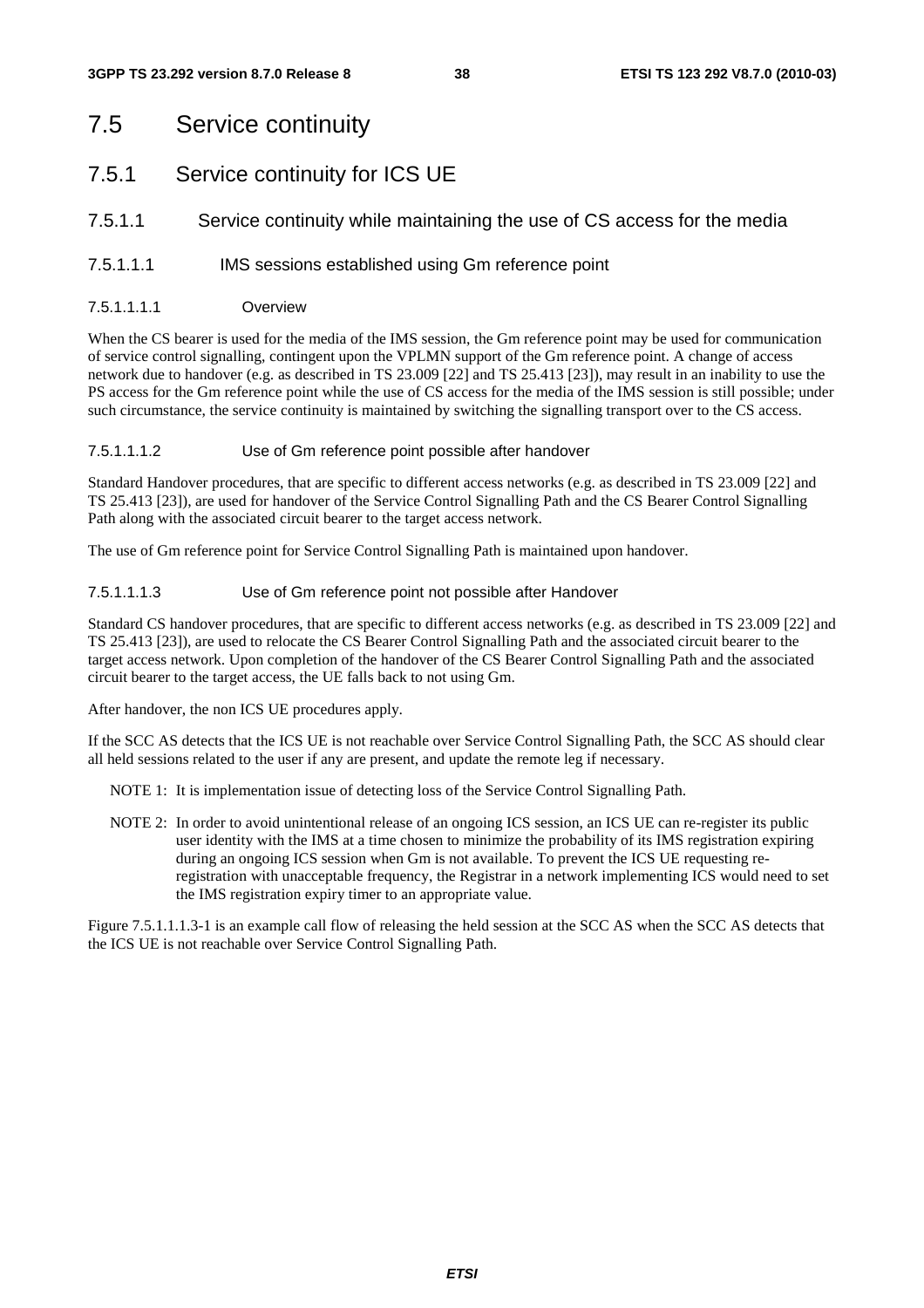# 7.5 Service continuity

## 7.5.1 Service continuity for ICS UE

### 7.5.1.1 Service continuity while maintaining the use of CS access for the media

#### 7.5.1.1.1 IMS sessions established using Gm reference point

##### 7.5.1.1.1.1 Overview

When the CS bearer is used for the media of the IMS session, the Gm reference point may be used for communication of service control signalling, contingent upon the VPLMN support of the Gm reference point. A change of access network due to handover (e.g. as described in TS 23.009 [22] and TS 25.413 [23]), may result in an inability to use the PS access for the Gm reference point while the use of CS access for the media of the IMS session is still possible; under such circumstance, the service continuity is maintained by switching the signalling transport over to the CS access.

##### 7.5.1.1.1.2 Use of Gm reference point possible after handover

Standard Handover procedures, that are specific to different access networks (e.g. as described in TS 23.009 [22] and TS 25.413 [23]), are used for handover of the Service Control Signalling Path and the CS Bearer Control Signalling Path along with the associated circuit bearer to the target access network.

The use of Gm reference point for Service Control Signalling Path is maintained upon handover.

##### 7.5.1.1.1.3 Use of Gm reference point not possible after Handover

Standard CS handover procedures, that are specific to different access networks (e.g. as described in TS 23.009 [22] and TS 25.413 [23]), are used to relocate the CS Bearer Control Signalling Path and the associated circuit bearer to the target access network. Upon completion of the handover of the CS Bearer Control Signalling Path and the associated circuit bearer to the target access, the UE falls back to not using Gm.

After handover, the non ICS UE procedures apply.

If the SCC AS detects that the ICS UE is not reachable over Service Control Signalling Path, the SCC AS should clear all held sessions related to the user if any are present, and update the remote leg if necessary.

NOTE 1: It is implementation issue of detecting loss of the Service Control Signalling Path.

NOTE 2: In order to avoid unintentional release of an ongoing ICS session, an ICS UE can re-register its public user identity with the IMS at a time chosen to minimize the probability of its IMS registration expiring during an ongoing ICS session when Gm is not available. To prevent the ICS UE requesting re-registration with unacceptable frequency, the Registrar in a network implementing ICS would need to set the IMS registration expiry timer to an appropriate value.

Figure 7.5.1.1.1.3-1 is an example call flow of releasing the held session at the SCC AS when the SCC AS detects that the ICS UE is not reachable over Service Control Signalling Path.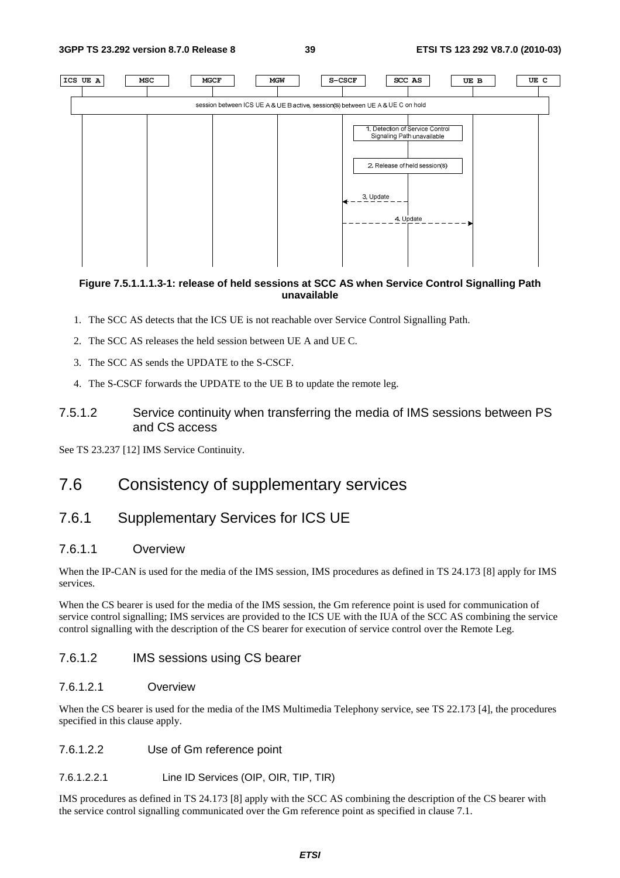**Figure 7.5.1.1.1.3-1: release of held sessions at SCC AS when Service Control Signalling Path unavailable**

1. The SCC AS detects that the ICS UE is not reachable over Service Control Signalling Path.
2. The SCC AS releases the held session between UE A and UE C.
3. The SCC AS sends the UPDATE to the S-CSCF.
4. The S-CSCF forwards the UPDATE to the UE B to update the remote leg.

#### 7.5.1.2 Service continuity when transferring the media of IMS sessions between PS and CS access

See TS 23.237 [12] IMS Service Continuity.

## 7.6 Consistency of supplementary services

### 7.6.1 Supplementary Services for ICS UE

#### 7.6.1.1 Overview

When the IP-CAN is used for the media of the IMS session, IMS procedures as defined in TS 24.173 [8] apply for IMS services.

When the CS bearer is used for the media of the IMS session, the Gm reference point is used for communication of service control signalling; IMS services are provided to the ICS UE with the IUA of the SCC AS combining the service control signalling with the description of the CS bearer for execution of service control over the Remote Leg.

#### 7.6.1.2 IMS sessions using CS bearer

##### 7.6.1.2.1 Overview

When the CS bearer is used for the media of the IMS Multimedia Telephony service, see TS 22.173 [4], the procedures specified in this clause apply.

##### 7.6.1.2.2 Use of Gm reference point

###### 7.6.1.2.2.1 Line ID Services (OIP, OIR, TIP, TIR)

IMS procedures as defined in TS 24.173 [8] apply with the SCC AS combining the description of the CS bearer with the service control signalling communicated over the Gm reference point as specified in clause 7.1.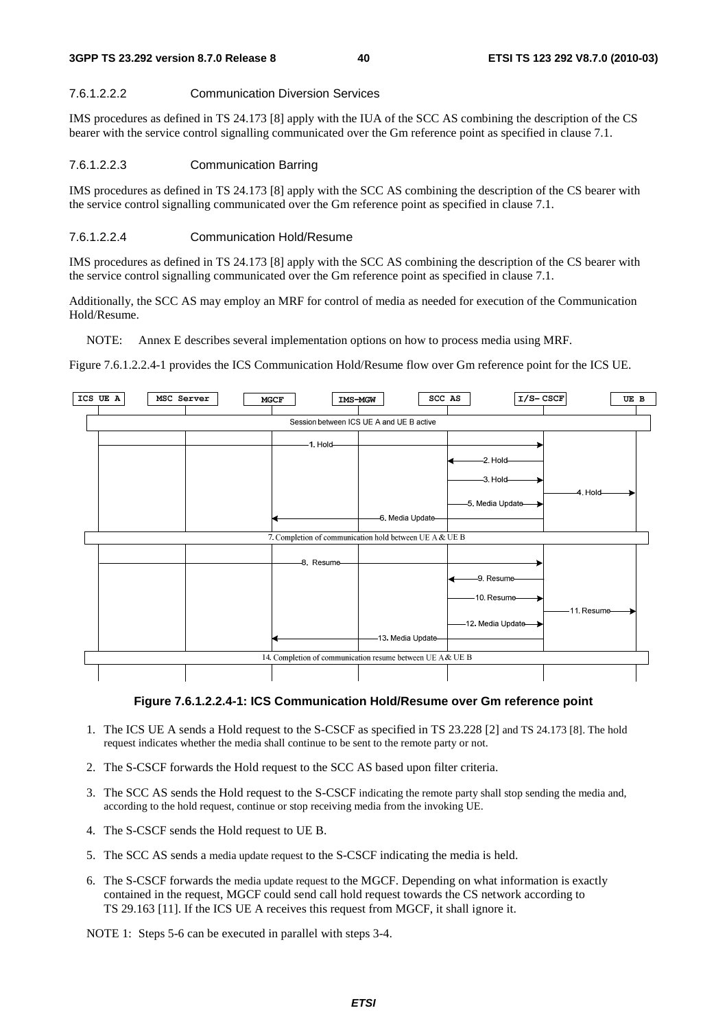#### 7.6.1.2.2.2 Communication Diversion Services

IMS procedures as defined in TS 24.173 [8] apply with the IUA of the SCC AS combining the description of the CS bearer with the service control signalling communicated over the Gm reference point as specified in clause 7.1.

#### 7.6.1.2.2.3 Communication Barring

IMS procedures as defined in TS 24.173 [8] apply with the SCC AS combining the description of the CS bearer with the service control signalling communicated over the Gm reference point as specified in clause 7.1.

#### 7.6.1.2.2.4 Communication Hold/Resume

IMS procedures as defined in TS 24.173 [8] apply with the SCC AS combining the description of the CS bearer with the service control signalling communicated over the Gm reference point as specified in clause 7.1.

Additionally, the SCC AS may employ an MRF for control of media as needed for execution of the Communication Hold/Resume.

NOTE: Annex E describes several implementation options on how to process media using MRF.

Figure 7.6.1.2.2.4-1 provides the ICS Communication Hold/Resume flow over Gm reference point for the ICS UE.

**Figure 7.6.1.2.2.4-1: ICS Communication Hold/Resume over Gm reference point**

1. The ICS UE A sends a Hold request to the S-CSCF as specified in TS 23.228 [2] and TS 24.173 [8]. The hold request indicates whether the media shall continue to be sent to the remote party or not.
2. The S-CSCF forwards the Hold request to the SCC AS based upon filter criteria.
3. The SCC AS sends the Hold request to the S-CSCF indicating the remote party shall stop sending the media and, according to the hold request, continue or stop receiving media from the invoking UE.
4. The S-CSCF sends the Hold request to UE B.
5. The SCC AS sends a media update request to the S-CSCF indicating the media is held.
6. The S-CSCF forwards the media update request to the MGCF. Depending on what information is exactly contained in the request, MGCF could send call hold request towards the CS network according to TS 29.163 [11]. If the ICS UE A receives this request from MGCF, it shall ignore it.

NOTE 1: Steps 5-6 can be executed in parallel with steps 3-4.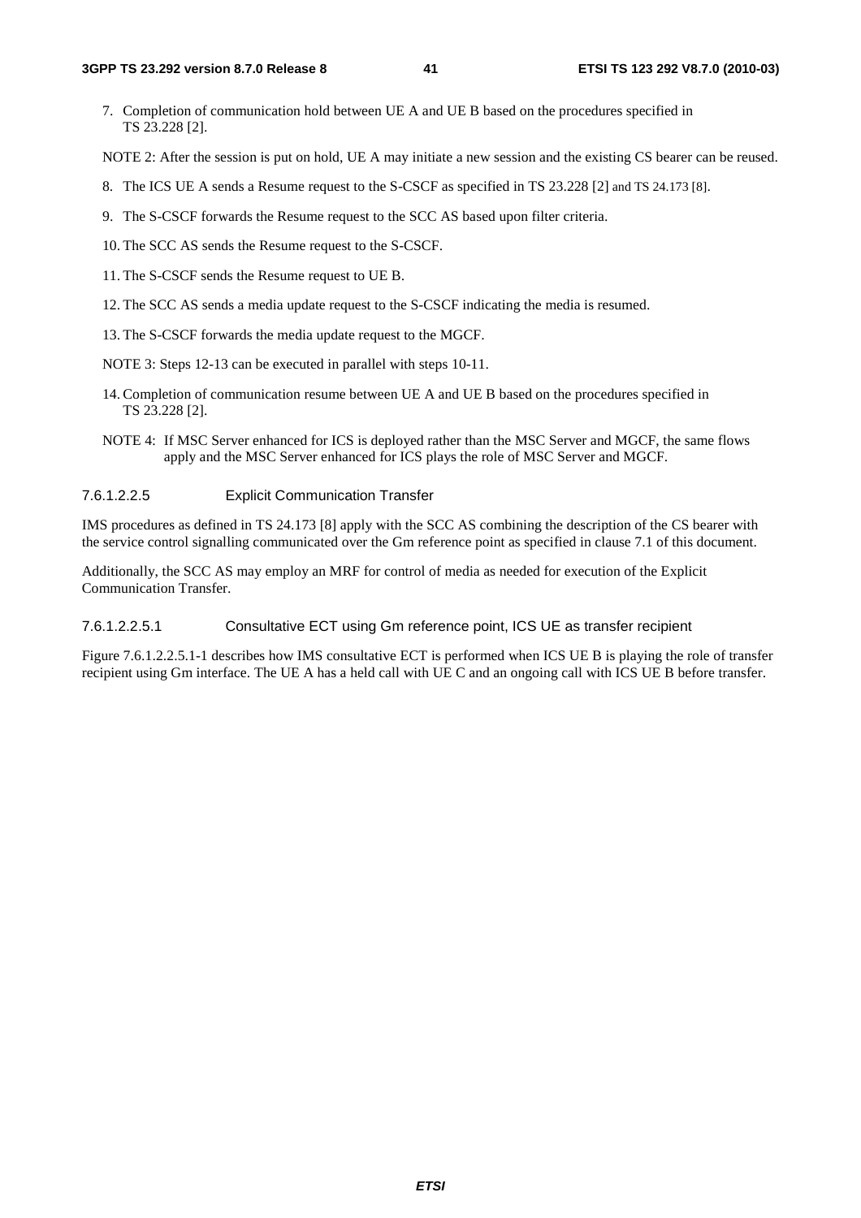7. Completion of communication hold between UE A and UE B based on the procedures specified in TS 23.228 [2].

NOTE 2: After the session is put on hold, UE A may initiate a new session and the existing CS bearer can be reused.

8. The ICS UE A sends a Resume request to the S-CSCF as specified in TS 23.228 [2] and TS 24.173 [8].
9. The S-CSCF forwards the Resume request to the SCC AS based upon filter criteria.
10. The SCC AS sends the Resume request to the S-CSCF.
11. The S-CSCF sends the Resume request to UE B.
12. The SCC AS sends a media update request to the S-CSCF indicating the media is resumed.
13. The S-CSCF forwards the media update request to the MGCF.

NOTE 3: Steps 12-13 can be executed in parallel with steps 10-11.

14. Completion of communication resume between UE A and UE B based on the procedures specified in TS 23.228 [2].

NOTE 4: If MSC Server enhanced for ICS is deployed rather than the MSC Server and MGCF, the same flows apply and the MSC Server enhanced for ICS plays the role of MSC Server and MGCF.

###### 7.6.1.2.2.5 Explicit Communication Transfer

IMS procedures as defined in TS 24.173 [8] apply with the SCC AS combining the description of the CS bearer with the service control signalling communicated over the Gm reference point as specified in clause 7.1 of this document.

Additionally, the SCC AS may employ an MRF for control of media as needed for execution of the Explicit Communication Transfer.

###### 7.6.1.2.2.5.1 Consultative ECT using Gm reference point, ICS UE as transfer recipient

Figure 7.6.1.2.2.5.1-1 describes how IMS consultative ECT is performed when ICS UE B is playing the role of transfer recipient using Gm interface. The UE A has a held call with UE C and an ongoing call with ICS UE B before transfer.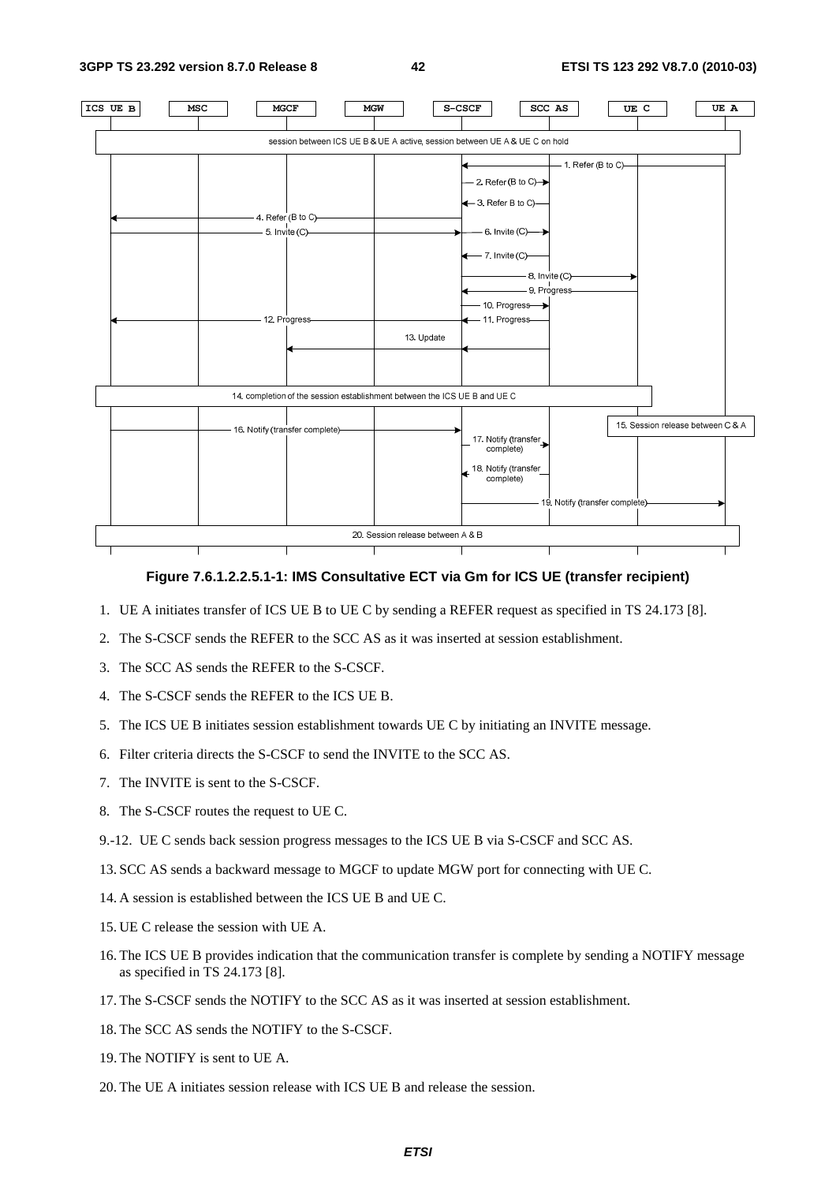**Figure 7.6.1.2.2.5.1-1: IMS Consultative ECT via Gm for ICS UE (transfer recipient)**

1. UE A initiates transfer of ICS UE B to UE C by sending a REFER request as specified in TS 24.173 [8].

2. The S-CSCF sends the REFER to the SCC AS as it was inserted at session establishment.

3. The SCC AS sends the REFER to the S-CSCF.

4. The S-CSCF sends the REFER to the ICS UE B.

5. The ICS UE B initiates session establishment towards UE C by initiating an INVITE message.

6. Filter criteria directs the S-CSCF to send the INVITE to the SCC AS.

7. The INVITE is sent to the S-CSCF.

8. The S-CSCF routes the request to UE C.

9.-12. UE C sends back session progress messages to the ICS UE B via S-CSCF and SCC AS.

13. SCC AS sends a backward message to MGCF to update MGW port for connecting with UE C.

14. A session is established between the ICS UE B and UE C.

15. UE C release the session with UE A.

16. The ICS UE B provides indication that the communication transfer is complete by sending a NOTIFY message as specified in TS 24.173 [8].

17. The S-CSCF sends the NOTIFY to the SCC AS as it was inserted at session establishment.

18. The SCC AS sends the NOTIFY to the S-CSCF.

19. The NOTIFY is sent to UE A.

20. The UE A initiates session release with ICS UE B and release the session.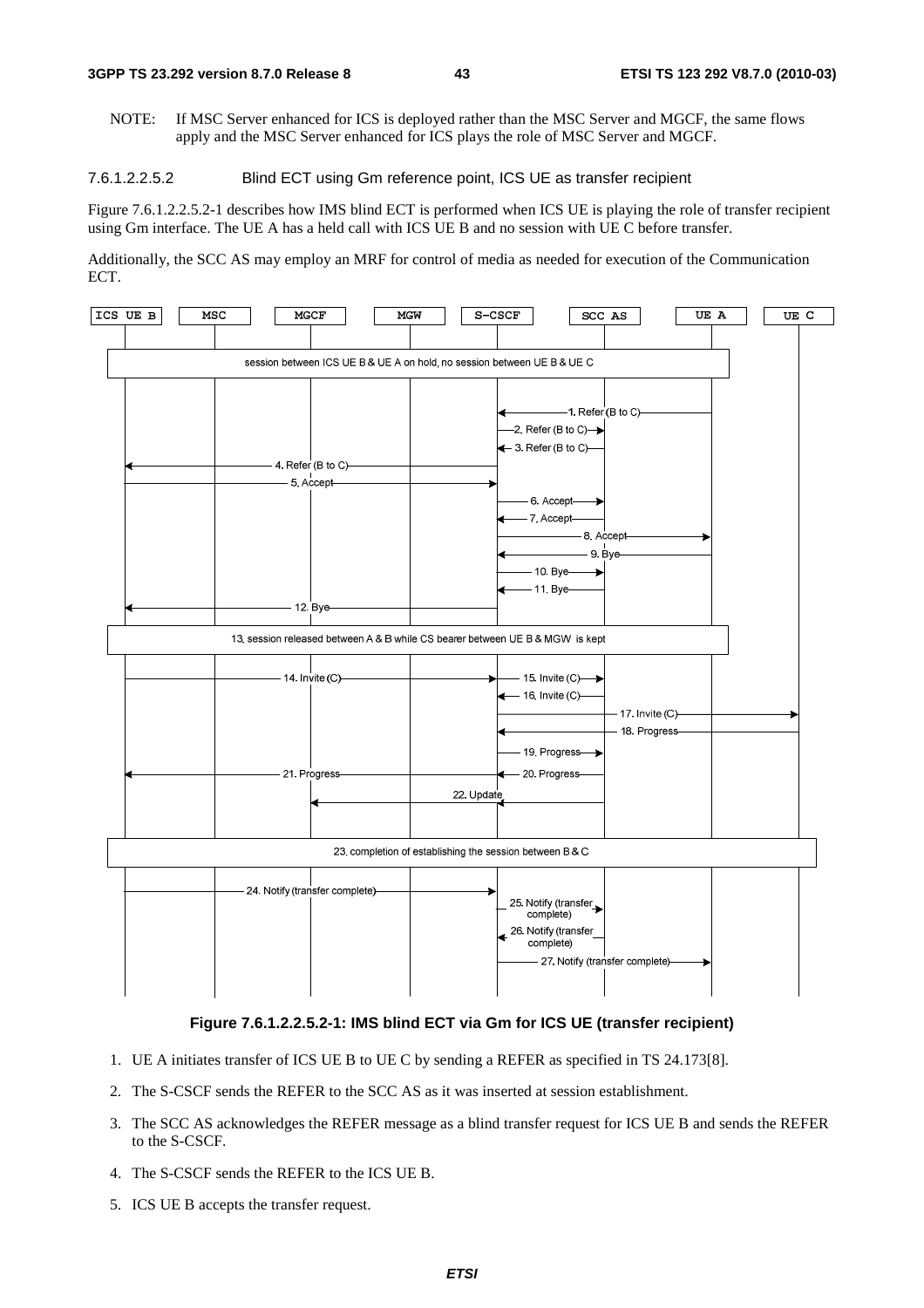NOTE: If MSC Server enhanced for ICS is deployed rather than the MSC Server and MGCF, the same flows apply and the MSC Server enhanced for ICS plays the role of MSC Server and MGCF.

#### 7.6.1.2.2.5.2 Blind ECT using Gm reference point, ICS UE as transfer recipient

Figure 7.6.1.2.2.5.2-1 describes how IMS blind ECT is performed when ICS UE is playing the role of transfer recipient using Gm interface. The UE A has a held call with ICS UE B and no session with UE C before transfer.

Additionally, the SCC AS may employ an MRF for control of media as needed for execution of the Communication ECT.

**Figure 7.6.1.2.2.5.2-1: IMS blind ECT via Gm for ICS UE (transfer recipient)**

1. UE A initiates transfer of ICS UE B to UE C by sending a REFER as specified in TS 24.173[8].
2. The S-CSCF sends the REFER to the SCC AS as it was inserted at session establishment.
3. The SCC AS acknowledges the REFER message as a blind transfer request for ICS UE B and sends the REFER to the S-CSCF.
4. The S-CSCF sends the REFER to the ICS UE B.
5. ICS UE B accepts the transfer request.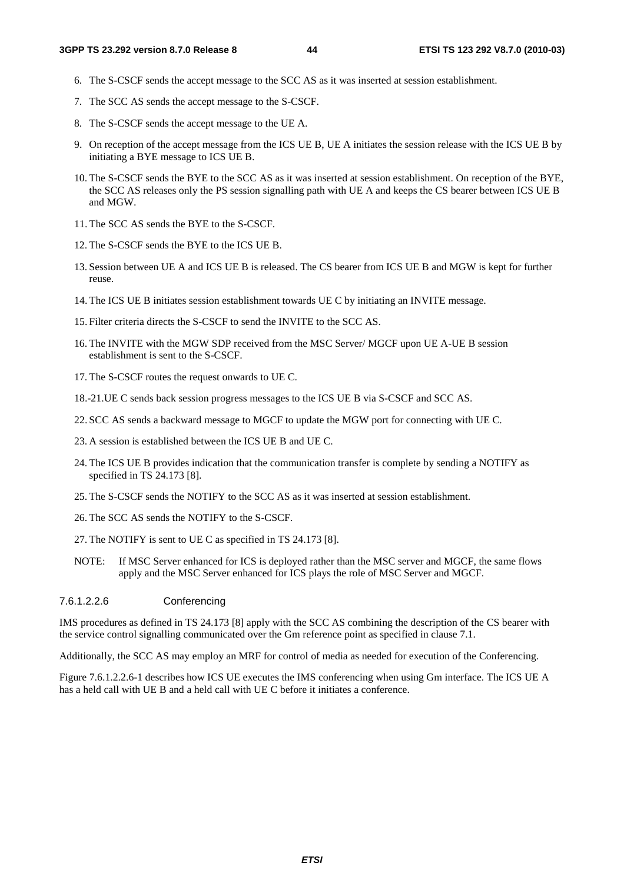6. The S-CSCF sends the accept message to the SCC AS as it was inserted at session establishment.

7. The SCC AS sends the accept message to the S-CSCF.

8. The S-CSCF sends the accept message to the UE A.

9. On reception of the accept message from the ICS UE B, UE A initiates the session release with the ICS UE B by initiating a BYE message to ICS UE B.

10. The S-CSCF sends the BYE to the SCC AS as it was inserted at session establishment. On reception of the BYE, the SCC AS releases only the PS session signalling path with UE A and keeps the CS bearer between ICS UE B and MGW.

11. The SCC AS sends the BYE to the S-CSCF.

12. The S-CSCF sends the BYE to the ICS UE B.

13. Session between UE A and ICS UE B is released. The CS bearer from ICS UE B and MGW is kept for further reuse.

14. The ICS UE B initiates session establishment towards UE C by initiating an INVITE message.

15. Filter criteria directs the S-CSCF to send the INVITE to the SCC AS.

16. The INVITE with the MGW SDP received from the MSC Server/ MGCF upon UE A-UE B session establishment is sent to the S-CSCF.

17. The S-CSCF routes the request onwards to UE C.

18.-21.UE C sends back session progress messages to the ICS UE B via S-CSCF and SCC AS.

22. SCC AS sends a backward message to MGCF to update the MGW port for connecting with UE C.

23. A session is established between the ICS UE B and UE C.

24. The ICS UE B provides indication that the communication transfer is complete by sending a NOTIFY as specified in TS 24.173 [8].

25. The S-CSCF sends the NOTIFY to the SCC AS as it was inserted at session establishment.

26. The SCC AS sends the NOTIFY to the S-CSCF.

27. The NOTIFY is sent to UE C as specified in TS 24.173 [8].

NOTE: If MSC Server enhanced for ICS is deployed rather than the MSC server and MGCF, the same flows apply and the MSC Server enhanced for ICS plays the role of MSC Server and MGCF.

#### 7.6.1.2.2.6 Conferencing

IMS procedures as defined in TS 24.173 [8] apply with the SCC AS combining the description of the CS bearer with the service control signalling communicated over the Gm reference point as specified in clause 7.1.

Additionally, the SCC AS may employ an MRF for control of media as needed for execution of the Conferencing.

Figure 7.6.1.2.2.6-1 describes how ICS UE executes the IMS conferencing when using Gm interface. The ICS UE A has a held call with UE B and a held call with UE C before it initiates a conference.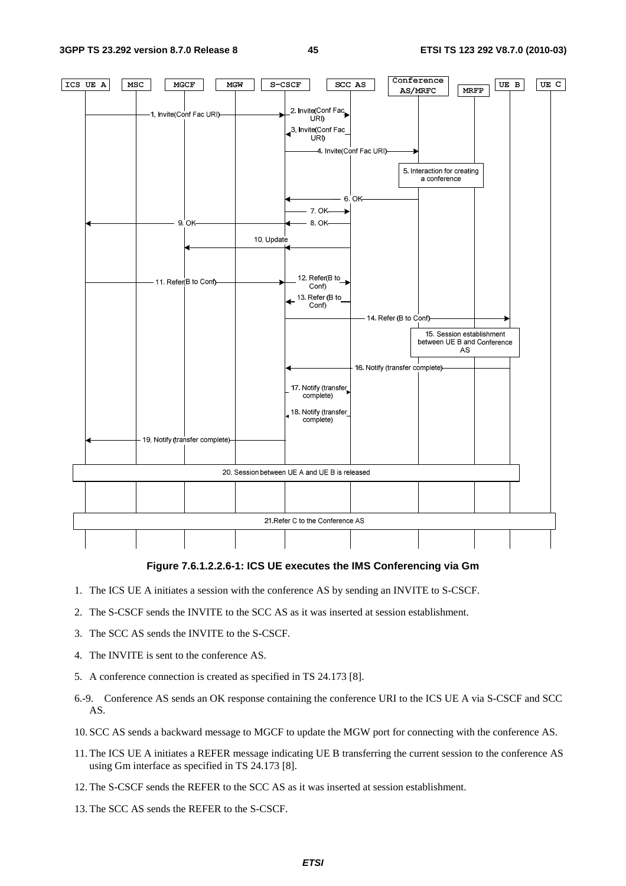**Figure 7.6.1.2.2.6-1: ICS UE executes the IMS Conferencing via Gm**

1. The ICS UE A initiates a session with the conference AS by sending an INVITE to S-CSCF.
2. The S-CSCF sends the INVITE to the SCC AS as it was inserted at session establishment.
3. The SCC AS sends the INVITE to the S-CSCF.
4. The INVITE is sent to the conference AS.
5. A conference connection is created as specified in TS 24.173 [8].

6.-9. Conference AS sends an OK response containing the conference URI to the ICS UE A via S-CSCF and SCC AS.

10. SCC AS sends a backward message to MGCF to update the MGW port for connecting with the conference AS.
11. The ICS UE A initiates a REFER message indicating UE B transferring the current session to the conference AS using Gm interface as specified in TS 24.173 [8].
12. The S-CSCF sends the REFER to the SCC AS as it was inserted at session establishment.
13. The SCC AS sends the REFER to the S-CSCF.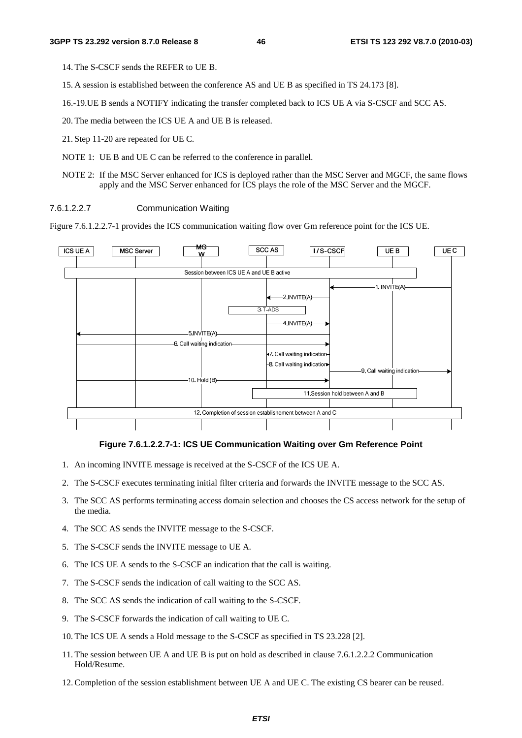14. The S-CSCF sends the REFER to UE B.

15. A session is established between the conference AS and UE B as specified in TS 24.173 [8].

16.-19. UE B sends a NOTIFY indicating the transfer completed back to ICS UE A via S-CSCF and SCC AS.

20. The media between the ICS UE A and UE B is released.

21. Step 11-20 are repeated for UE C.

NOTE 1: UE B and UE C can be referred to the conference in parallel.

NOTE 2: If the MSC Server enhanced for ICS is deployed rather than the MSC Server and MGCF, the same flows apply and the MSC Server enhanced for ICS plays the role of the MSC Server and the MGCF.

#### 7.6.1.2.2.7 Communication Waiting

Figure 7.6.1.2.2.7-1 provides the ICS communication waiting flow over Gm reference point for the ICS UE.

**Figure 7.6.1.2.2.7-1: ICS UE Communication Waiting over Gm Reference Point**

1. An incoming INVITE message is received at the S-CSCF of the ICS UE A.

2. The S-CSCF executes terminating initial filter criteria and forwards the INVITE message to the SCC AS.

3. The SCC AS performs terminating access domain selection and chooses the CS access network for the setup of the media.

4. The SCC AS sends the INVITE message to the S-CSCF.

5. The S-CSCF sends the INVITE message to UE A.

6. The ICS UE A sends to the S-CSCF an indication that the call is waiting.

7. The S-CSCF sends the indication of call waiting to the SCC AS.

8. The SCC AS sends the indication of call waiting to the S-CSCF.

9. The S-CSCF forwards the indication of call waiting to UE C.

10. The ICS UE A sends a Hold message to the S-CSCF as specified in TS 23.228 [2].

11. The session between UE A and UE B is put on hold as described in clause 7.6.1.2.2.2 Communication Hold/Resume.

12. Completion of the session establishment between UE A and UE C. The existing CS bearer can be reused.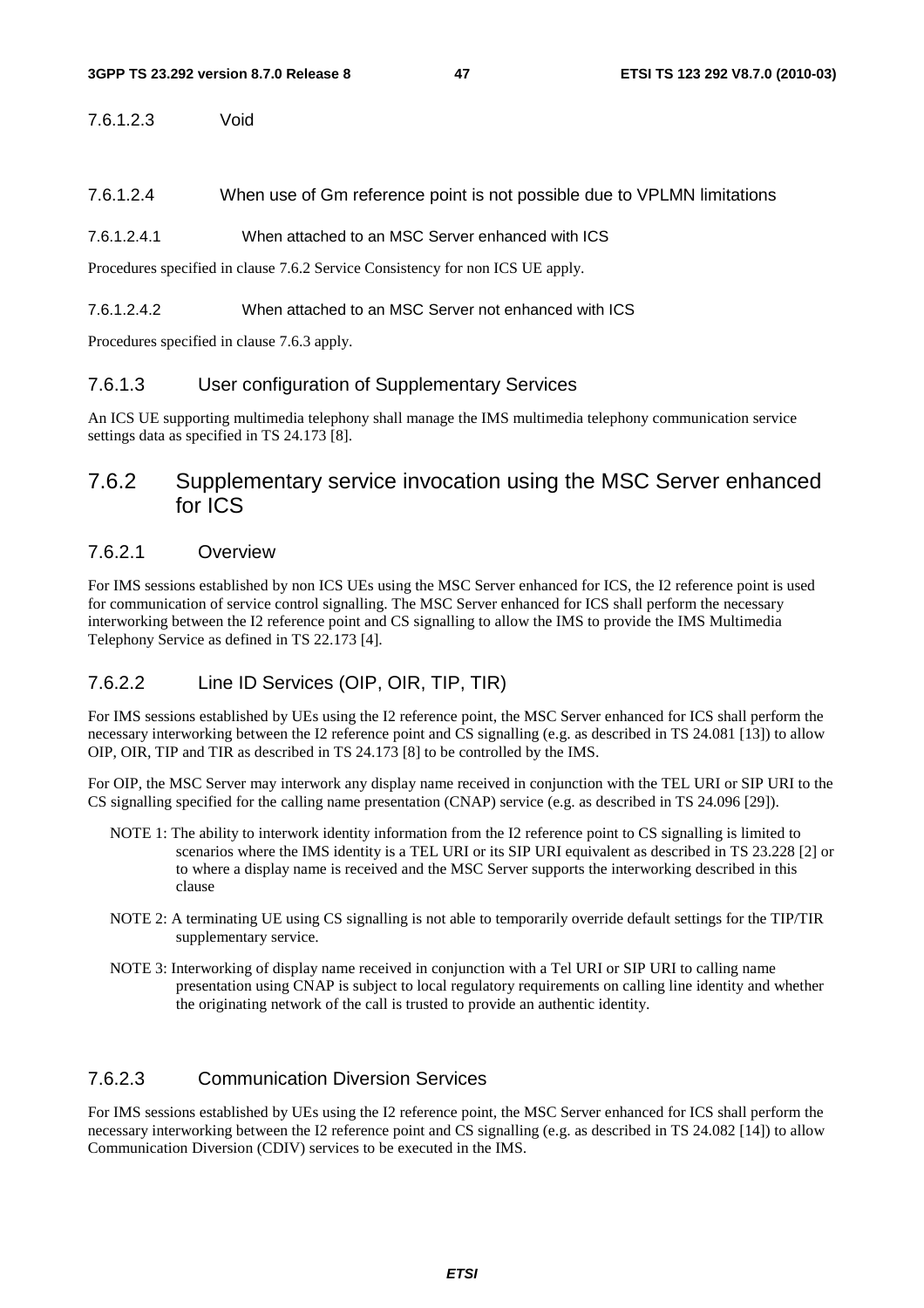#### 7.6.1.2.3 Void

#### 7.6.1.2.4 When use of Gm reference point is not possible due to VPLMN limitations

##### 7.6.1.2.4.1 When attached to an MSC Server enhanced with ICS

Procedures specified in clause 7.6.2 Service Consistency for non ICS UE apply.

##### 7.6.1.2.4.2 When attached to an MSC Server not enhanced with ICS

Procedures specified in clause 7.6.3 apply.

### 7.6.1.3 User configuration of Supplementary Services

An ICS UE supporting multimedia telephony shall manage the IMS multimedia telephony communication service settings data as specified in TS 24.173 [8].

## 7.6.2 Supplementary service invocation using the MSC Server enhanced for ICS

### 7.6.2.1 Overview

For IMS sessions established by non ICS UEs using the MSC Server enhanced for ICS, the I2 reference point is used for communication of service control signalling. The MSC Server enhanced for ICS shall perform the necessary interworking between the I2 reference point and CS signalling to allow the IMS to provide the IMS Multimedia Telephony Service as defined in TS 22.173 [4].

### 7.6.2.2 Line ID Services (OIP, OIR, TIP, TIR)

For IMS sessions established by UEs using the I2 reference point, the MSC Server enhanced for ICS shall perform the necessary interworking between the I2 reference point and CS signalling (e.g. as described in TS 24.081 [13]) to allow OIP, OIR, TIP and TIR as described in TS 24.173 [8] to be controlled by the IMS.

For OIP, the MSC Server may interwork any display name received in conjunction with the TEL URI or SIP URI to the CS signalling specified for the calling name presentation (CNAP) service (e.g. as described in TS 24.096 [29]).

NOTE 1: The ability to interwork identity information from the I2 reference point to CS signalling is limited to scenarios where the IMS identity is a TEL URI or its SIP URI equivalent as described in TS 23.228 [2] or to where a display name is received and the MSC Server supports the interworking described in this clause

NOTE 2: A terminating UE using CS signalling is not able to temporarily override default settings for the TIP/TIR supplementary service.

NOTE 3: Interworking of display name received in conjunction with a Tel URI or SIP URI to calling name presentation using CNAP is subject to local regulatory requirements on calling line identity and whether the originating network of the call is trusted to provide an authentic identity.

### 7.6.2.3 Communication Diversion Services

For IMS sessions established by UEs using the I2 reference point, the MSC Server enhanced for ICS shall perform the necessary interworking between the I2 reference point and CS signalling (e.g. as described in TS 24.082 [14]) to allow Communication Diversion (CDIV) services to be executed in the IMS.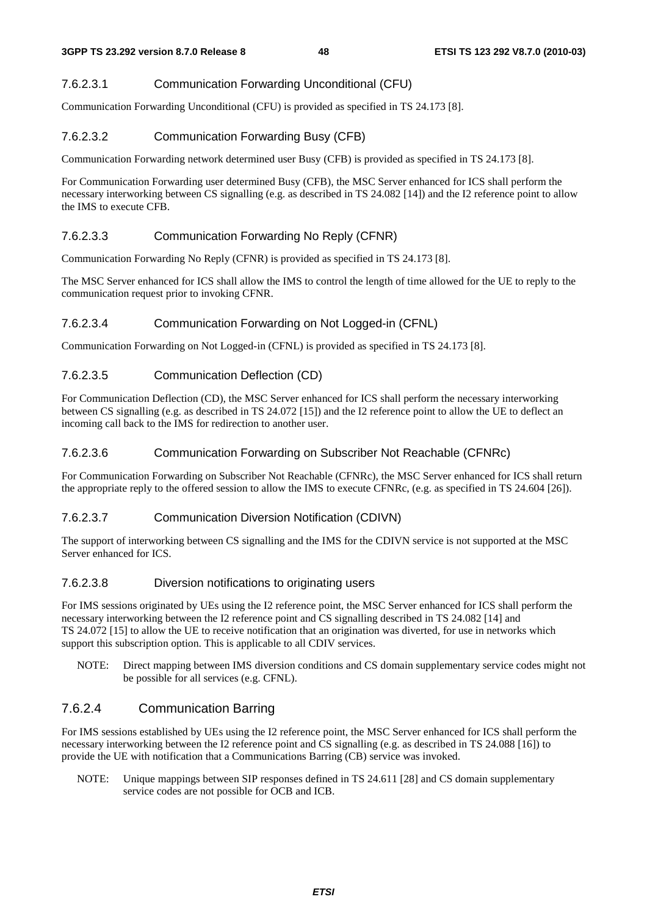#### 7.6.2.3.1 Communication Forwarding Unconditional (CFU)

Communication Forwarding Unconditional (CFU) is provided as specified in TS 24.173 [8].

#### 7.6.2.3.2 Communication Forwarding Busy (CFB)

Communication Forwarding network determined user Busy (CFB) is provided as specified in TS 24.173 [8].

For Communication Forwarding user determined Busy (CFB), the MSC Server enhanced for ICS shall perform the necessary interworking between CS signalling (e.g. as described in TS 24.082 [14]) and the I2 reference point to allow the IMS to execute CFB.

#### 7.6.2.3.3 Communication Forwarding No Reply (CFNR)

Communication Forwarding No Reply (CFNR) is provided as specified in TS 24.173 [8].

The MSC Server enhanced for ICS shall allow the IMS to control the length of time allowed for the UE to reply to the communication request prior to invoking CFNR.

#### 7.6.2.3.4 Communication Forwarding on Not Logged-in (CFNL)

Communication Forwarding on Not Logged-in (CFNL) is provided as specified in TS 24.173 [8].

#### 7.6.2.3.5 Communication Deflection (CD)

For Communication Deflection (CD), the MSC Server enhanced for ICS shall perform the necessary interworking between CS signalling (e.g. as described in TS 24.072 [15]) and the I2 reference point to allow the UE to deflect an incoming call back to the IMS for redirection to another user.

#### 7.6.2.3.6 Communication Forwarding on Subscriber Not Reachable (CFNRc)

For Communication Forwarding on Subscriber Not Reachable (CFNRc), the MSC Server enhanced for ICS shall return the appropriate reply to the offered session to allow the IMS to execute CFNRc, (e.g. as specified in TS 24.604 [26]).

#### 7.6.2.3.7 Communication Diversion Notification (CDIVN)

The support of interworking between CS signalling and the IMS for the CDIVN service is not supported at the MSC Server enhanced for ICS.

#### 7.6.2.3.8 Diversion notifications to originating users

For IMS sessions originated by UEs using the I2 reference point, the MSC Server enhanced for ICS shall perform the necessary interworking between the I2 reference point and CS signalling described in TS 24.082 [14] and TS 24.072 [15] to allow the UE to receive notification that an origination was diverted, for use in networks which support this subscription option. This is applicable to all CDIV services.

NOTE: Direct mapping between IMS diversion conditions and CS domain supplementary service codes might not be possible for all services (e.g. CFNL).

### 7.6.2.4 Communication Barring

For IMS sessions established by UEs using the I2 reference point, the MSC Server enhanced for ICS shall perform the necessary interworking between the I2 reference point and CS signalling (e.g. as described in TS 24.088 [16]) to provide the UE with notification that a Communications Barring (CB) service was invoked.

NOTE: Unique mappings between SIP responses defined in TS 24.611 [28] and CS domain supplementary service codes are not possible for OCB and ICB.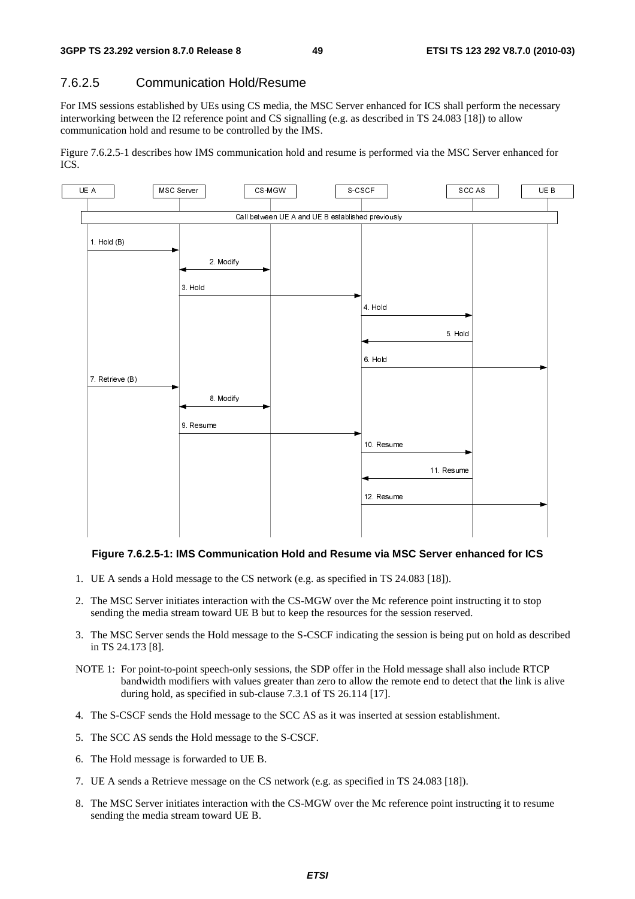### 7.6.2.5 Communication Hold/Resume

For IMS sessions established by UEs using CS media, the MSC Server enhanced for ICS shall perform the necessary interworking between the I2 reference point and CS signalling (e.g. as described in TS 24.083 [18]) to allow communication hold and resume to be controlled by the IMS.

Figure 7.6.2.5-1 describes how IMS communication hold and resume is performed via the MSC Server enhanced for ICS.

**Figure 7.6.2.5-1: IMS Communication Hold and Resume via MSC Server enhanced for ICS**

1. UE A sends a Hold message to the CS network (e.g. as specified in TS 24.083 [18]).

2. The MSC Server initiates interaction with the CS-MGW over the Mc reference point instructing it to stop sending the media stream toward UE B but to keep the resources for the session reserved.

3. The MSC Server sends the Hold message to the S-CSCF indicating the session is being put on hold as described in TS 24.173 [8].

NOTE 1: For point-to-point speech-only sessions, the SDP offer in the Hold message shall also include RTCP bandwidth modifiers with values greater than zero to allow the remote end to detect that the link is alive during hold, as specified in sub-clause 7.3.1 of TS 26.114 [17].

4. The S-CSCF sends the Hold message to the SCC AS as it was inserted at session establishment.

5. The SCC AS sends the Hold message to the S-CSCF.

6. The Hold message is forwarded to UE B.

7. UE A sends a Retrieve message on the CS network (e.g. as specified in TS 24.083 [18]).

8. The MSC Server initiates interaction with the CS-MGW over the Mc reference point instructing it to resume sending the media stream toward UE B.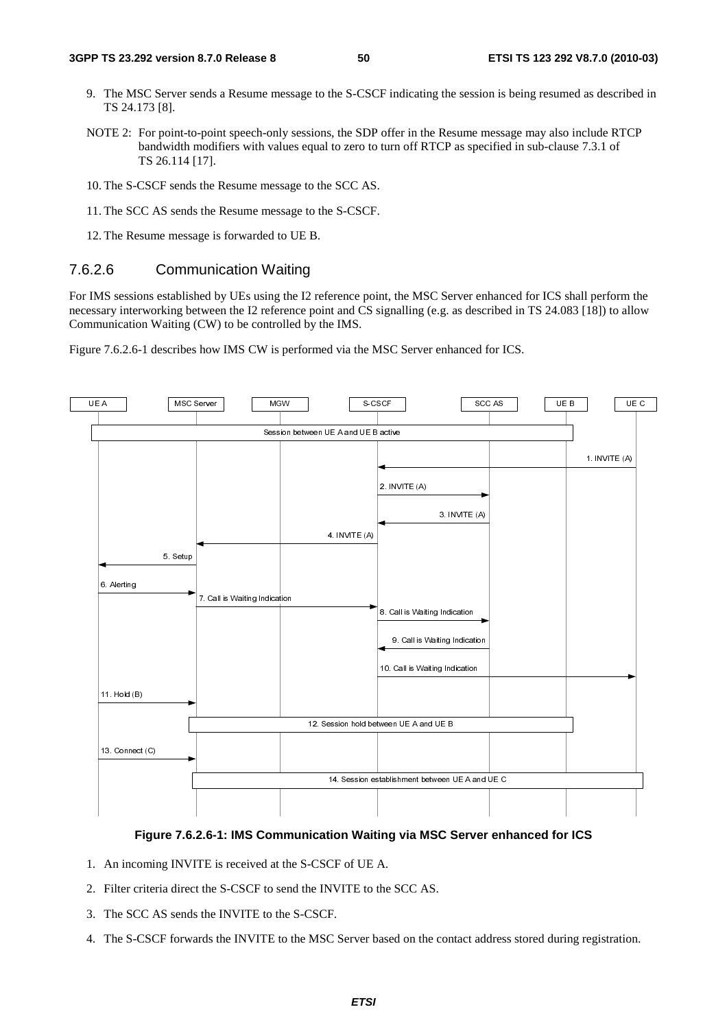9. The MSC Server sends a Resume message to the S-CSCF indicating the session is being resumed as described in TS 24.173 [8].

NOTE 2: For point-to-point speech-only sessions, the SDP offer in the Resume message may also include RTCP bandwidth modifiers with values equal to zero to turn off RTCP as specified in sub-clause 7.3.1 of TS 26.114 [17].

10. The S-CSCF sends the Resume message to the SCC AS.

11. The SCC AS sends the Resume message to the S-CSCF.

12. The Resume message is forwarded to UE B.

### 7.6.2.6 Communication Waiting

For IMS sessions established by UEs using the I2 reference point, the MSC Server enhanced for ICS shall perform the necessary interworking between the I2 reference point and CS signalling (e.g. as described in TS 24.083 [18]) to allow Communication Waiting (CW) to be controlled by the IMS.

Figure 7.6.2.6-1 describes how IMS CW is performed via the MSC Server enhanced for ICS.

**Figure 7.6.2.6-1: IMS Communication Waiting via MSC Server enhanced for ICS**

1. An incoming INVITE is received at the S-CSCF of UE A.

2. Filter criteria direct the S-CSCF to send the INVITE to the SCC AS.

3. The SCC AS sends the INVITE to the S-CSCF.

4. The S-CSCF forwards the INVITE to the MSC Server based on the contact address stored during registration.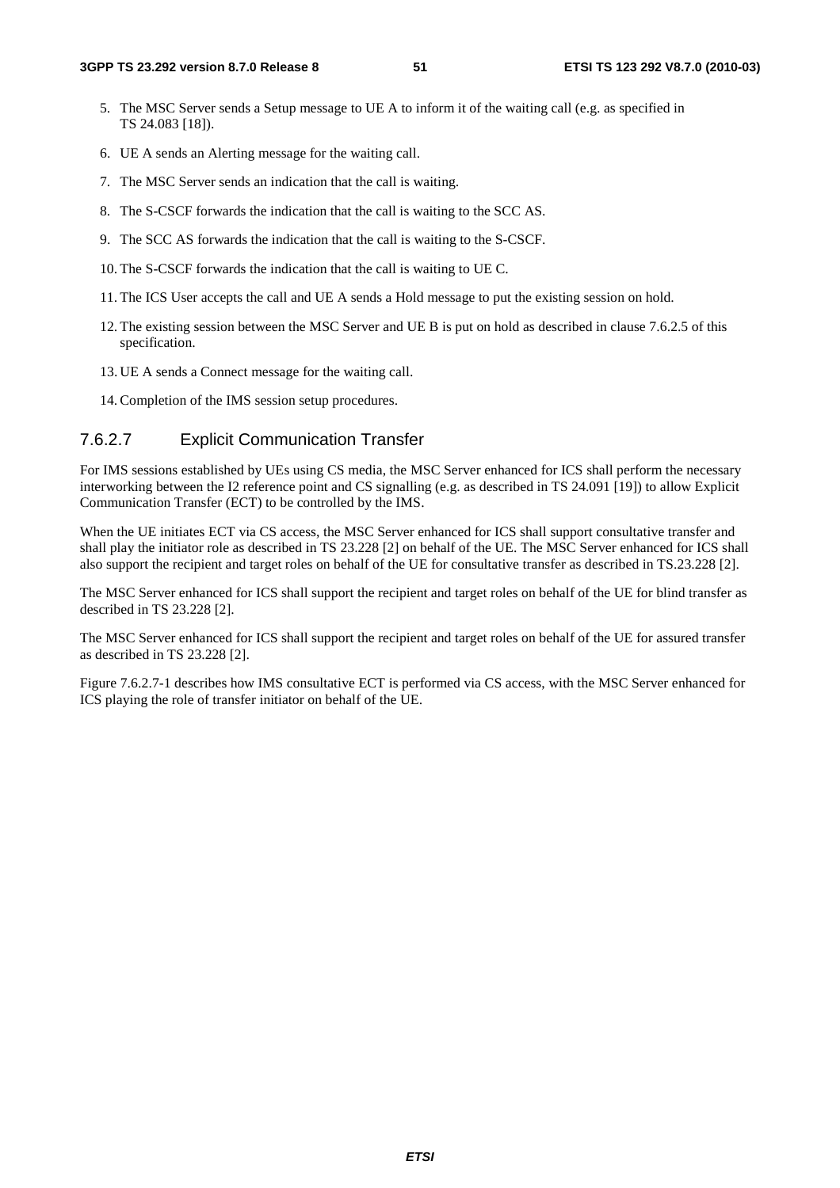5. The MSC Server sends a Setup message to UE A to inform it of the waiting call (e.g. as specified in TS 24.083 [18]).

6. UE A sends an Alerting message for the waiting call.

7. The MSC Server sends an indication that the call is waiting.

8. The S-CSCF forwards the indication that the call is waiting to the SCC AS.

9. The SCC AS forwards the indication that the call is waiting to the S-CSCF.

10. The S-CSCF forwards the indication that the call is waiting to UE C.

11. The ICS User accepts the call and UE A sends a Hold message to put the existing session on hold.

12. The existing session between the MSC Server and UE B is put on hold as described in clause 7.6.2.5 of this specification.

13. UE A sends a Connect message for the waiting call.

14. Completion of the IMS session setup procedures.

### 7.6.2.7 Explicit Communication Transfer

For IMS sessions established by UEs using CS media, the MSC Server enhanced for ICS shall perform the necessary interworking between the I2 reference point and CS signalling (e.g. as described in TS 24.091 [19]) to allow Explicit Communication Transfer (ECT) to be controlled by the IMS.

When the UE initiates ECT via CS access, the MSC Server enhanced for ICS shall support consultative transfer and shall play the initiator role as described in TS 23.228 [2] on behalf of the UE. The MSC Server enhanced for ICS shall also support the recipient and target roles on behalf of the UE for consultative transfer as described in TS.23.228 [2].

The MSC Server enhanced for ICS shall support the recipient and target roles on behalf of the UE for blind transfer as described in TS 23.228 [2].

The MSC Server enhanced for ICS shall support the recipient and target roles on behalf of the UE for assured transfer as described in TS 23.228 [2].

Figure 7.6.2.7-1 describes how IMS consultative ECT is performed via CS access, with the MSC Server enhanced for ICS playing the role of transfer initiator on behalf of the UE.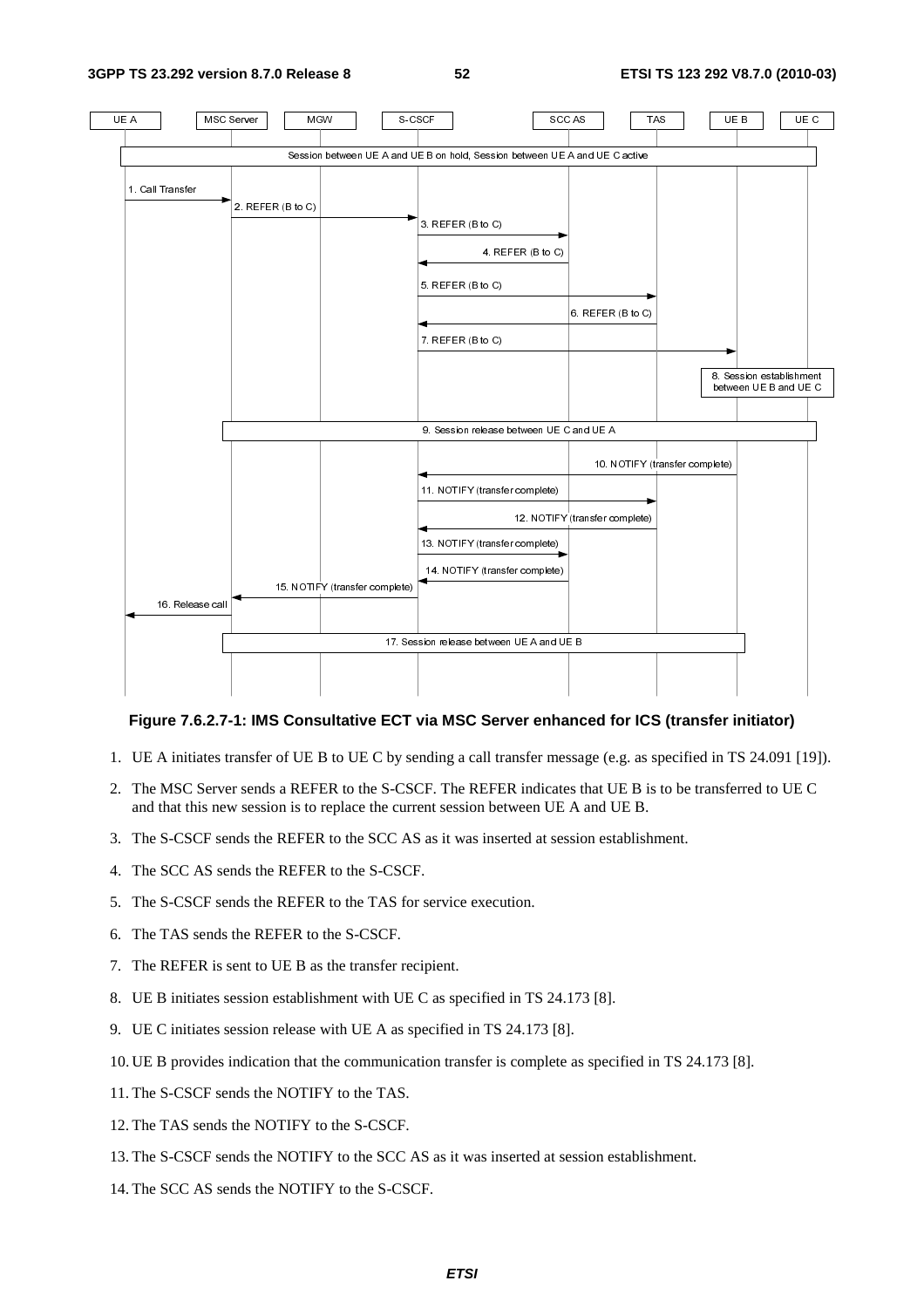**Figure 7.6.2.7-1: IMS Consultative ECT via MSC Server enhanced for ICS (transfer initiator)**

1. UE A initiates transfer of UE B to UE C by sending a call transfer message (e.g. as specified in TS 24.091 [19]).
2. The MSC Server sends a REFER to the S-CSCF. The REFER indicates that UE B is to be transferred to UE C and that this new session is to replace the current session between UE A and UE B.
3. The S-CSCF sends the REFER to the SCC AS as it was inserted at session establishment.
4. The SCC AS sends the REFER to the S-CSCF.
5. The S-CSCF sends the REFER to the TAS for service execution.
6. The TAS sends the REFER to the S-CSCF.
7. The REFER is sent to UE B as the transfer recipient.
8. UE B initiates session establishment with UE C as specified in TS 24.173 [8].
9. UE C initiates session release with UE A as specified in TS 24.173 [8].
10. UE B provides indication that the communication transfer is complete as specified in TS 24.173 [8].
11. The S-CSCF sends the NOTIFY to the TAS.
12. The TAS sends the NOTIFY to the S-CSCF.
13. The S-CSCF sends the NOTIFY to the SCC AS as it was inserted at session establishment.
14. The SCC AS sends the NOTIFY to the S-CSCF.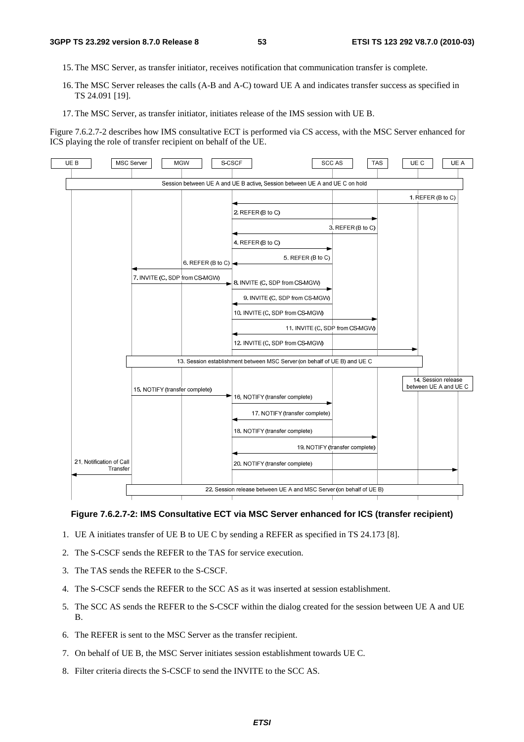15. The MSC Server, as transfer initiator, receives notification that communication transfer is complete.

16. The MSC Server releases the calls (A-B and A-C) toward UE A and indicates transfer success as specified in TS 24.091 [19].

17. The MSC Server, as transfer initiator, initiates release of the IMS session with UE B.

Figure 7.6.2.7-2 describes how IMS consultative ECT is performed via CS access, with the MSC Server enhanced for ICS playing the role of transfer recipient on behalf of the UE.

**Figure 7.6.2.7-2: IMS Consultative ECT via MSC Server enhanced for ICS (transfer recipient)**

1. UE A initiates transfer of UE B to UE C by sending a REFER as specified in TS 24.173 [8].

2. The S-CSCF sends the REFER to the TAS for service execution.

3. The TAS sends the REFER to the S-CSCF.

4. The S-CSCF sends the REFER to the SCC AS as it was inserted at session establishment.

5. The SCC AS sends the REFER to the S-CSCF within the dialog created for the session between UE A and UE B.

6. The REFER is sent to the MSC Server as the transfer recipient.

7. On behalf of UE B, the MSC Server initiates session establishment towards UE C.

8. Filter criteria directs the S-CSCF to send the INVITE to the SCC AS.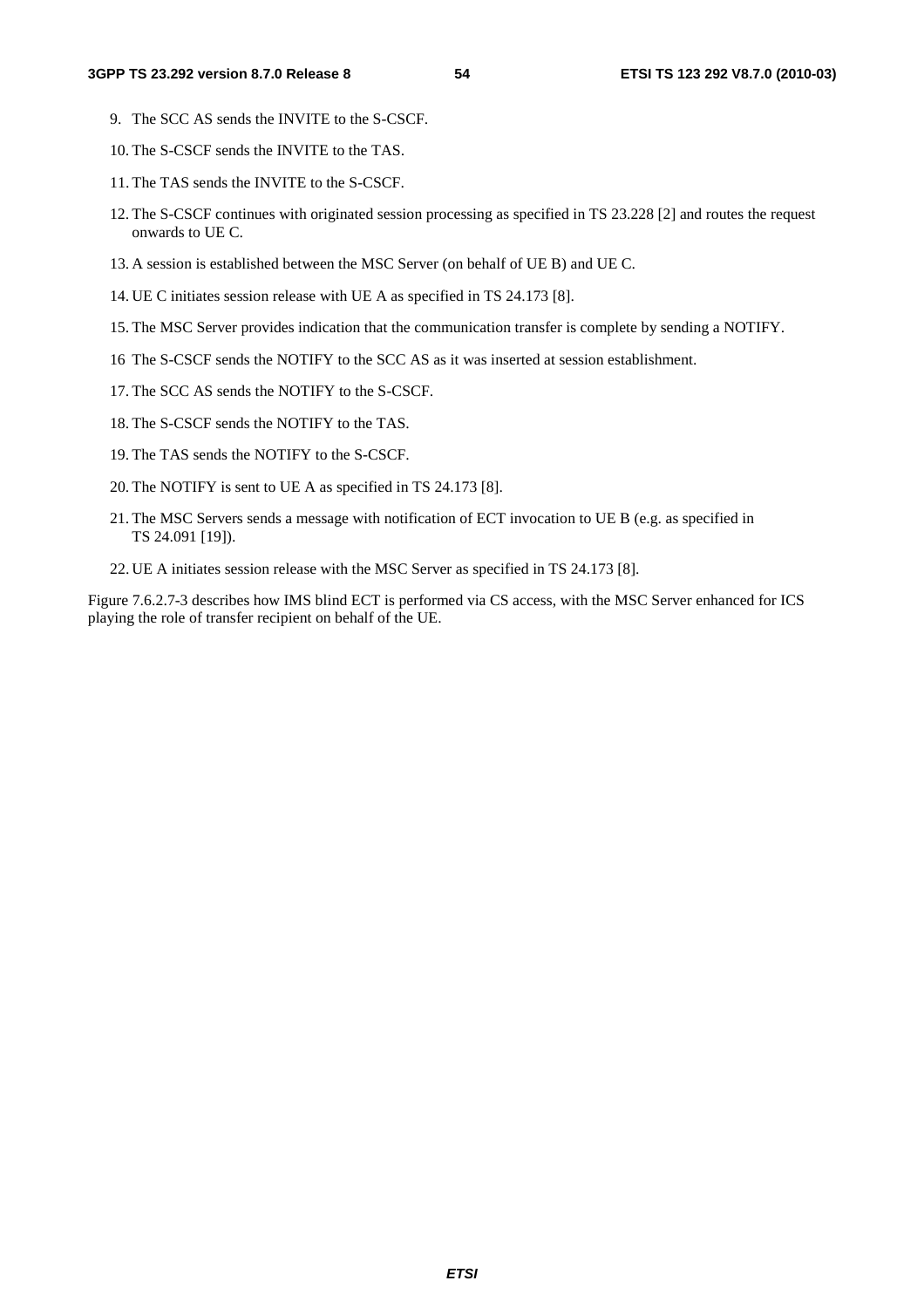9. The SCC AS sends the INVITE to the S-CSCF.

10. The S-CSCF sends the INVITE to the TAS.

11. The TAS sends the INVITE to the S-CSCF.

12. The S-CSCF continues with originated session processing as specified in TS 23.228 [2] and routes the request onwards to UE C.

13. A session is established between the MSC Server (on behalf of UE B) and UE C.

14. UE C initiates session release with UE A as specified in TS 24.173 [8].

15. The MSC Server provides indication that the communication transfer is complete by sending a NOTIFY.

16 The S-CSCF sends the NOTIFY to the SCC AS as it was inserted at session establishment.

17. The SCC AS sends the NOTIFY to the S-CSCF.

18. The S-CSCF sends the NOTIFY to the TAS.

19. The TAS sends the NOTIFY to the S-CSCF.

20. The NOTIFY is sent to UE A as specified in TS 24.173 [8].

21. The MSC Servers sends a message with notification of ECT invocation to UE B (e.g. as specified in TS 24.091 [19]).

22. UE A initiates session release with the MSC Server as specified in TS 24.173 [8].

Figure 7.6.2.7-3 describes how IMS blind ECT is performed via CS access, with the MSC Server enhanced for ICS playing the role of transfer recipient on behalf of the UE.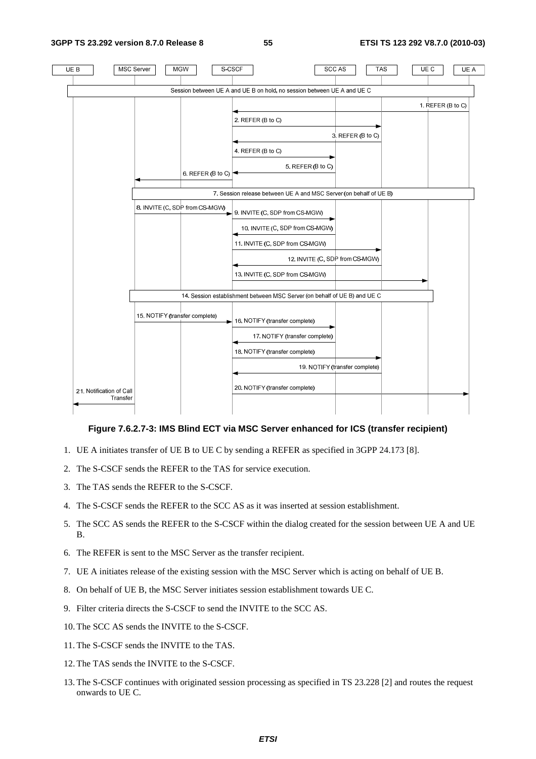**Figure 7.6.2.7-3: IMS Blind ECT via MSC Server enhanced for ICS (transfer recipient)**

1. UE A initiates transfer of UE B to UE C by sending a REFER as specified in 3GPP 24.173 [8].
2. The S-CSCF sends the REFER to the TAS for service execution.
3. The TAS sends the REFER to the S-CSCF.
4. The S-CSCF sends the REFER to the SCC AS as it was inserted at session establishment.
5. The SCC AS sends the REFER to the S-CSCF within the dialog created for the session between UE A and UE B.
6. The REFER is sent to the MSC Server as the transfer recipient.
7. UE A initiates release of the existing session with the MSC Server which is acting on behalf of UE B.
8. On behalf of UE B, the MSC Server initiates session establishment towards UE C.
9. Filter criteria directs the S-CSCF to send the INVITE to the SCC AS.
10. The SCC AS sends the INVITE to the S-CSCF.
11. The S-CSCF sends the INVITE to the TAS.
12. The TAS sends the INVITE to the S-CSCF.
13. The S-CSCF continues with originated session processing as specified in TS 23.228 [2] and routes the request onwards to UE C.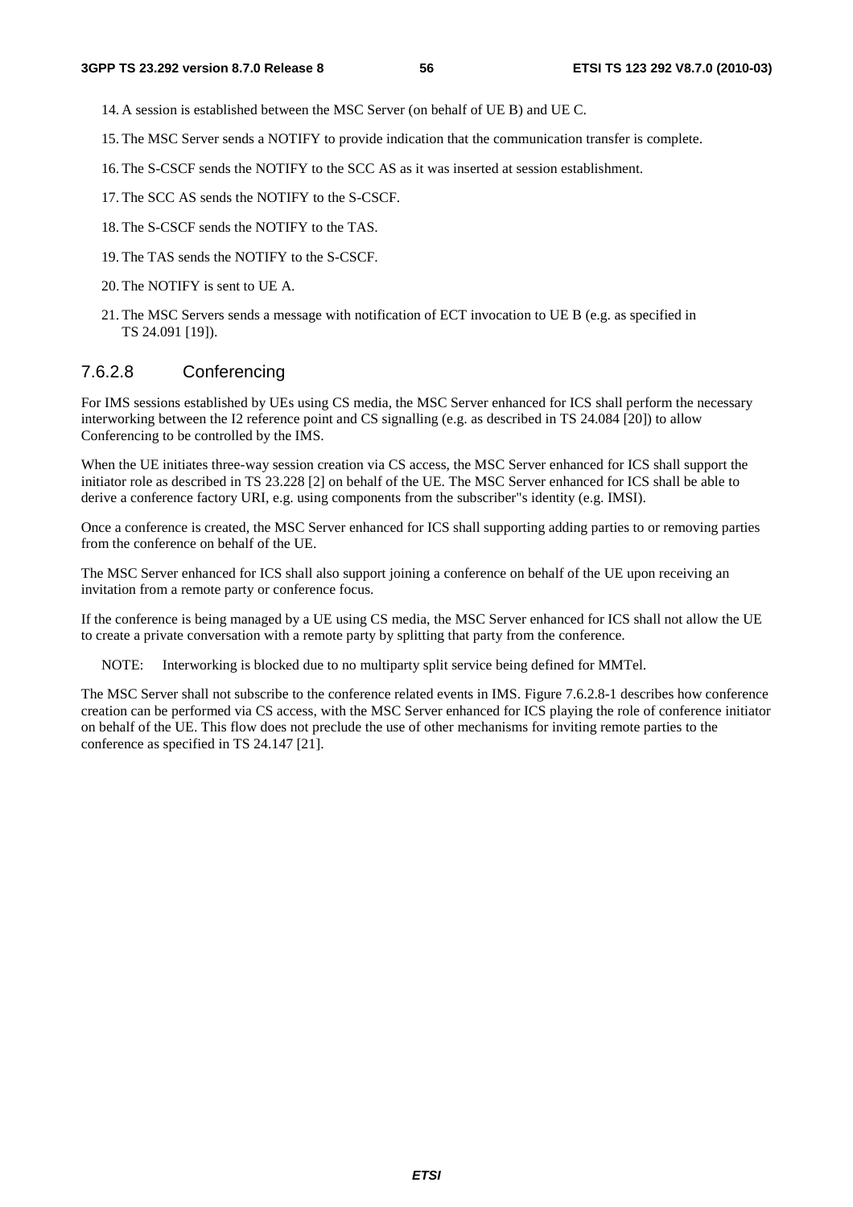14. A session is established between the MSC Server (on behalf of UE B) and UE C.
15. The MSC Server sends a NOTIFY to provide indication that the communication transfer is complete.
16. The S-CSCF sends the NOTIFY to the SCC AS as it was inserted at session establishment.
17. The SCC AS sends the NOTIFY to the S-CSCF.
18. The S-CSCF sends the NOTIFY to the TAS.
19. The TAS sends the NOTIFY to the S-CSCF.
20. The NOTIFY is sent to UE A.
21. The MSC Servers sends a message with notification of ECT invocation to UE B (e.g. as specified in TS 24.091 [19]).

#### 7.6.2.8 Conferencing

For IMS sessions established by UEs using CS media, the MSC Server enhanced for ICS shall perform the necessary interworking between the I2 reference point and CS signalling (e.g. as described in TS 24.084 [20]) to allow Conferencing to be controlled by the IMS.

When the UE initiates three-way session creation via CS access, the MSC Server enhanced for ICS shall support the initiator role as described in TS 23.228 [2] on behalf of the UE. The MSC Server enhanced for ICS shall be able to derive a conference factory URI, e.g. using components from the subscriber"s identity (e.g. IMSI).

Once a conference is created, the MSC Server enhanced for ICS shall supporting adding parties to or removing parties from the conference on behalf of the UE.

The MSC Server enhanced for ICS shall also support joining a conference on behalf of the UE upon receiving an invitation from a remote party or conference focus.

If the conference is being managed by a UE using CS media, the MSC Server enhanced for ICS shall not allow the UE to create a private conversation with a remote party by splitting that party from the conference.

NOTE: Interworking is blocked due to no multiparty split service being defined for MMTel.

The MSC Server shall not subscribe to the conference related events in IMS. Figure 7.6.2.8-1 describes how conference creation can be performed via CS access, with the MSC Server enhanced for ICS playing the role of conference initiator on behalf of the UE. This flow does not preclude the use of other mechanisms for inviting remote parties to the conference as specified in TS 24.147 [21].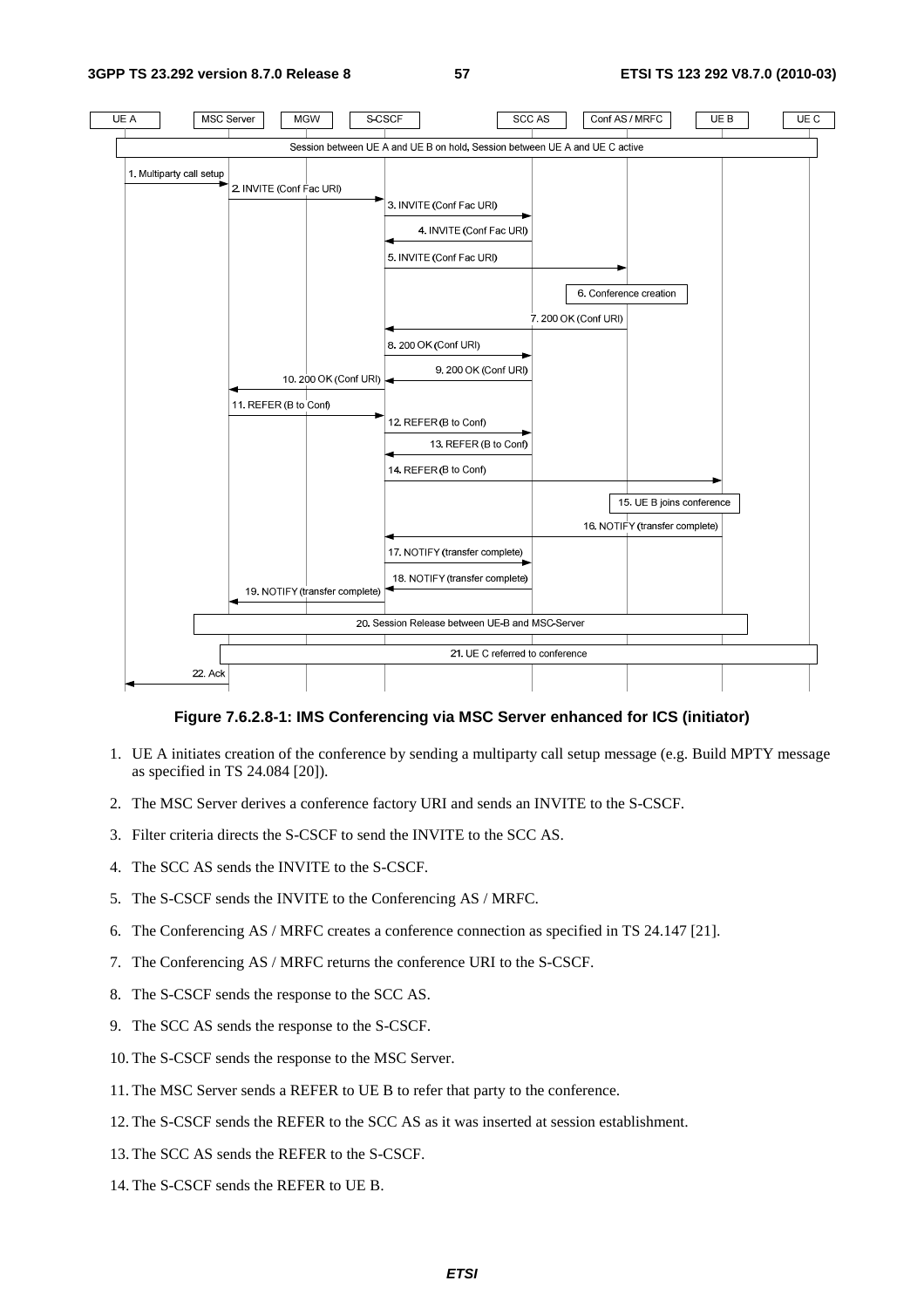**Figure 7.6.2.8-1: IMS Conferencing via MSC Server enhanced for ICS (initiator)**

1. UE A initiates creation of the conference by sending a multiparty call setup message (e.g. Build MPTY message as specified in TS 24.084 [20]).
2. The MSC Server derives a conference factory URI and sends an INVITE to the S-CSCF.
3. Filter criteria directs the S-CSCF to send the INVITE to the SCC AS.
4. The SCC AS sends the INVITE to the S-CSCF.
5. The S-CSCF sends the INVITE to the Conferencing AS / MRFC.
6. The Conferencing AS / MRFC creates a conference connection as specified in TS 24.147 [21].
7. The Conferencing AS / MRFC returns the conference URI to the S-CSCF.
8. The S-CSCF sends the response to the SCC AS.
9. The SCC AS sends the response to the S-CSCF.
10. The S-CSCF sends the response to the MSC Server.
11. The MSC Server sends a REFER to UE B to refer that party to the conference.
12. The S-CSCF sends the REFER to the SCC AS as it was inserted at session establishment.
13. The SCC AS sends the REFER to the S-CSCF.
14. The S-CSCF sends the REFER to UE B.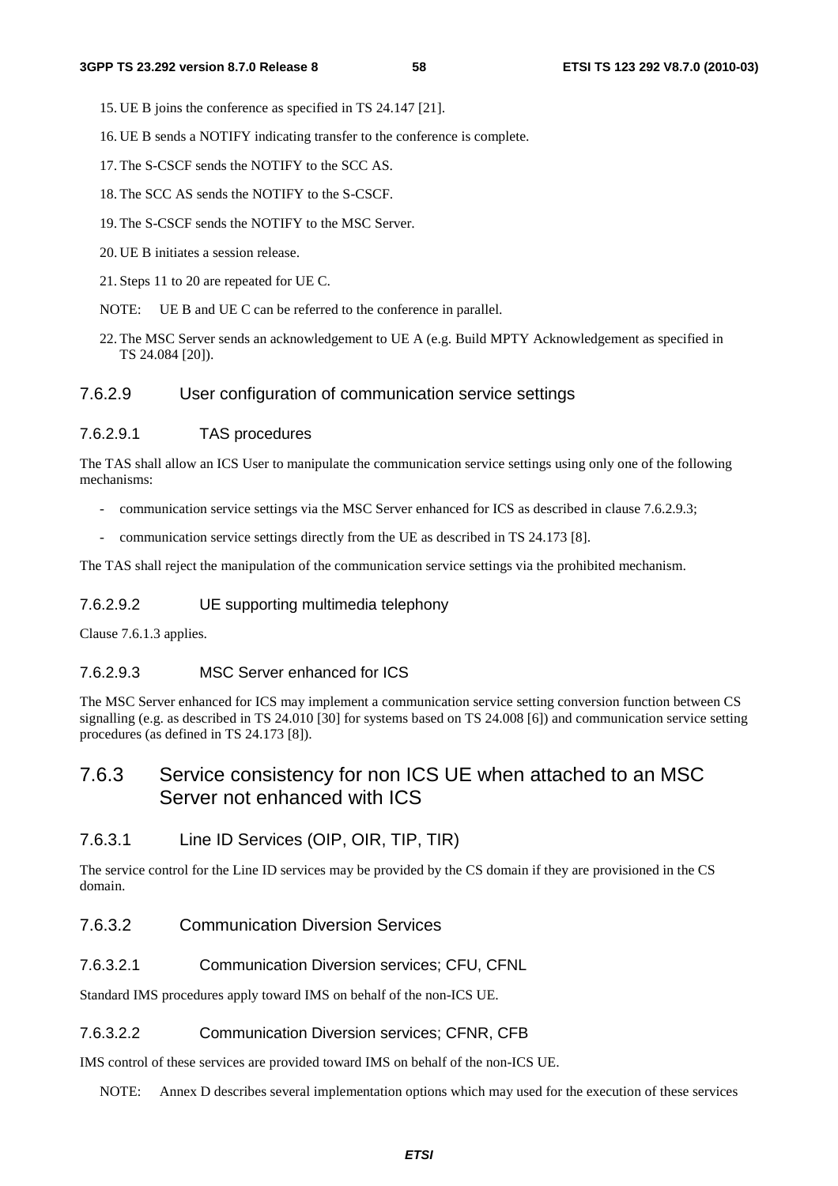15. UE B joins the conference as specified in TS 24.147 [21].

16. UE B sends a NOTIFY indicating transfer to the conference is complete.

17. The S-CSCF sends the NOTIFY to the SCC AS.

18. The SCC AS sends the NOTIFY to the S-CSCF.

19. The S-CSCF sends the NOTIFY to the MSC Server.

20. UE B initiates a session release.

21. Steps 11 to 20 are repeated for UE C.

NOTE: UE B and UE C can be referred to the conference in parallel.

22. The MSC Server sends an acknowledgement to UE A (e.g. Build MPTY Acknowledgement as specified in TS 24.084 [20]).

#### 7.6.2.9 User configuration of communication service settings

##### 7.6.2.9.1 TAS procedures

The TAS shall allow an ICS User to manipulate the communication service settings using only one of the following mechanisms:

- communication service settings via the MSC Server enhanced for ICS as described in clause 7.6.2.9.3;
- communication service settings directly from the UE as described in TS 24.173 [8].

The TAS shall reject the manipulation of the communication service settings via the prohibited mechanism.

##### 7.6.2.9.2 UE supporting multimedia telephony

Clause 7.6.1.3 applies.

##### 7.6.2.9.3 MSC Server enhanced for ICS

The MSC Server enhanced for ICS may implement a communication service setting conversion function between CS signalling (e.g. as described in TS 24.010 [30] for systems based on TS 24.008 [6]) and communication service setting procedures (as defined in TS 24.173 [8]).

### 7.6.3 Service consistency for non ICS UE when attached to an MSC Server not enhanced with ICS

#### 7.6.3.1 Line ID Services (OIP, OIR, TIP, TIR)

The service control for the Line ID services may be provided by the CS domain if they are provisioned in the CS domain.

#### 7.6.3.2 Communication Diversion Services

##### 7.6.3.2.1 Communication Diversion services; CFU, CFNL

Standard IMS procedures apply toward IMS on behalf of the non-ICS UE.

##### 7.6.3.2.2 Communication Diversion services; CFNR, CFB

IMS control of these services are provided toward IMS on behalf of the non-ICS UE.

NOTE: Annex D describes several implementation options which may used for the execution of these services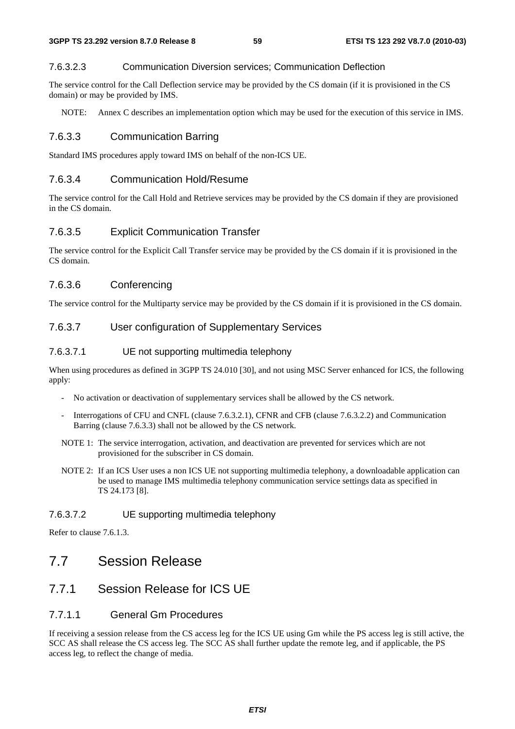#### 7.6.3.2.3 Communication Diversion services; Communication Deflection

The service control for the Call Deflection service may be provided by the CS domain (if it is provisioned in the CS domain) or may be provided by IMS.

NOTE: Annex C describes an implementation option which may be used for the execution of this service in IMS.

### 7.6.3.3 Communication Barring

Standard IMS procedures apply toward IMS on behalf of the non-ICS UE.

### 7.6.3.4 Communication Hold/Resume

The service control for the Call Hold and Retrieve services may be provided by the CS domain if they are provisioned in the CS domain.

### 7.6.3.5 Explicit Communication Transfer

The service control for the Explicit Call Transfer service may be provided by the CS domain if it is provisioned in the CS domain.

### 7.6.3.6 Conferencing

The service control for the Multiparty service may be provided by the CS domain if it is provisioned in the CS domain.

### 7.6.3.7 User configuration of Supplementary Services

#### 7.6.3.7.1 UE not supporting multimedia telephony

When using procedures as defined in 3GPP TS 24.010 [30], and not using MSC Server enhanced for ICS, the following apply:

- No activation or deactivation of supplementary services shall be allowed by the CS network.
- Interrogations of CFU and CNFL (clause 7.6.3.2.1), CFNR and CFB (clause 7.6.3.2.2) and Communication Barring (clause 7.6.3.3) shall not be allowed by the CS network.

NOTE 1: The service interrogation, activation, and deactivation are prevented for services which are not provisioned for the subscriber in CS domain.

NOTE 2: If an ICS User uses a non ICS UE not supporting multimedia telephony, a downloadable application can be used to manage IMS multimedia telephony communication service settings data as specified in TS 24.173 [8].

#### 7.6.3.7.2 UE supporting multimedia telephony

Refer to clause 7.6.1.3.

# 7.7 Session Release

## 7.7.1 Session Release for ICS UE

### 7.7.1.1 General Gm Procedures

If receiving a session release from the CS access leg for the ICS UE using Gm while the PS access leg is still active, the SCC AS shall release the CS access leg. The SCC AS shall further update the remote leg, and if applicable, the PS access leg, to reflect the change of media.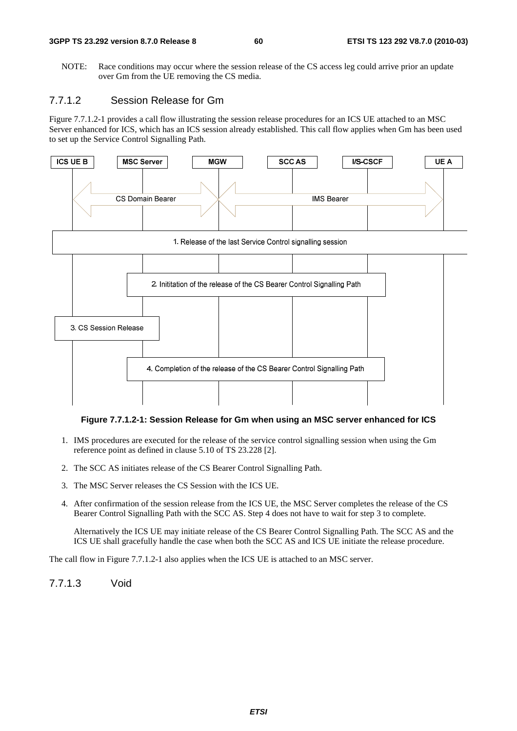NOTE: Race conditions may occur where the session release of the CS access leg could arrive prior an update over Gm from the UE removing the CS media.

### 7.7.1.2 Session Release for Gm

Figure 7.7.1.2-1 provides a call flow illustrating the session release procedures for an ICS UE attached to an MSC Server enhanced for ICS, which has an ICS session already established. This call flow applies when Gm has been used to set up the Service Control Signalling Path.

**Figure 7.7.1.2-1: Session Release for Gm when using an MSC server enhanced for ICS**

1. IMS procedures are executed for the release of the service control signalling session when using the Gm reference point as defined in clause 5.10 of TS 23.228 [2].
2. The SCC AS initiates release of the CS Bearer Control Signalling Path.
3. The MSC Server releases the CS Session with the ICS UE.
4. After confirmation of the session release from the ICS UE, the MSC Server completes the release of the CS Bearer Control Signalling Path with the SCC AS. Step 4 does not have to wait for step 3 to complete.

   Alternatively the ICS UE may initiate release of the CS Bearer Control Signalling Path. The SCC AS and the ICS UE shall gracefully handle the case when both the SCC AS and ICS UE initiate the release procedure.

The call flow in Figure 7.7.1.2-1 also applies when the ICS UE is attached to an MSC server.

### 7.7.1.3 Void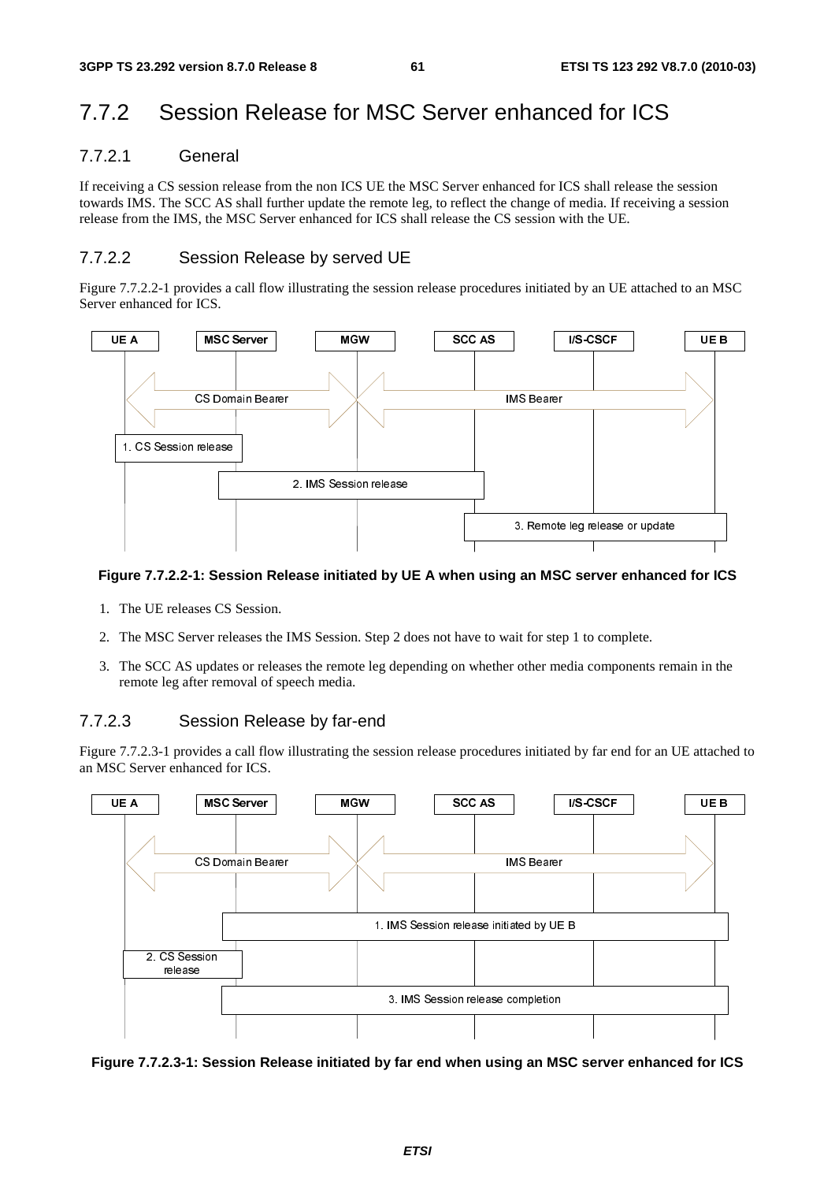## 7.7.2 Session Release for MSC Server enhanced for ICS

### 7.7.2.1 General

If receiving a CS session release from the non ICS UE the MSC Server enhanced for ICS shall release the session towards IMS. The SCC AS shall further update the remote leg, to reflect the change of media. If receiving a session release from the IMS, the MSC Server enhanced for ICS shall release the CS session with the UE.

### 7.7.2.2 Session Release by served UE

Figure 7.7.2.2-1 provides a call flow illustrating the session release procedures initiated by an UE attached to an MSC Server enhanced for ICS.

**Figure 7.7.2.2-1: Session Release initiated by UE A when using an MSC server enhanced for ICS**

1. The UE releases CS Session.
2. The MSC Server releases the IMS Session. Step 2 does not have to wait for step 1 to complete.
3. The SCC AS updates or releases the remote leg depending on whether other media components remain in the remote leg after removal of speech media.

### 7.7.2.3 Session Release by far-end

Figure 7.7.2.3-1 provides a call flow illustrating the session release procedures initiated by far end for an UE attached to an MSC Server enhanced for ICS.

**Figure 7.7.2.3-1: Session Release initiated by far end when using an MSC server enhanced for ICS**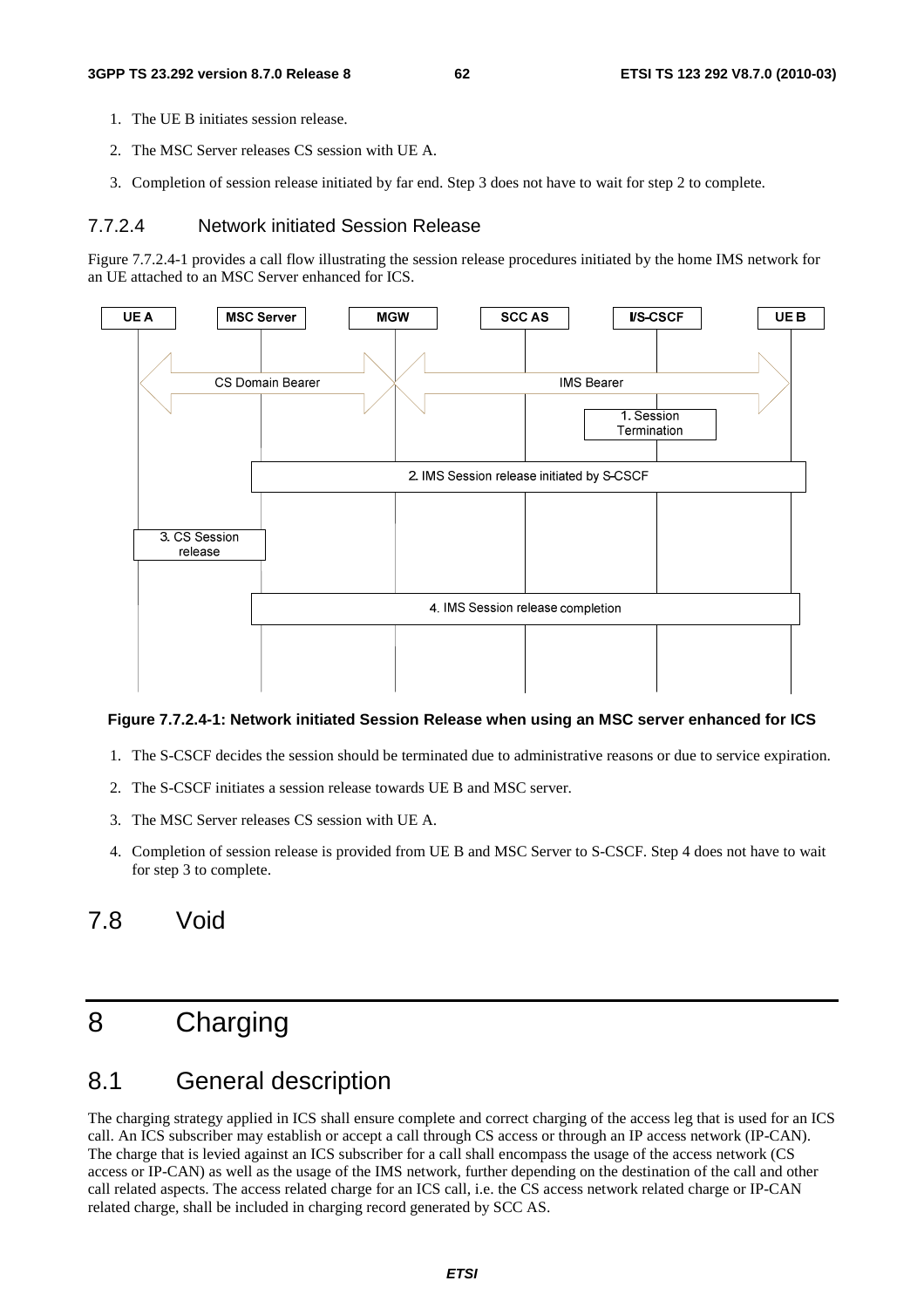1. The UE B initiates session release.
2. The MSC Server releases CS session with UE A.
3. Completion of session release initiated by far end. Step 3 does not have to wait for step 2 to complete.

#### 7.7.2.4 Network initiated Session Release

Figure 7.7.2.4-1 provides a call flow illustrating the session release procedures initiated by the home IMS network for an UE attached to an MSC Server enhanced for ICS.

**Figure 7.7.2.4-1: Network initiated Session Release when using an MSC server enhanced for ICS**

1. The S-CSCF decides the session should be terminated due to administrative reasons or due to service expiration.
2. The S-CSCF initiates a session release towards UE B and MSC server.
3. The MSC Server releases CS session with UE A.
4. Completion of session release is provided from UE B and MSC Server to S-CSCF. Step 4 does not have to wait for step 3 to complete.

## 7.8 Void

# 8 Charging

## 8.1 General description

The charging strategy applied in ICS shall ensure complete and correct charging of the access leg that is used for an ICS call. An ICS subscriber may establish or accept a call through CS access or through an IP access network (IP-CAN). The charge that is levied against an ICS subscriber for a call shall encompass the usage of the access network (CS access or IP-CAN) as well as the usage of the IMS network, further depending on the destination of the call and other call related aspects. The access related charge for an ICS call, i.e. the CS access network related charge or IP-CAN related charge, shall be included in charging record generated by SCC AS.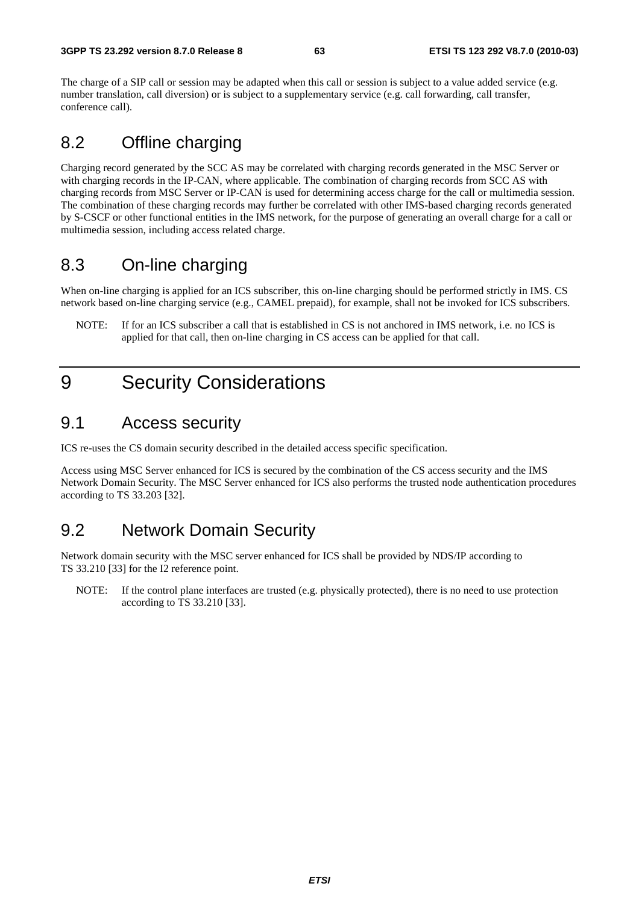The charge of a SIP call or session may be adapted when this call or session is subject to a value added service (e.g. number translation, call diversion) or is subject to a supplementary service (e.g. call forwarding, call transfer, conference call).

## 8.2 Offline charging

Charging record generated by the SCC AS may be correlated with charging records generated in the MSC Server or with charging records in the IP-CAN, where applicable. The combination of charging records from SCC AS with charging records from MSC Server or IP-CAN is used for determining access charge for the call or multimedia session. The combination of these charging records may further be correlated with other IMS-based charging records generated by S-CSCF or other functional entities in the IMS network, for the purpose of generating an overall charge for a call or multimedia session, including access related charge.

## 8.3 On-line charging

When on-line charging is applied for an ICS subscriber, this on-line charging should be performed strictly in IMS. CS network based on-line charging service (e.g., CAMEL prepaid), for example, shall not be invoked for ICS subscribers.

NOTE: If for an ICS subscriber a call that is established in CS is not anchored in IMS network, i.e. no ICS is applied for that call, then on-line charging in CS access can be applied for that call.

# 9 Security Considerations

## 9.1 Access security

ICS re-uses the CS domain security described in the detailed access specific specification.

Access using MSC Server enhanced for ICS is secured by the combination of the CS access security and the IMS Network Domain Security. The MSC Server enhanced for ICS also performs the trusted node authentication procedures according to TS 33.203 [32].

## 9.2 Network Domain Security

Network domain security with the MSC server enhanced for ICS shall be provided by NDS/IP according to TS 33.210 [33] for the I2 reference point.

NOTE: If the control plane interfaces are trusted (e.g. physically protected), there is no need to use protection according to TS 33.210 [33].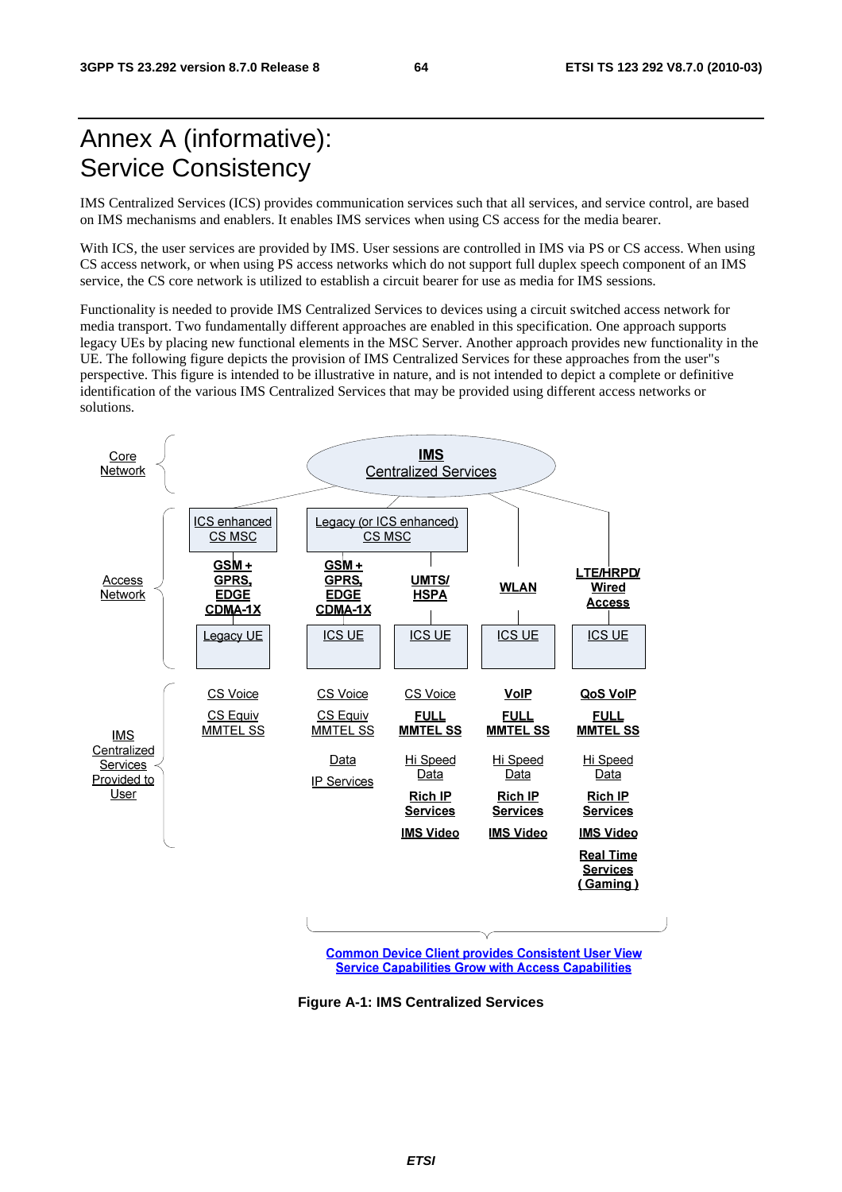# Annex A (informative): Service Consistency

IMS Centralized Services (ICS) provides communication services such that all services, and service control, are based on IMS mechanisms and enablers. It enables IMS services when using CS access for the media bearer.

With ICS, the user services are provided by IMS. User sessions are controlled in IMS via PS or CS access. When using CS access network, or when using PS access networks which do not support full duplex speech component of an IMS service, the CS core network is utilized to establish a circuit bearer for use as media for IMS sessions.

Functionality is needed to provide IMS Centralized Services to devices using a circuit switched access network for media transport. Two fundamentally different approaches are enabled in this specification. One approach supports legacy UEs by placing new functional elements in the MSC Server. Another approach provides new functionality in the UE. The following figure depicts the provision of IMS Centralized Services for these approaches from the user''s perspective. This figure is intended to be illustrative in nature, and is not intended to depict a complete or definitive identification of the various IMS Centralized Services that may be provided using different access networks or solutions.

| | | | | | |
|---|---|---|---|---|---|
| Core Network | IMS Centralized Services | | | | |
| Access Network | ICS enhanced CS MSC | Legacy (or ICS enhanced) CS MSC | | | |
| | GSM + GPRS, EDGE CDMA-1X | GSM + GPRS, EDGE CDMA-1X | UMTS/ HSPA | WLAN | LTE/HRPD/ Wired Access |
| | Legacy UE | ICS UE | ICS UE | ICS UE | ICS UE |
| IMS Centralized Services Provided to User | CS Voice<br>CS Equiv MMTEL SS | CS Voice<br>CS Equiv MMTEL SS<br>Data<br>IP Services | CS Voice<br>FULL MMTEL SS<br>Hi Speed Data<br>Rich IP Services<br>IMS Video | VoIP<br>FULL MMTEL SS<br>Hi Speed Data<br>Rich IP Services<br>IMS Video | QoS VoIP<br>FULL MMTEL SS<br>Hi Speed Data<br>Rich IP Services<br>IMS Video<br>Real Time Services (Gaming) |

Common Device Client provides Consistent User View
Service Capabilities Grow with Access Capabilities

**Figure A-1: IMS Centralized Services**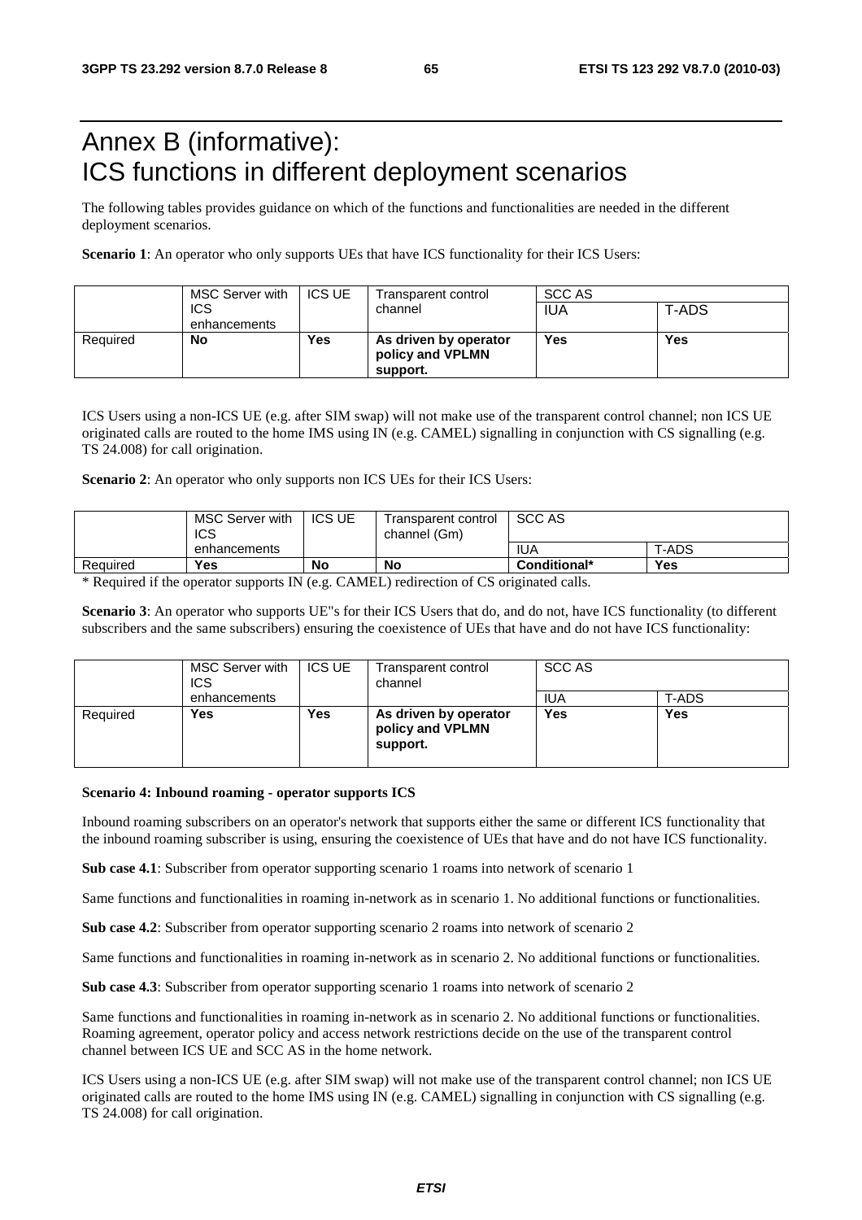# Annex B (informative): ICS functions in different deployment scenarios

The following tables provides guidance on which of the functions and functionalities are needed in the different deployment scenarios.

**Scenario 1**: An operator who only supports UEs that have ICS functionality for their ICS Users:

| | MSC Server with ICS enhancements | ICS UE | Transparent control channel | SCC AS | |
|---|---|---|---|---|---|
| | | | | IUA | T-ADS |
| Required | **No** | **Yes** | **As driven by operator policy and VPLMN support.** | **Yes** | **Yes** |

ICS Users using a non-ICS UE (e.g. after SIM swap) will not make use of the transparent control channel; non ICS UE originated calls are routed to the home IMS using IN (e.g. CAMEL) signalling in conjunction with CS signalling (e.g. TS 24.008) for call origination.

**Scenario 2**: An operator who only supports non ICS UEs for their ICS Users:

| | MSC Server with ICS enhancements | ICS UE | Transparent control channel (Gm) | SCC AS | |
|---|---|---|---|---|---|
| | | | | IUA | T-ADS |
| Required | **Yes** | **No** | **No** | **Conditional*** | **Yes** |

* Required if the operator supports IN (e.g. CAMEL) redirection of CS originated calls.

**Scenario 3**: An operator who supports UE"s for their ICS Users that do, and do not, have ICS functionality (to different subscribers and the same subscribers) ensuring the coexistence of UEs that have and do not have ICS functionality:

| | MSC Server with ICS enhancements | ICS UE | Transparent control channel | SCC AS | |
|---|---|---|---|---|---|
| | | | | IUA | T-ADS |
| Required | **Yes** | **Yes** | **As driven by operator policy and VPLMN support.** | **Yes** | **Yes** |

**Scenario 4: Inbound roaming - operator supports ICS**

Inbound roaming subscribers on an operator's network that supports either the same or different ICS functionality that the inbound roaming subscriber is using, ensuring the coexistence of UEs that have and do not have ICS functionality.

**Sub case 4.1**: Subscriber from operator supporting scenario 1 roams into network of scenario 1

Same functions and functionalities in roaming in-network as in scenario 1. No additional functions or functionalities.

**Sub case 4.2**: Subscriber from operator supporting scenario 2 roams into network of scenario 2

Same functions and functionalities in roaming in-network as in scenario 2. No additional functions or functionalities.

**Sub case 4.3**: Subscriber from operator supporting scenario 1 roams into network of scenario 2

Same functions and functionalities in roaming in-network as in scenario 2. No additional functions or functionalities. Roaming agreement, operator policy and access network restrictions decide on the use of the transparent control channel between ICS UE and SCC AS in the home network.

ICS Users using a non-ICS UE (e.g. after SIM swap) will not make use of the transparent control channel; non ICS UE originated calls are routed to the home IMS using IN (e.g. CAMEL) signalling in conjunction with CS signalling (e.g. TS 24.008) for call origination.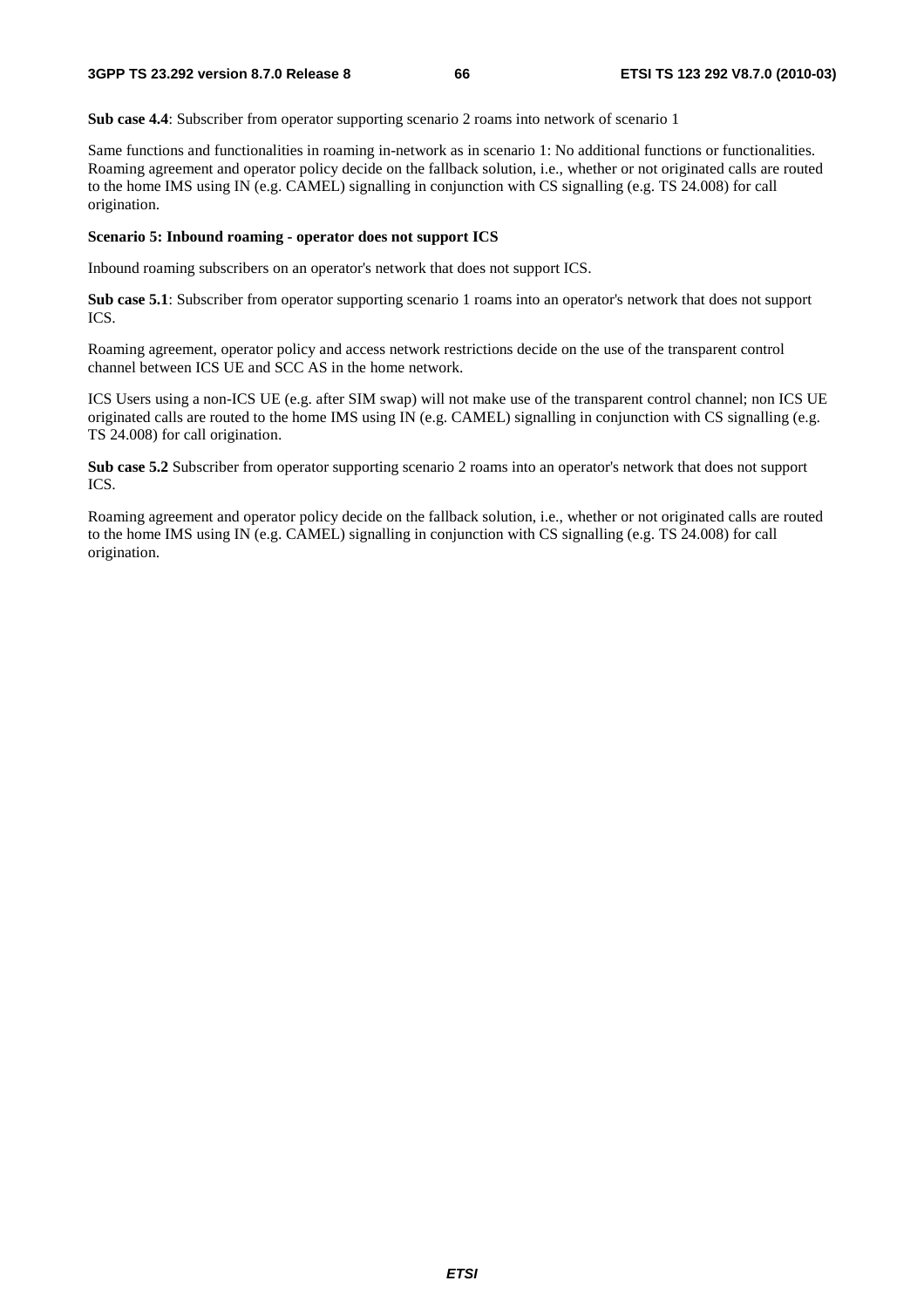**Sub case 4.4**: Subscriber from operator supporting scenario 2 roams into network of scenario 1

Same functions and functionalities in roaming in-network as in scenario 1: No additional functions or functionalities. Roaming agreement and operator policy decide on the fallback solution, i.e., whether or not originated calls are routed to the home IMS using IN (e.g. CAMEL) signalling in conjunction with CS signalling (e.g. TS 24.008) for call origination.

**Scenario 5: Inbound roaming - operator does not support ICS**

Inbound roaming subscribers on an operator's network that does not support ICS.

**Sub case 5.1**: Subscriber from operator supporting scenario 1 roams into an operator's network that does not support ICS.

Roaming agreement, operator policy and access network restrictions decide on the use of the transparent control channel between ICS UE and SCC AS in the home network.

ICS Users using a non-ICS UE (e.g. after SIM swap) will not make use of the transparent control channel; non ICS UE originated calls are routed to the home IMS using IN (e.g. CAMEL) signalling in conjunction with CS signalling (e.g. TS 24.008) for call origination.

**Sub case 5.2** Subscriber from operator supporting scenario 2 roams into an operator's network that does not support ICS.

Roaming agreement and operator policy decide on the fallback solution, i.e., whether or not originated calls are routed to the home IMS using IN (e.g. CAMEL) signalling in conjunction with CS signalling (e.g. TS 24.008) for call origination.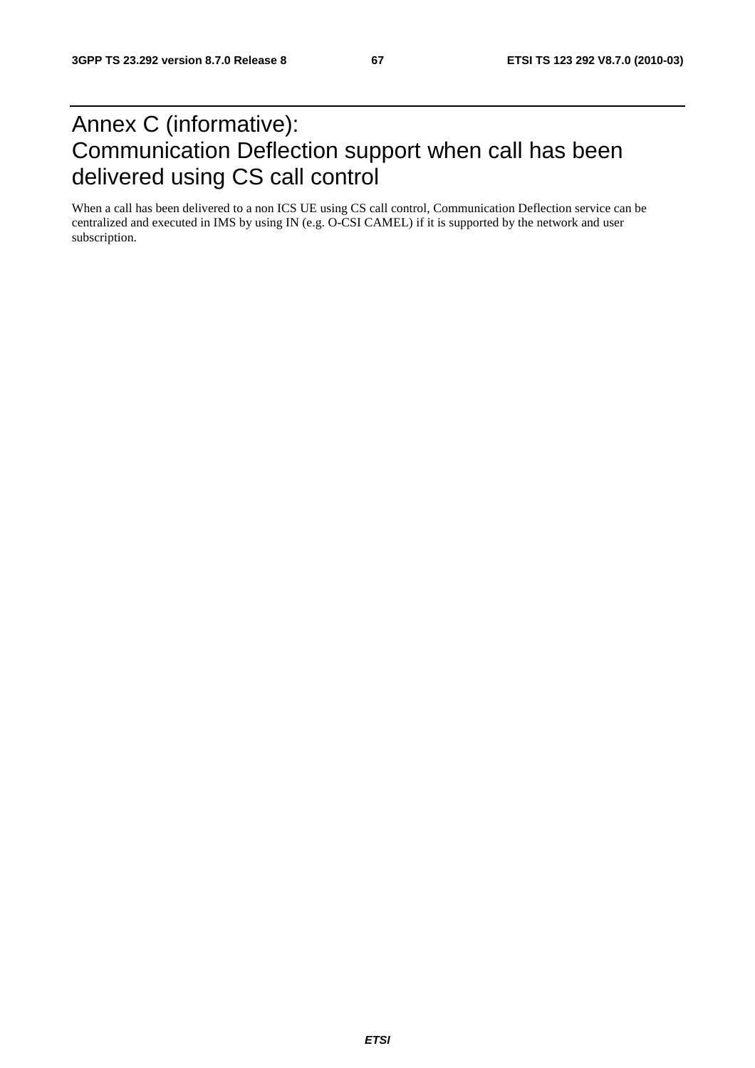# Annex C (informative): Communication Deflection support when call has been delivered using CS call control

When a call has been delivered to a non ICS UE using CS call control, Communication Deflection service can be centralized and executed in IMS by using IN (e.g. O-CSI CAMEL) if it is supported by the network and user subscription.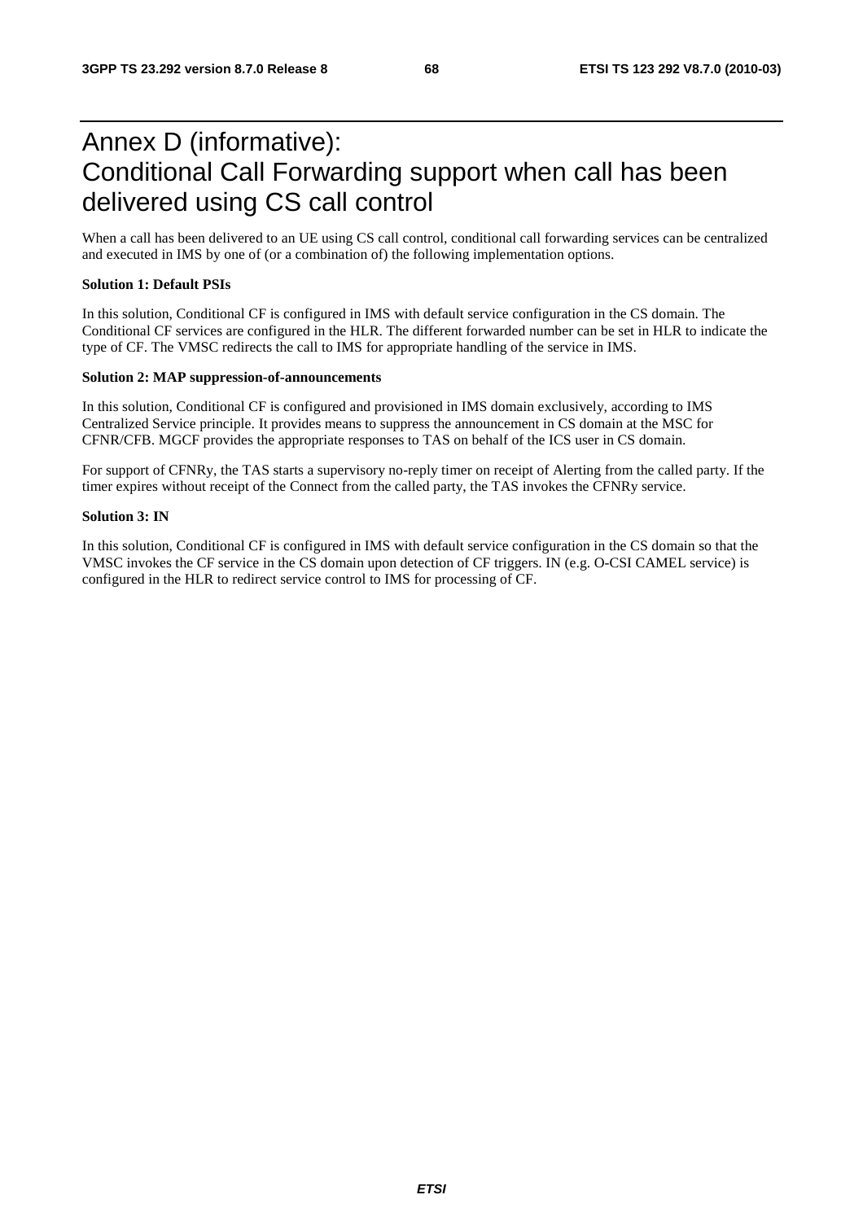# Annex D (informative): Conditional Call Forwarding support when call has been delivered using CS call control

When a call has been delivered to an UE using CS call control, conditional call forwarding services can be centralized and executed in IMS by one of (or a combination of) the following implementation options.

**Solution 1: Default PSIs**

In this solution, Conditional CF is configured in IMS with default service configuration in the CS domain. The Conditional CF services are configured in the HLR. The different forwarded number can be set in HLR to indicate the type of CF. The VMSC redirects the call to IMS for appropriate handling of the service in IMS.

**Solution 2: MAP suppression-of-announcements**

In this solution, Conditional CF is configured and provisioned in IMS domain exclusively, according to IMS Centralized Service principle. It provides means to suppress the announcement in CS domain at the MSC for CFNR/CFB. MGCF provides the appropriate responses to TAS on behalf of the ICS user in CS domain.

For support of CFNRy, the TAS starts a supervisory no-reply timer on receipt of Alerting from the called party. If the timer expires without receipt of the Connect from the called party, the TAS invokes the CFNRy service.

**Solution 3: IN**

In this solution, Conditional CF is configured in IMS with default service configuration in the CS domain so that the VMSC invokes the CF service in the CS domain upon detection of CF triggers. IN (e.g. O-CSI CAMEL service) is configured in the HLR to redirect service control to IMS for processing of CF.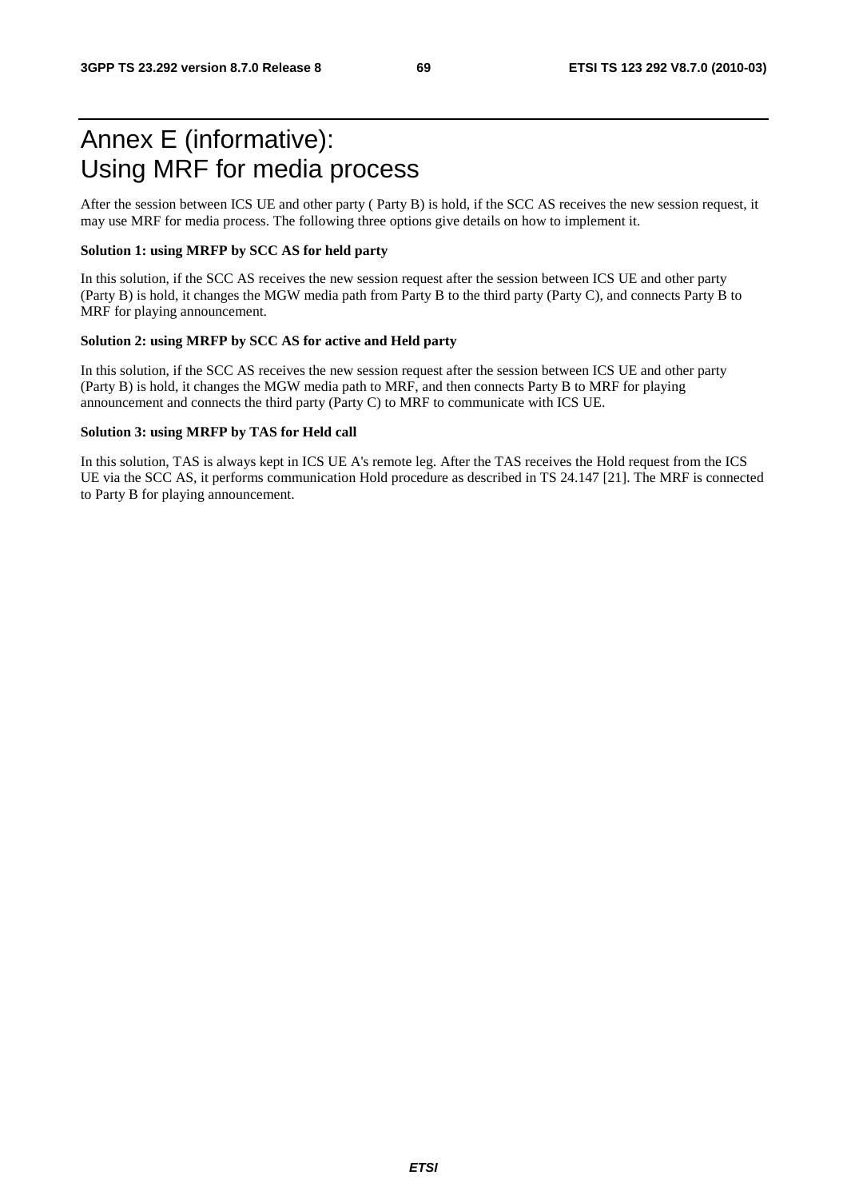# Annex E (informative): Using MRF for media process

After the session between ICS UE and other party ( Party B) is hold, if the SCC AS receives the new session request, it may use MRF for media process. The following three options give details on how to implement it.

**Solution 1: using MRFP by SCC AS for held party**

In this solution, if the SCC AS receives the new session request after the session between ICS UE and other party (Party B) is hold, it changes the MGW media path from Party B to the third party (Party C), and connects Party B to MRF for playing announcement.

**Solution 2: using MRFP by SCC AS for active and Held party**

In this solution, if the SCC AS receives the new session request after the session between ICS UE and other party (Party B) is hold, it changes the MGW media path to MRF, and then connects Party B to MRF for playing announcement and connects the third party (Party C) to MRF to communicate with ICS UE.

**Solution 3: using MRFP by TAS for Held call**

In this solution, TAS is always kept in ICS UE A's remote leg. After the TAS receives the Hold request from the ICS UE via the SCC AS, it performs communication Hold procedure as described in TS 24.147 [21]. The MRF is connected to Party B for playing announcement.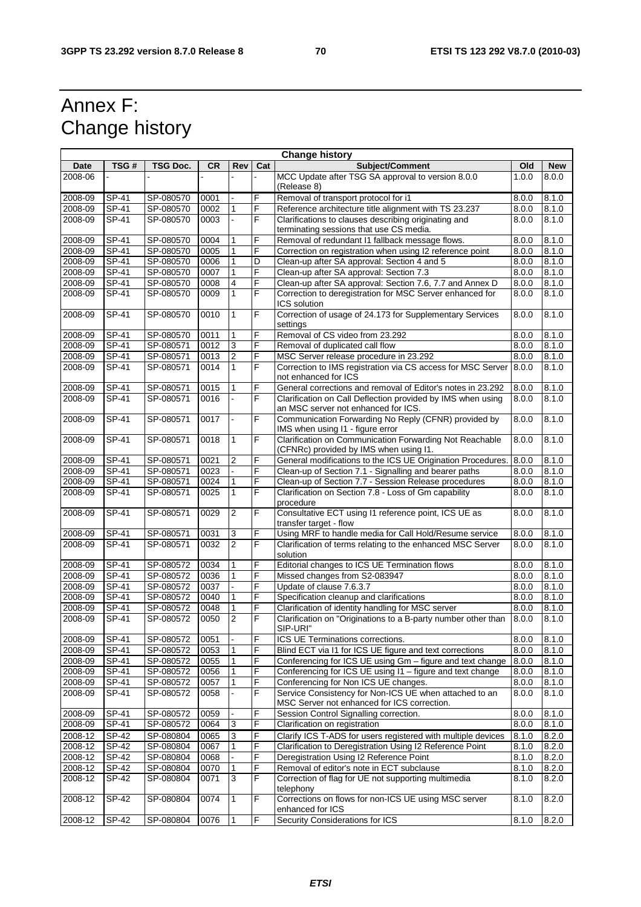# Annex F: Change history

| Change history | | | | | | | | |
|---|---|---|---|---|---|---|---|---|
| **Date** | **TSG #** | **TSG Doc.** | **CR** | **Rev** | **Cat** | **Subject/Comment** | **Old** | **New** |
| 2008-06 | - | - | - | - | - | MCC Update after TSG SA approval to version 8.0.0 (Release 8) | 1.0.0 | 8.0.0 |
| 2008-09 | SP-41 | SP-080570 | 0001 | - | F | Removal of transport protocol for i1 | 8.0.0 | 8.1.0 |
| 2008-09 | SP-41 | SP-080570 | 0002 | 1 | F | Reference architecture title alignment with TS 23.237 | 8.0.0 | 8.1.0 |
| 2008-09 | SP-41 | SP-080570 | 0003 | - | F | Clarifications to clauses describing originating and terminating sessions that use CS media. | 8.0.0 | 8.1.0 |
| 2008-09 | SP-41 | SP-080570 | 0004 | 1 | F | Removal of redundant I1 fallback message flows. | 8.0.0 | 8.1.0 |
| 2008-09 | SP-41 | SP-080570 | 0005 | 1 | F | Correction on registration when using I2 reference point | 8.0.0 | 8.1.0 |
| 2008-09 | SP-41 | SP-080570 | 0006 | 1 | D | Clean-up after SA approval: Section 4 and 5 | 8.0.0 | 8.1.0 |
| 2008-09 | SP-41 | SP-080570 | 0007 | 1 | F | Clean-up after SA approval: Section 7.3 | 8.0.0 | 8.1.0 |
| 2008-09 | SP-41 | SP-080570 | 0008 | 4 | F | Clean-up after SA approval: Section 7.6, 7.7 and Annex D | 8.0.0 | 8.1.0 |
| 2008-09 | SP-41 | SP-080570 | 0009 | 1 | F | Correction to deregistration for MSC Server enhanced for ICS solution | 8.0.0 | 8.1.0 |
| 2008-09 | SP-41 | SP-080570 | 0010 | 1 | F | Correction of usage of 24.173 for Supplementary Services settings | 8.0.0 | 8.1.0 |
| 2008-09 | SP-41 | SP-080570 | 0011 | 1 | F | Removal of CS video from 23.292 | 8.0.0 | 8.1.0 |
| 2008-09 | SP-41 | SP-080571 | 0012 | 3 | F | Removal of duplicated call flow | 8.0.0 | 8.1.0 |
| 2008-09 | SP-41 | SP-080571 | 0013 | 2 | F | MSC Server release procedure in 23.292 | 8.0.0 | 8.1.0 |
| 2008-09 | SP-41 | SP-080571 | 0014 | 1 | F | Correction to IMS registration via CS access for MSC Server not enhanced for ICS | 8.0.0 | 8.1.0 |
| 2008-09 | SP-41 | SP-080571 | 0015 | 1 | F | General corrections and removal of Editor's notes in 23.292 | 8.0.0 | 8.1.0 |
| 2008-09 | SP-41 | SP-080571 | 0016 | - | F | Clarification on Call Deflection provided by IMS when using an MSC server not enhanced for ICS. | 8.0.0 | 8.1.0 |
| 2008-09 | SP-41 | SP-080571 | 0017 | - | F | Communication Forwarding No Reply (CFNR) provided by IMS when using I1 - figure error | 8.0.0 | 8.1.0 |
| 2008-09 | SP-41 | SP-080571 | 0018 | 1 | F | Clarification on Communication Forwarding Not Reachable (CFNRc) provided by IMS when using I1. | 8.0.0 | 8.1.0 |
| 2008-09 | SP-41 | SP-080571 | 0021 | 2 | F | General modifications to the ICS UE Origination Procedures. | 8.0.0 | 8.1.0 |
| 2008-09 | SP-41 | SP-080571 | 0023 | - | F | Clean-up of Section 7.1 - Signalling and bearer paths | 8.0.0 | 8.1.0 |
| 2008-09 | SP-41 | SP-080571 | 0024 | 1 | F | Clean-up of Section 7.7 - Session Release procedures | 8.0.0 | 8.1.0 |
| 2008-09 | SP-41 | SP-080571 | 0025 | 1 | F | Clarification on Section 7.8 - Loss of Gm capability procedure | 8.0.0 | 8.1.0 |
| 2008-09 | SP-41 | SP-080571 | 0029 | 2 | F | Consultative ECT using I1 reference point, ICS UE as transfer target - flow | 8.0.0 | 8.1.0 |
| 2008-09 | SP-41 | SP-080571 | 0031 | 3 | F | Using MRF to handle media for Call Hold/Resume service | 8.0.0 | 8.1.0 |
| 2008-09 | SP-41 | SP-080571 | 0032 | 2 | F | Clarification of terms relating to the enhanced MSC Server solution | 8.0.0 | 8.1.0 |
| 2008-09 | SP-41 | SP-080572 | 0034 | 1 | F | Editorial changes to ICS UE Termination flows | 8.0.0 | 8.1.0 |
| 2008-09 | SP-41 | SP-080572 | 0036 | 1 | F | Missed changes from S2-083947 | 8.0.0 | 8.1.0 |
| 2008-09 | SP-41 | SP-080572 | 0037 | - | F | Update of clause 7.6.3.7 | 8.0.0 | 8.1.0 |
| 2008-09 | SP-41 | SP-080572 | 0040 | 1 | F | Specification cleanup and clarifications | 8.0.0 | 8.1.0 |
| 2008-09 | SP-41 | SP-080572 | 0048 | 1 | F | Clarification of identity handling for MSC server | 8.0.0 | 8.1.0 |
| 2008-09 | SP-41 | SP-080572 | 0050 | 2 | F | Clarification on "Originations to a B-party number other than SIP-URI" | 8.0.0 | 8.1.0 |
| 2008-09 | SP-41 | SP-080572 | 0051 | - | F | ICS UE Terminations corrections. | 8.0.0 | 8.1.0 |
| 2008-09 | SP-41 | SP-080572 | 0053 | 1 | F | Blind ECT via I1 for ICS UE figure and text corrections | 8.0.0 | 8.1.0 |
| 2008-09 | SP-41 | SP-080572 | 0055 | 1 | F | Conferencing for ICS UE using Gm – figure and text change | 8.0.0 | 8.1.0 |
| 2008-09 | SP-41 | SP-080572 | 0056 | 1 | F | Conferencing for ICS UE using I1 – figure and text change | 8.0.0 | 8.1.0 |
| 2008-09 | SP-41 | SP-080572 | 0057 | 1 | F | Conferencing for Non ICS UE changes. | 8.0.0 | 8.1.0 |
| 2008-09 | SP-41 | SP-080572 | 0058 | - | F | Service Consistency for Non-ICS UE when attached to an MSC Server not enhanced for ICS correction. | 8.0.0 | 8.1.0 |
| 2008-09 | SP-41 | SP-080572 | 0059 | - | F | Session Control Signalling correction. | 8.0.0 | 8.1.0 |
| 2008-09 | SP-41 | SP-080572 | 0064 | 3 | F | Clarification on registration | 8.0.0 | 8.1.0 |
| 2008-12 | SP-42 | SP-080804 | 0065 | 3 | F | Clarify ICS T-ADS for users registered with multiple devices | 8.1.0 | 8.2.0 |
| 2008-12 | SP-42 | SP-080804 | 0067 | 1 | F | Clarification to Deregistration Using I2 Reference Point | 8.1.0 | 8.2.0 |
| 2008-12 | SP-42 | SP-080804 | 0068 | - | F | Deregistration Using I2 Reference Point | 8.1.0 | 8.2.0 |
| 2008-12 | SP-42 | SP-080804 | 0070 | 1 | F | Removal of editor's note in ECT subclause | 8.1.0 | 8.2.0 |
| 2008-12 | SP-42 | SP-080804 | 0071 | 3 | F | Correction of flag for UE not supporting multimedia telephony | 8.1.0 | 8.2.0 |
| 2008-12 | SP-42 | SP-080804 | 0074 | 1 | F | Corrections on flows for non-ICS UE using MSC server enhanced for ICS | 8.1.0 | 8.2.0 |
| 2008-12 | SP-42 | SP-080804 | 0076 | 1 | F | Security Considerations for ICS | 8.1.0 | 8.2.0 |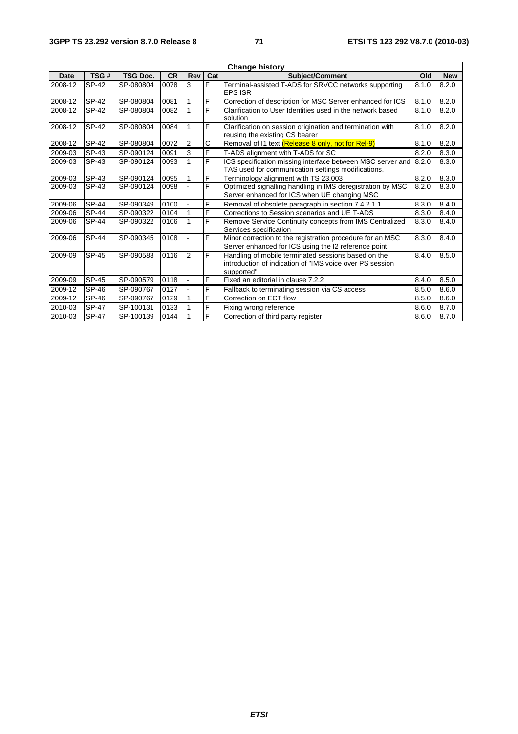| Change history | | | | | | | | |
|---|---|---|---|---|---|---|---|---|
| **Date** | **TSG #** | **TSG Doc.** | **CR** | **Rev** | **Cat** | **Subject/Comment** | **Old** | **New** |
| 2008-12 | SP-42 | SP-080804 | 0078 | 3 | F | Terminal-assisted T-ADS for SRVCC networks supporting EPS ISR | 8.1.0 | 8.2.0 |
| 2008-12 | SP-42 | SP-080804 | 0081 | 1 | F | Correction of description for MSC Server enhanced for ICS | 8.1.0 | 8.2.0 |
| 2008-12 | SP-42 | SP-080804 | 0082 | 1 | F | Clarification to User Identities used in the network based solution | 8.1.0 | 8.2.0 |
| 2008-12 | SP-42 | SP-080804 | 0084 | 1 | F | Clarification on session origination and termination with reusing the existing CS bearer | 8.1.0 | 8.2.0 |
| 2008-12 | SP-42 | SP-080804 | 0072 | 2 | C | Removal of I1 text (Release 8 only, not for Rel-9) | 8.1.0 | 8.2.0 |
| 2009-03 | SP-43 | SP-090124 | 0091 | 3 | F | T-ADS alignment with T-ADS for SC | 8.2.0 | 8.3.0 |
| 2009-03 | SP-43 | SP-090124 | 0093 | 1 | F | ICS specification missing interface between MSC server and TAS used for communication settings modifications. | 8.2.0 | 8.3.0 |
| 2009-03 | SP-43 | SP-090124 | 0095 | 1 | F | Terminology alignment with TS 23.003 | 8.2.0 | 8.3.0 |
| 2009-03 | SP-43 | SP-090124 | 0098 | - | F | Optimized signalling handling in IMS deregistration by MSC Server enhanced for ICS when UE changing MSC | 8.2.0 | 8.3.0 |
| 2009-06 | SP-44 | SP-090349 | 0100 | - | F | Removal of obsolete paragraph in section 7.4.2.1.1 | 8.3.0 | 8.4.0 |
| 2009-06 | SP-44 | SP-090322 | 0104 | 1 | F | Corrections to Session scenarios and UE T-ADS | 8.3.0 | 8.4.0 |
| 2009-06 | SP-44 | SP-090322 | 0106 | 1 | F | Remove Service Continuity concepts from IMS Centralized Services specification | 8.3.0 | 8.4.0 |
| 2009-06 | SP-44 | SP-090345 | 0108 | - | F | Minor correction to the registration procedure for an MSC Server enhanced for ICS using the I2 reference point | 8.3.0 | 8.4.0 |
| 2009-09 | SP-45 | SP-090583 | 0116 | 2 | F | Handling of mobile terminated sessions based on the introduction of indication of "IMS voice over PS session supported" | 8.4.0 | 8.5.0 |
| 2009-09 | SP-45 | SP-090579 | 0118 | - | F | Fixed an editorial in clause 7.2.2 | 8.4.0 | 8.5.0 |
| 2009-12 | SP-46 | SP-090767 | 0127 | - | F | Fallback to terminating session via CS access | 8.5.0 | 8.6.0 |
| 2009-12 | SP-46 | SP-090767 | 0129 | 1 | F | Correction on ECT flow | 8.5.0 | 8.6.0 |
| 2010-03 | SP-47 | SP-100131 | 0133 | 1 | F | Fixing wrong reference | 8.6.0 | 8.7.0 |
| 2010-03 | SP-47 | SP-100139 | 0144 | 1 | F | Correction of third party register | 8.6.0 | 8.7.0 |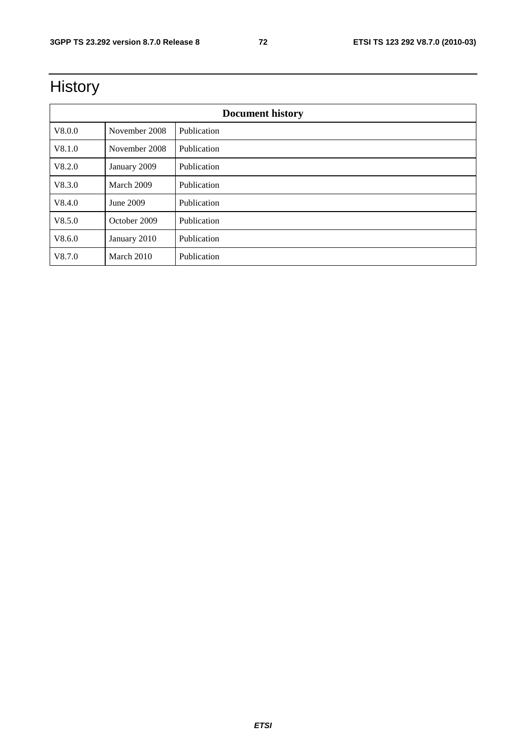# History

| Document history | | |
|---|---|---|
| V8.0.0 | November 2008 | Publication |
| V8.1.0 | November 2008 | Publication |
| V8.2.0 | January 2009 | Publication |
| V8.3.0 | March 2009 | Publication |
| V8.4.0 | June 2009 | Publication |
| V8.5.0 | October 2009 | Publication |
| V8.6.0 | January 2010 | Publication |
| V8.7.0 | March 2010 | Publication |